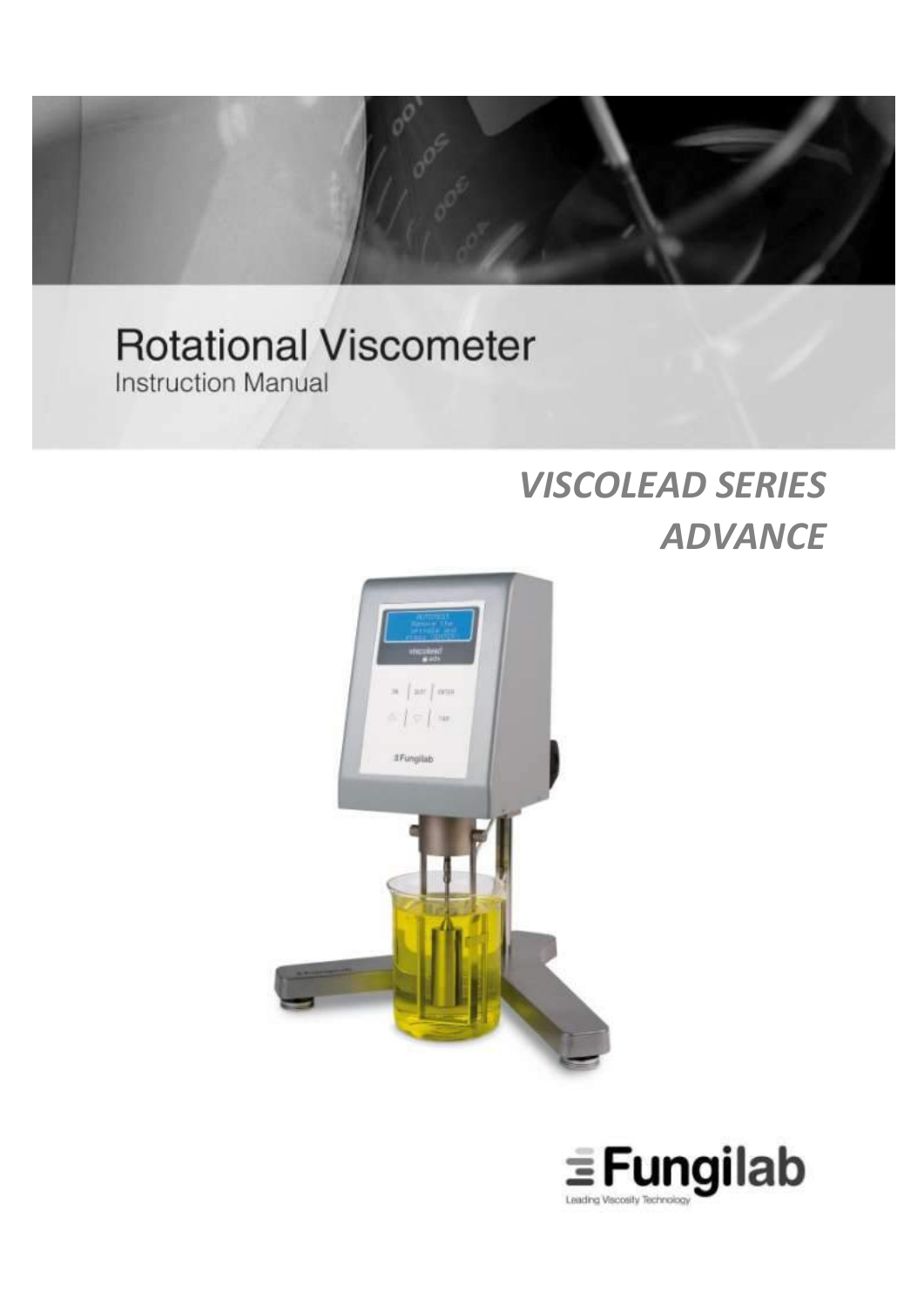# Rotational Viscometer

Instruction Manual

## *VISCOLEAD SERIES ADVANCE*

Fungilab

Leading Viscosity Technology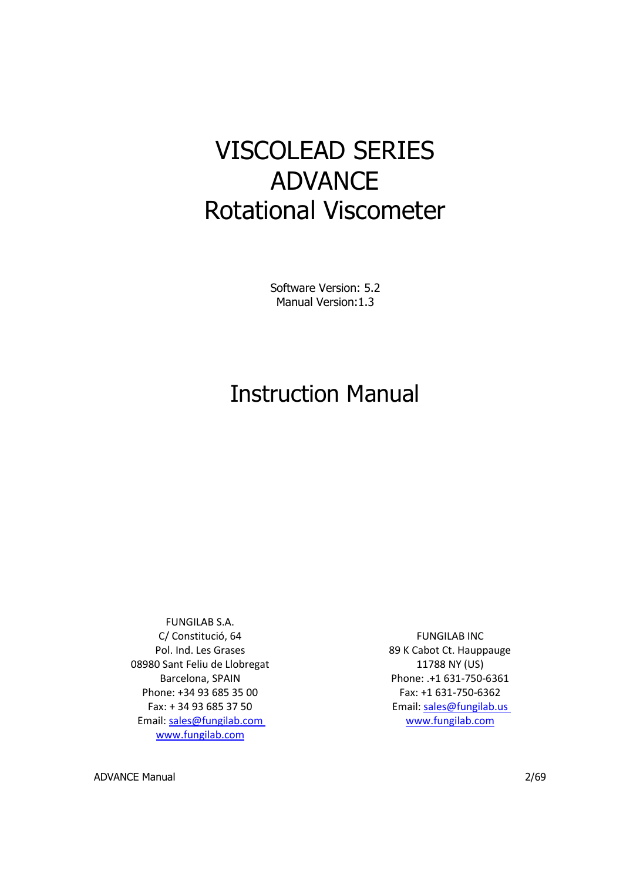# VISCOLEAD SERIES ADVANCE Rotational Viscometer

Software Version: 5.2
Manual Version:1.3

# Instruction Manual

FUNGILAB S.A.
C/ Constitució, 64
Pol. Ind. Les Grases
08980 Sant Feliu de Llobregat
Barcelona, SPAIN
Phone: +34 93 685 35 00
Fax: + 34 93 685 37 50
Email: sales@fungilab.com
www.fungilab.com

FUNGILAB INC
89 K Cabot Ct. Hauppauge
11788 NY (US)
Phone: .+1 631-750-6361
Fax: +1 631-750-6362
Email: sales@fungilab.us
www.fungilab.com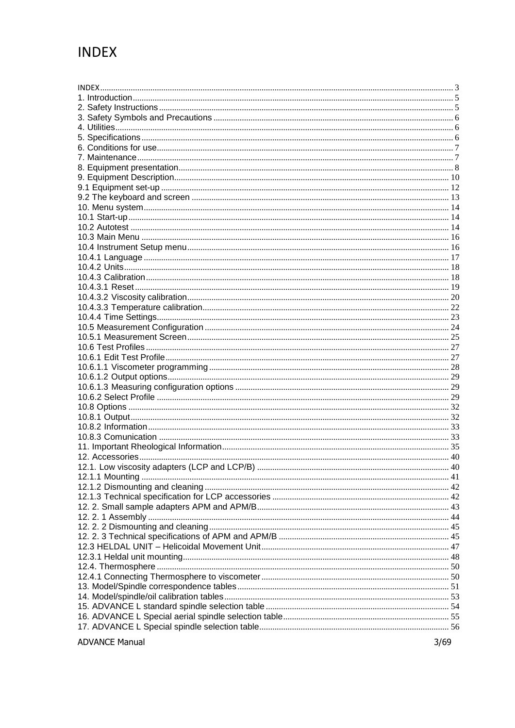# INDEX

INDEX ..... 3
1. Introduction ..... 5
2. Safety Instructions ..... 5
3. Safety Symbols and Precautions ..... 6
4. Utilities ..... 6
5. Specifications ..... 6
6. Conditions for use ..... 7
7. Maintenance ..... 7
8. Equipment presentation ..... 8
9. Equipment Description ..... 10
9.1 Equipment set-up ..... 12
9.2 The keyboard and screen ..... 13
10. Menu system ..... 14
10.1 Start-up ..... 14
10.2 Autotest ..... 14
10.3 Main Menu ..... 16
10.4 Instrument Setup menu ..... 16
10.4.1 Language ..... 17
10.4.2 Units ..... 18
10.4.3 Calibration ..... 18
10.4.3.1 Reset ..... 19
10.4.3.2 Viscosity calibration ..... 20
10.4.3.3 Temperature calibration ..... 22
10.4.4 Time Settings ..... 23
10.5 Measurement Configuration ..... 24
10.5.1 Measurement Screen ..... 25
10.6 Test Profiles ..... 27
10.6.1 Edit Test Profile ..... 27
10.6.1.1 Viscometer programming ..... 28
10.6.1.2 Output options ..... 29
10.6.1.3 Measuring configuration options ..... 29
10.6.2 Select Profile ..... 29
10.8 Options ..... 32
10.8.1 Output ..... 32
10.8.2 Information ..... 33
10.8.3 Comunication ..... 33
11. Important Rheological Information ..... 35
12. Accessories ..... 40
12.1. Low viscosity adapters (LCP and LCP/B) ..... 40
12.1.1 Mounting ..... 41
12.1.2 Dismounting and cleaning ..... 42
12.1.3 Technical specification for LCP accessories ..... 42
12. 2. Small sample adapters APM and APM/B ..... 43
12. 2. 1 Assembly ..... 44
12. 2. 2 Dismounting and cleaning ..... 45
12. 2. 3 Technical specifications of APM and APM/B ..... 45
12.3 HELDAL UNIT – Helicoidal Movement Unit ..... 47
12.3.1 Heldal unit mounting ..... 48
12.4. Thermosphere ..... 50
12.4.1 Connecting Thermosphere to viscometer ..... 50
13. Model/Spindle correspondence tables ..... 51
14. Model/spindle/oil calibration tables ..... 53
15. ADVANCE L standard spindle selection table ..... 54
16. ADVANCE L Special aerial spindle selection table ..... 55
17. ADVANCE L Special spindle selection table ..... 56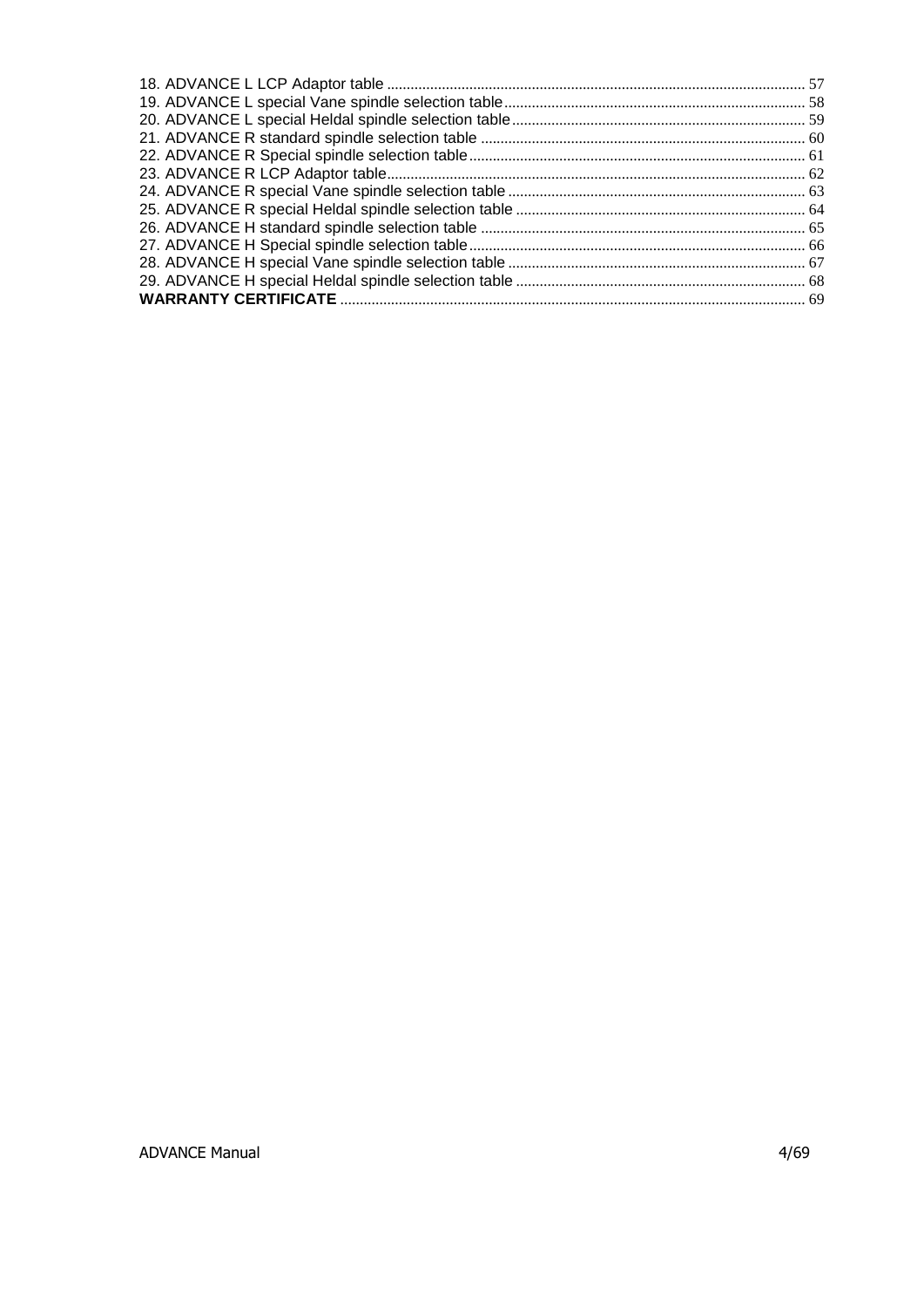18. ADVANCE L LCP Adaptor table ......................................................................................................... 57
19. ADVANCE L special Vane spindle selection table ............................................................................ 58
20. ADVANCE L special Heldal spindle selection table .......................................................................... 59
21. ADVANCE R standard spindle selection table .................................................................................. 60
22. ADVANCE R Special spindle selection table ..................................................................................... 61
23. ADVANCE R LCP Adaptor table......................................................................................................... 62
24. ADVANCE R special Vane spindle selection table ........................................................................... 63
25. ADVANCE R special Heldal spindle selection table ......................................................................... 64
26. ADVANCE H standard spindle selection table .................................................................................. 65
27. ADVANCE H Special spindle selection table ..................................................................................... 66
28. ADVANCE H special Vane spindle selection table ........................................................................... 67
29. ADVANCE H special Heldal spindle selection table ......................................................................... 68
**WARRANTY CERTIFICATE** ...................................................................................................................... 69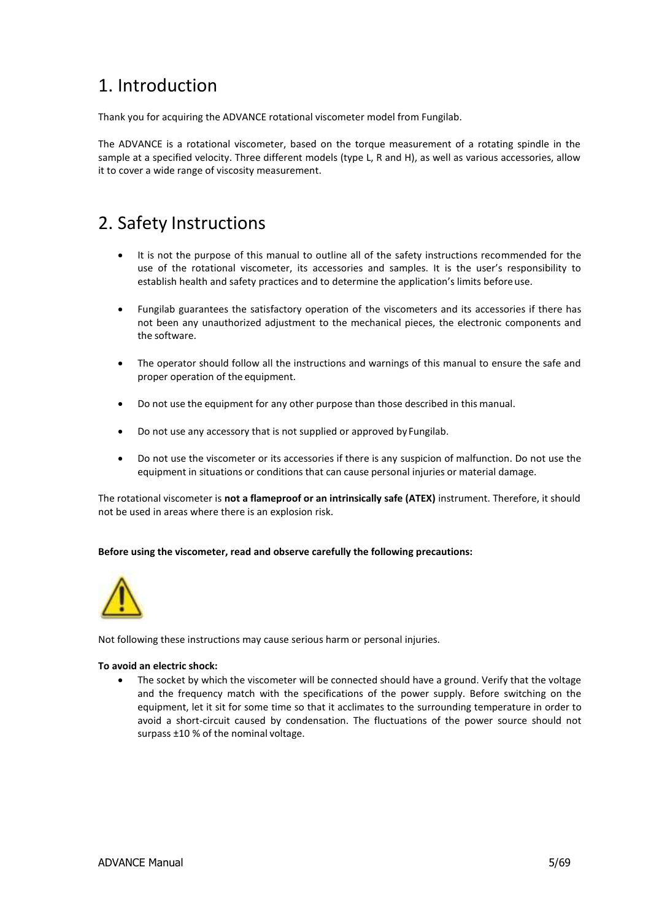# 1. Introduction

Thank you for acquiring the ADVANCE rotational viscometer model from Fungilab.

The ADVANCE is a rotational viscometer, based on the torque measurement of a rotating spindle in the sample at a specified velocity. Three different models (type L, R and H), as well as various accessories, allow it to cover a wide range of viscosity measurement.

# 2. Safety Instructions

- It is not the purpose of this manual to outline all of the safety instructions recommended for the use of the rotational viscometer, its accessories and samples. It is the user's responsibility to establish health and safety practices and to determine the application's limits before use.

- Fungilab guarantees the satisfactory operation of the viscometers and its accessories if there has not been any unauthorized adjustment to the mechanical pieces, the electronic components and the software.

- The operator should follow all the instructions and warnings of this manual to ensure the safe and proper operation of the equipment.

- Do not use the equipment for any other purpose than those described in this manual.

- Do not use any accessory that is not supplied or approved by Fungilab.

- Do not use the viscometer or its accessories if there is any suspicion of malfunction. Do not use the equipment in situations or conditions that can cause personal injuries or material damage.

The rotational viscometer is **not a flameproof or an intrinsically safe (ATEX)** instrument. Therefore, it should not be used in areas where there is an explosion risk.

**Before using the viscometer, read and observe carefully the following precautions:**

Not following these instructions may cause serious harm or personal injuries.

**To avoid an electric shock:**

- The socket by which the viscometer will be connected should have a ground. Verify that the voltage and the frequency match with the specifications of the power supply. Before switching on the equipment, let it sit for some time so that it acclimates to the surrounding temperature in order to avoid a short-circuit caused by condensation. The fluctuations of the power source should not surpass ±10 % of the nominal voltage.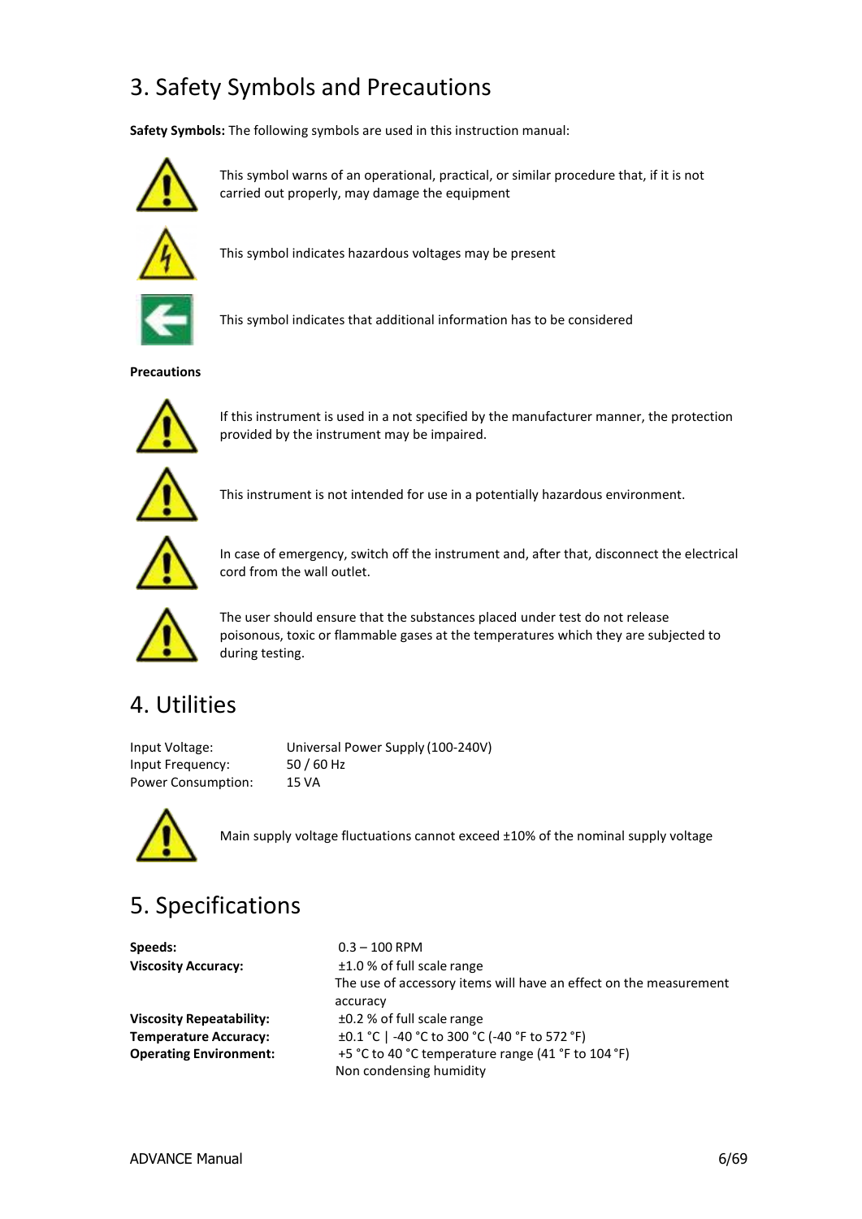## 3. Safety Symbols and Precautions

**Safety Symbols:** The following symbols are used in this instruction manual:

This symbol warns of an operational, practical, or similar procedure that, if it is not carried out properly, may damage the equipment

This symbol indicates hazardous voltages may be present

This symbol indicates that additional information has to be considered

**Precautions**

If this instrument is used in a not specified by the manufacturer manner, the protection provided by the instrument may be impaired.

This instrument is not intended for use in a potentially hazardous environment.

In case of emergency, switch off the instrument and, after that, disconnect the electrical cord from the wall outlet.

The user should ensure that the substances placed under test do not release poisonous, toxic or flammable gases at the temperatures which they are subjected to during testing.

## 4. Utilities

Input Voltage: Universal Power Supply (100-240V)
Input Frequency: 50 / 60 Hz
Power Consumption: 15 VA

Main supply voltage fluctuations cannot exceed ±10% of the nominal supply voltage

## 5. Specifications

**Speeds:** 0.3 – 100 RPM
**Viscosity Accuracy:** ±1.0 % of full scale range
The use of accessory items will have an effect on the measurement accuracy
**Viscosity Repeatability:** ±0.2 % of full scale range
**Temperature Accuracy:** ±0.1 °C | -40 °C to 300 °C (-40 °F to 572 °F)
**Operating Environment:** +5 °C to 40 °C temperature range (41 °F to 104 °F)
Non condensing humidity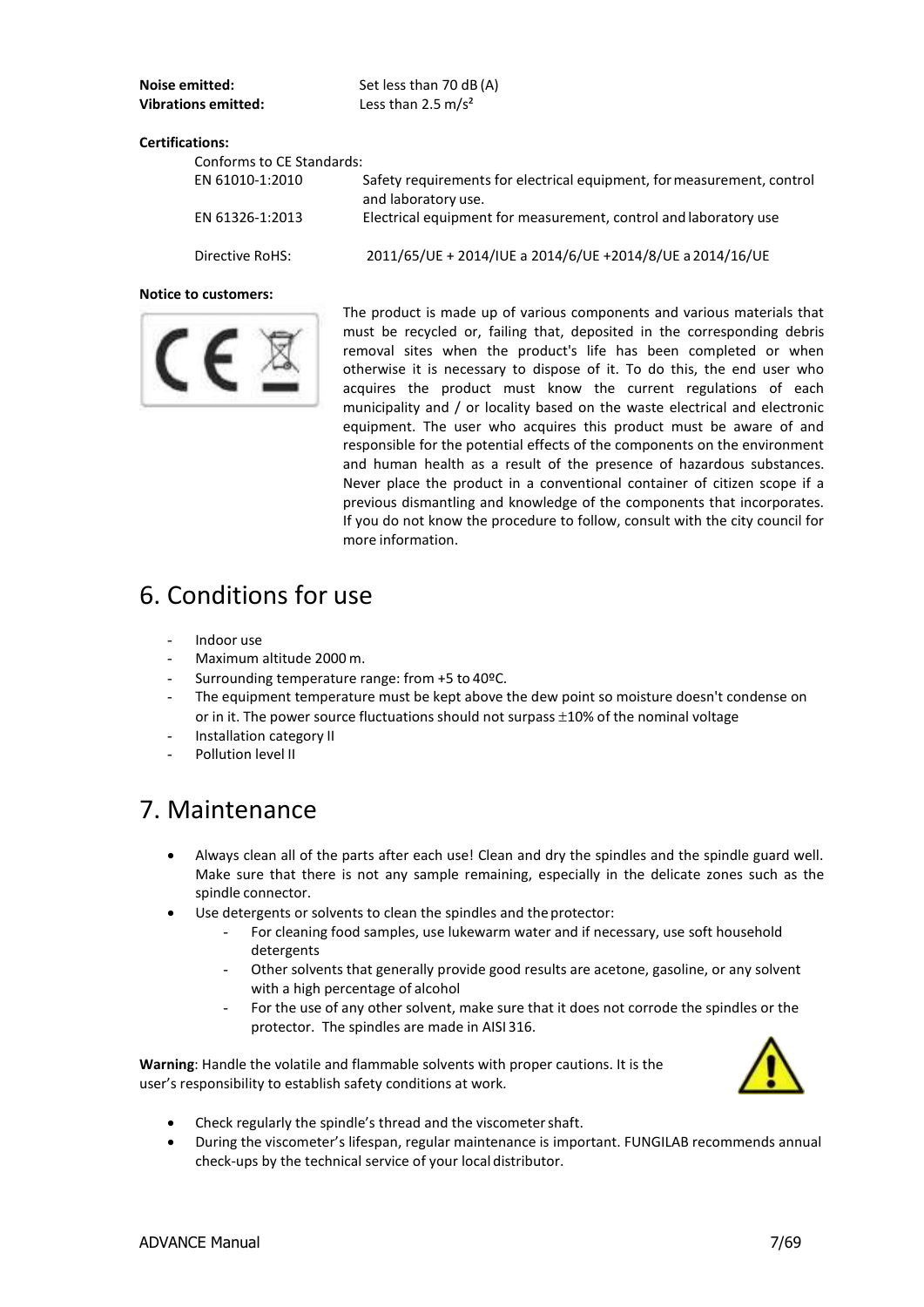**Noise emitted:** Set less than 70 dB (A)
**Vibrations emitted:** Less than 2.5 m/s²

**Certifications:**

Conforms to CE Standards:

| | |
|---|---|
| EN 61010-1:2010 | Safety requirements for electrical equipment, for measurement, control and laboratory use. |
| EN 61326-1:2013 | Electrical equipment for measurement, control and laboratory use |
| Directive RoHS: | 2011/65/UE + 2014/IUE a 2014/6/UE +2014/8/UE a 2014/16/UE |

**Notice to customers:**

The product is made up of various components and various materials that must be recycled or, failing that, deposited in the corresponding debris removal sites when the product's life has been completed or when otherwise it is necessary to dispose of it. To do this, the end user who acquires the product must know the current regulations of each municipality and / or locality based on the waste electrical and electronic equipment. The user who acquires this product must be aware of and responsible for the potential effects of the components on the environment and human health as a result of the presence of hazardous substances. Never place the product in a conventional container of citizen scope if a previous dismantling and knowledge of the components that incorporates. If you do not know the procedure to follow, consult with the city council for more information.

# 6. Conditions for use

- Indoor use
- Maximum altitude 2000 m.
- Surrounding temperature range: from +5 to 40ºC.
- The equipment temperature must be kept above the dew point so moisture doesn't condense on or in it. The power source fluctuations should not surpass ±10% of the nominal voltage
- Installation category II
- Pollution level II

# 7. Maintenance

- Always clean all of the parts after each use! Clean and dry the spindles and the spindle guard well. Make sure that there is not any sample remaining, especially in the delicate zones such as the spindle connector.
- Use detergents or solvents to clean the spindles and the protector:
  - For cleaning food samples, use lukewarm water and if necessary, use soft household detergents
  - Other solvents that generally provide good results are acetone, gasoline, or any solvent with a high percentage of alcohol
  - For the use of any other solvent, make sure that it does not corrode the spindles or the protector. The spindles are made in AISI 316.

**Warning**: Handle the volatile and flammable solvents with proper cautions. It is the user's responsibility to establish safety conditions at work.

- Check regularly the spindle's thread and the viscometer shaft.
- During the viscometer's lifespan, regular maintenance is important. FUNGILAB recommends annual check-ups by the technical service of your local distributor.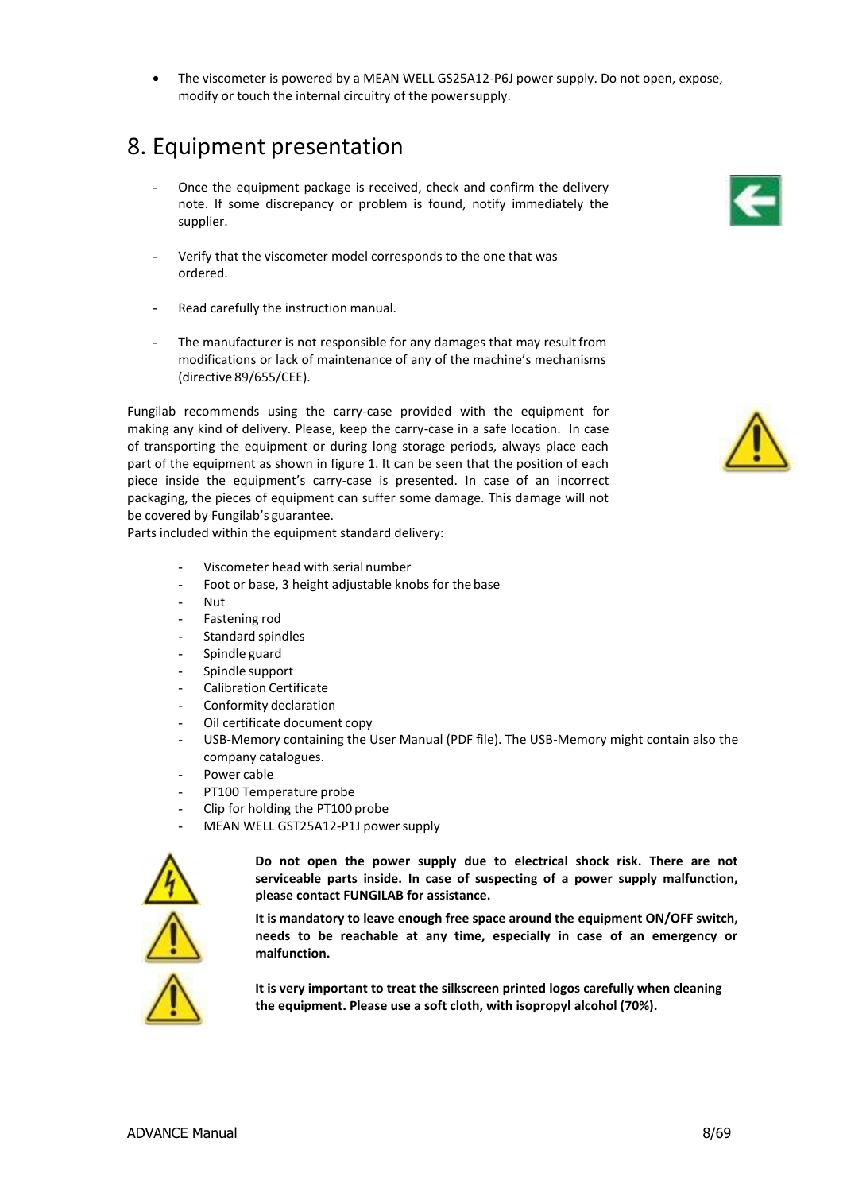- The viscometer is powered by a MEAN WELL GS25A12-P6J power supply. Do not open, expose, modify or touch the internal circuitry of the power supply.

# 8. Equipment presentation

- Once the equipment package is received, check and confirm the delivery note. If some discrepancy or problem is found, notify immediately the supplier.

- Verify that the viscometer model corresponds to the one that was ordered.

- Read carefully the instruction manual.

- The manufacturer is not responsible for any damages that may result from modifications or lack of maintenance of any of the machine's mechanisms (directive 89/655/CEE).

Fungilab recommends using the carry-case provided with the equipment for making any kind of delivery. Please, keep the carry-case in a safe location. In case of transporting the equipment or during long storage periods, always place each part of the equipment as shown in figure 1. It can be seen that the position of each piece inside the equipment's carry-case is presented. In case of an incorrect packaging, the pieces of equipment can suffer some damage. This damage will not be covered by Fungilab's guarantee.

Parts included within the equipment standard delivery:

- Viscometer head with serial number
- Foot or base, 3 height adjustable knobs for the base
- Nut
- Fastening rod
- Standard spindles
- Spindle guard
- Spindle support
- Calibration Certificate
- Conformity declaration
- Oil certificate document copy
- USB-Memory containing the User Manual (PDF file). The USB-Memory might contain also the company catalogues.
- Power cable
- PT100 Temperature probe
- Clip for holding the PT100 probe
- MEAN WELL GST25A12-P1J power supply

**Do not open the power supply due to electrical shock risk. There are not serviceable parts inside. In case of suspecting of a power supply malfunction, please contact FUNGILAB for assistance.**

**It is mandatory to leave enough free space around the equipment ON/OFF switch, needs to be reachable at any time, especially in case of an emergency or malfunction.**

**It is very important to treat the silkscreen printed logos carefully when cleaning the equipment. Please use a soft cloth, with isopropyl alcohol (70%).**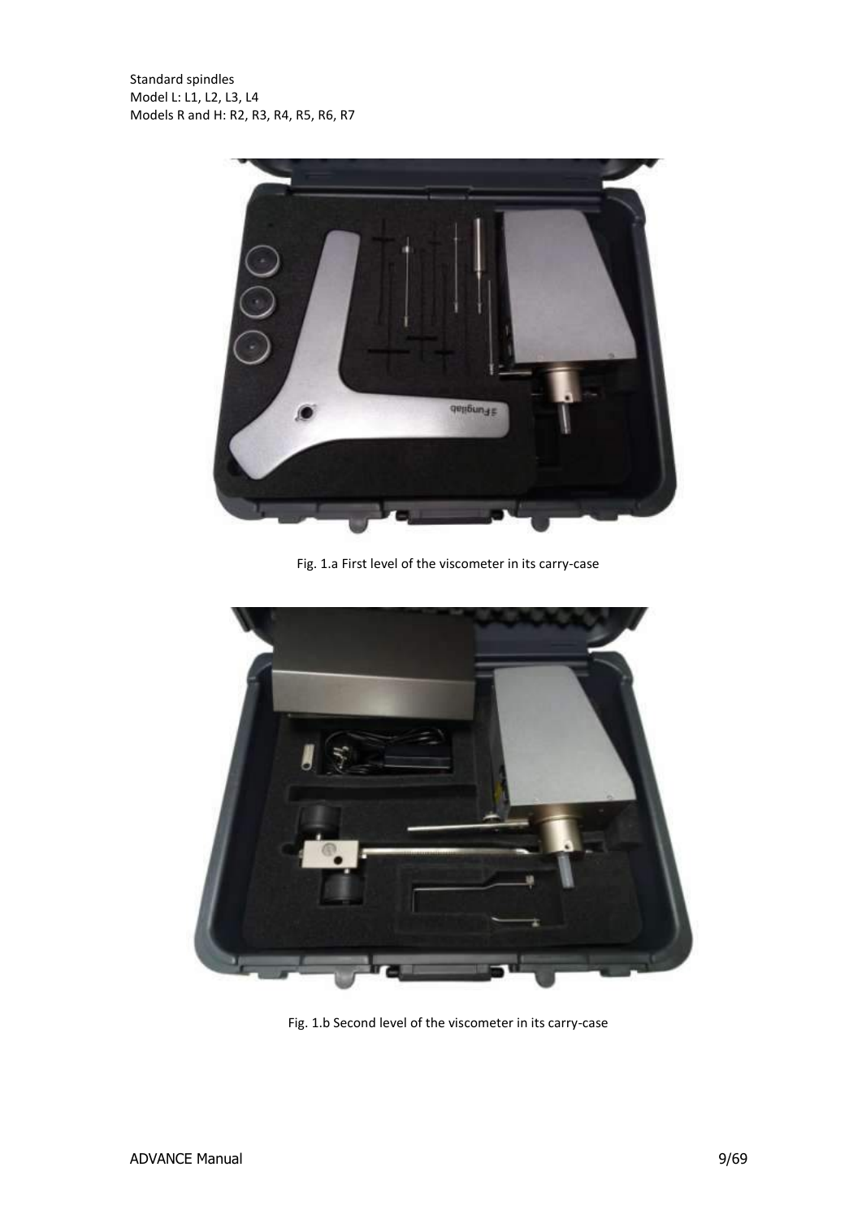Standard spindles
Model L: L1, L2, L3, L4
Models R and H: R2, R3, R4, R5, R6, R7

Fig. 1.a First level of the viscometer in its carry-case

Fig. 1.b Second level of the viscometer in its carry-case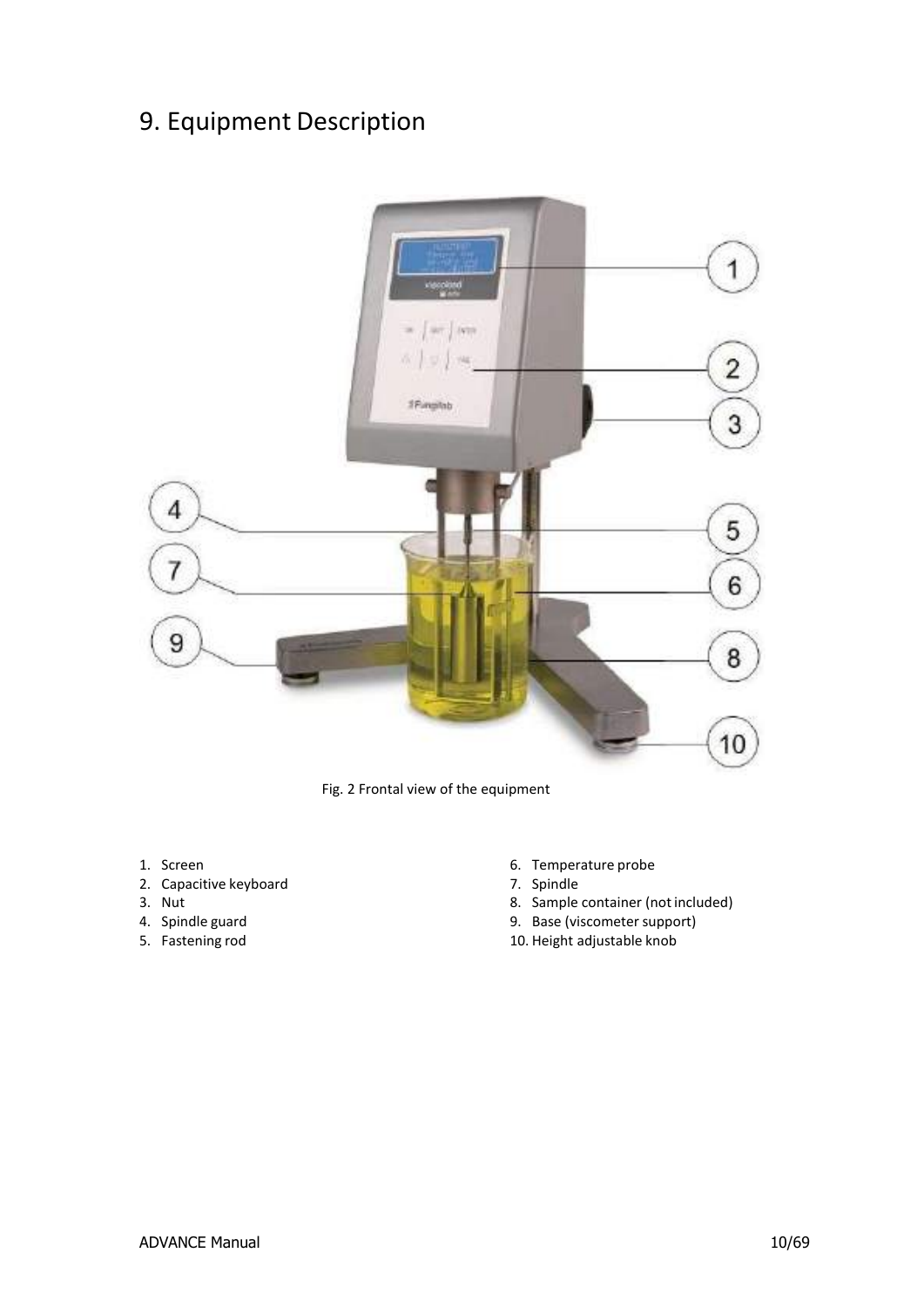# 9. Equipment Description

Fig. 2 Frontal view of the equipment

1. Screen
2. Capacitive keyboard
3. Nut
4. Spindle guard
5. Fastening rod
6. Temperature probe
7. Spindle
8. Sample container (not included)
9. Base (viscometer support)
10. Height adjustable knob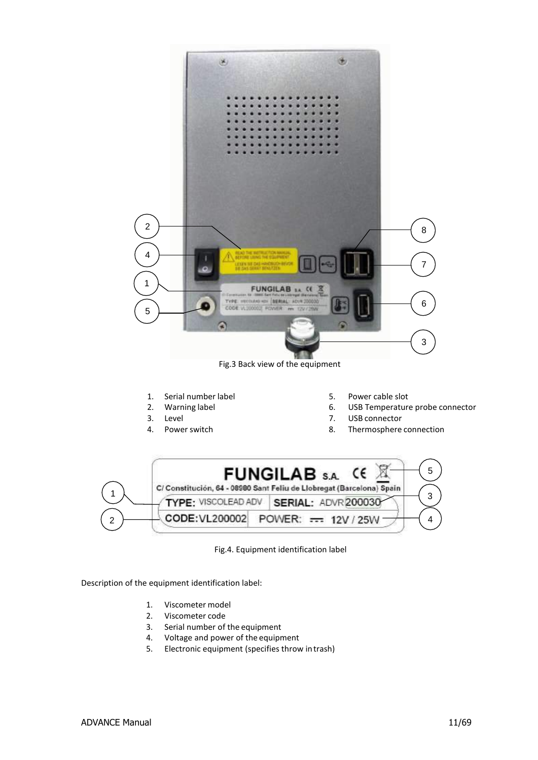Fig.3 Back view of the equipment

1. Serial number label
2. Warning label
3. Level
4. Power switch
5. Power cable slot
6. USB Temperature probe connector
7. USB connector
8. Thermosphere connection

Fig.4. Equipment identification label

Description of the equipment identification label:

1. Viscometer model
2. Viscometer code
3. Serial number of the equipment
4. Voltage and power of the equipment
5. Electronic equipment (specifies throw in trash)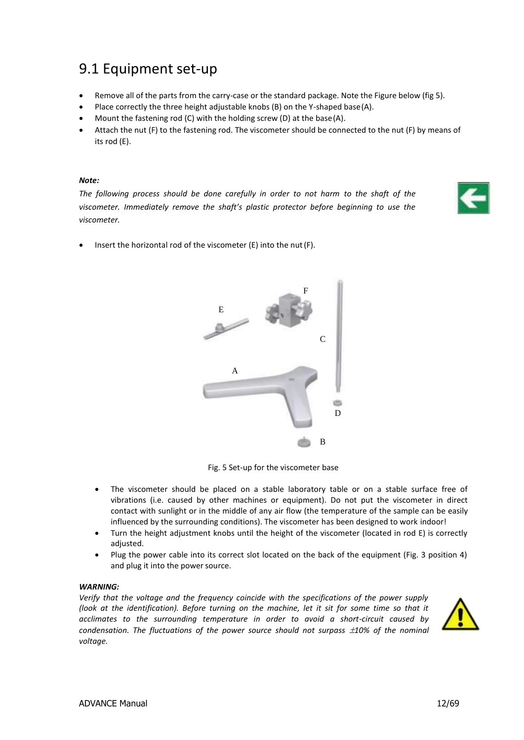# 9.1 Equipment set-up

- Remove all of the parts from the carry-case or the standard package. Note the Figure below (fig 5).
- Place correctly the three height adjustable knobs (B) on the Y-shaped base (A).
- Mount the fastening rod (C) with the holding screw (D) at the base (A).
- Attach the nut (F) to the fastening rod. The viscometer should be connected to the nut (F) by means of its rod (E).

***Note:***

*The following process should be done carefully in order to not harm to the shaft of the viscometer. Immediately remove the shaft's plastic protector before beginning to use the viscometer.*

- Insert the horizontal rod of the viscometer (E) into the nut (F).

Fig. 5 Set-up for the viscometer base

- The viscometer should be placed on a stable laboratory table or on a stable surface free of vibrations (i.e. caused by other machines or equipment). Do not put the viscometer in direct contact with sunlight or in the middle of any air flow (the temperature of the sample can be easily influenced by the surrounding conditions). The viscometer has been designed to work indoor!
- Turn the height adjustment knobs until the height of the viscometer (located in rod E) is correctly adjusted.
- Plug the power cable into its correct slot located on the back of the equipment (Fig. 3 position 4) and plug it into the power source.

***WARNING:***

*Verify that the voltage and the frequency coincide with the specifications of the power supply (look at the identification). Before turning on the machine, let it sit for some time so that it acclimates to the surrounding temperature in order to avoid a short-circuit caused by condensation. The fluctuations of the power source should not surpass ±10% of the nominal voltage.*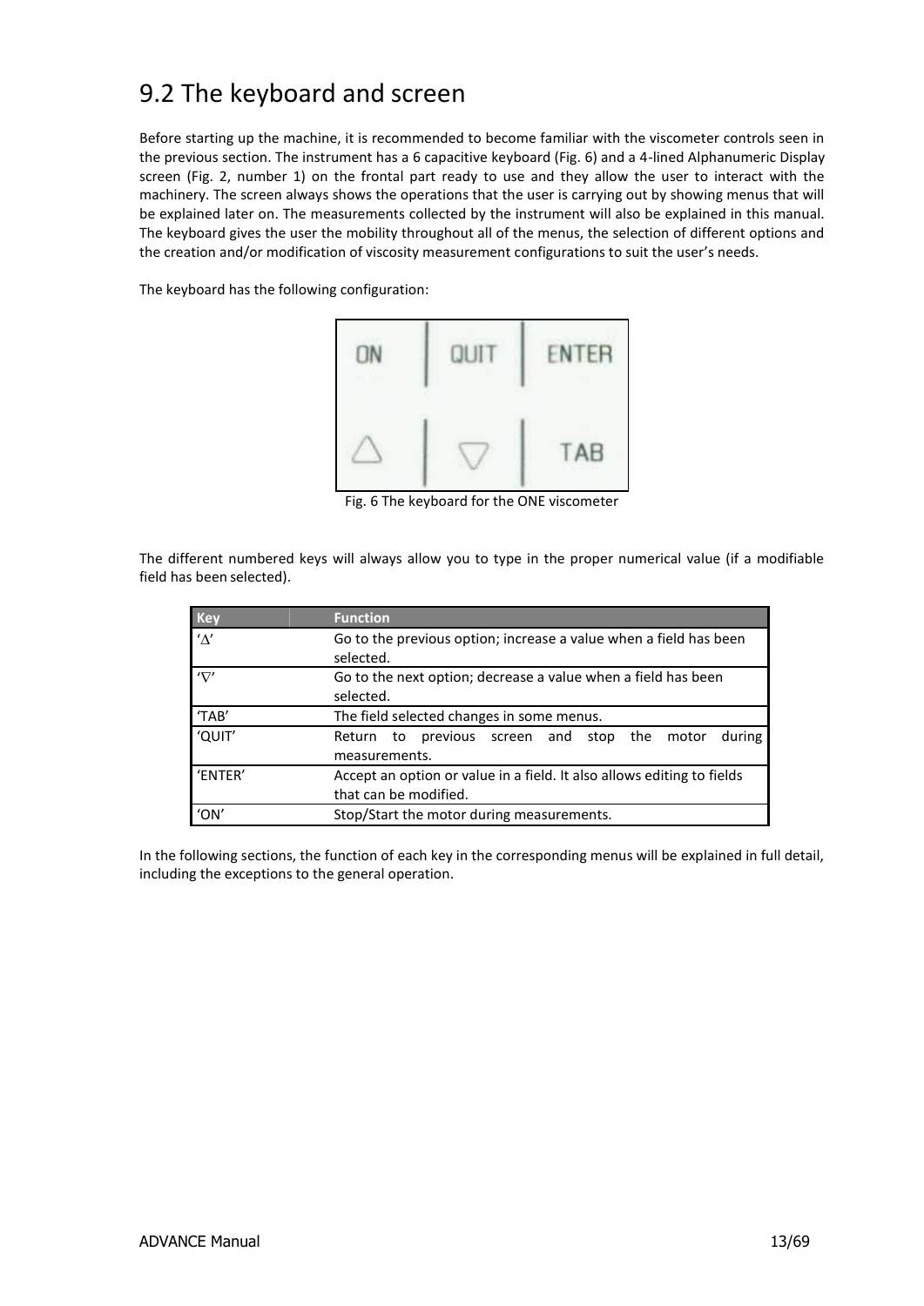## 9.2 The keyboard and screen

Before starting up the machine, it is recommended to become familiar with the viscometer controls seen in the previous section. The instrument has a 6 capacitive keyboard (Fig. 6) and a 4-lined Alphanumeric Display screen (Fig. 2, number 1) on the frontal part ready to use and they allow the user to interact with the machinery. The screen always shows the operations that the user is carrying out by showing menus that will be explained later on. The measurements collected by the instrument will also be explained in this manual. The keyboard gives the user the mobility throughout all of the menus, the selection of different options and the creation and/or modification of viscosity measurement configurations to suit the user's needs.

The keyboard has the following configuration:

Fig. 6 The keyboard for the ONE viscometer

The different numbered keys will always allow you to type in the proper numerical value (if a modifiable field has been selected).

| Key | Function |
|---|---|
| '∆' | Go to the previous option; increase a value when a field has been selected. |
| '∇' | Go to the next option; decrease a value when a field has been selected. |
| 'TAB' | The field selected changes in some menus. |
| 'QUIT' | Return to previous screen and stop the motor during measurements. |
| 'ENTER' | Accept an option or value in a field. It also allows editing to fields that can be modified. |
| 'ON' | Stop/Start the motor during measurements. |

In the following sections, the function of each key in the corresponding menus will be explained in full detail, including the exceptions to the general operation.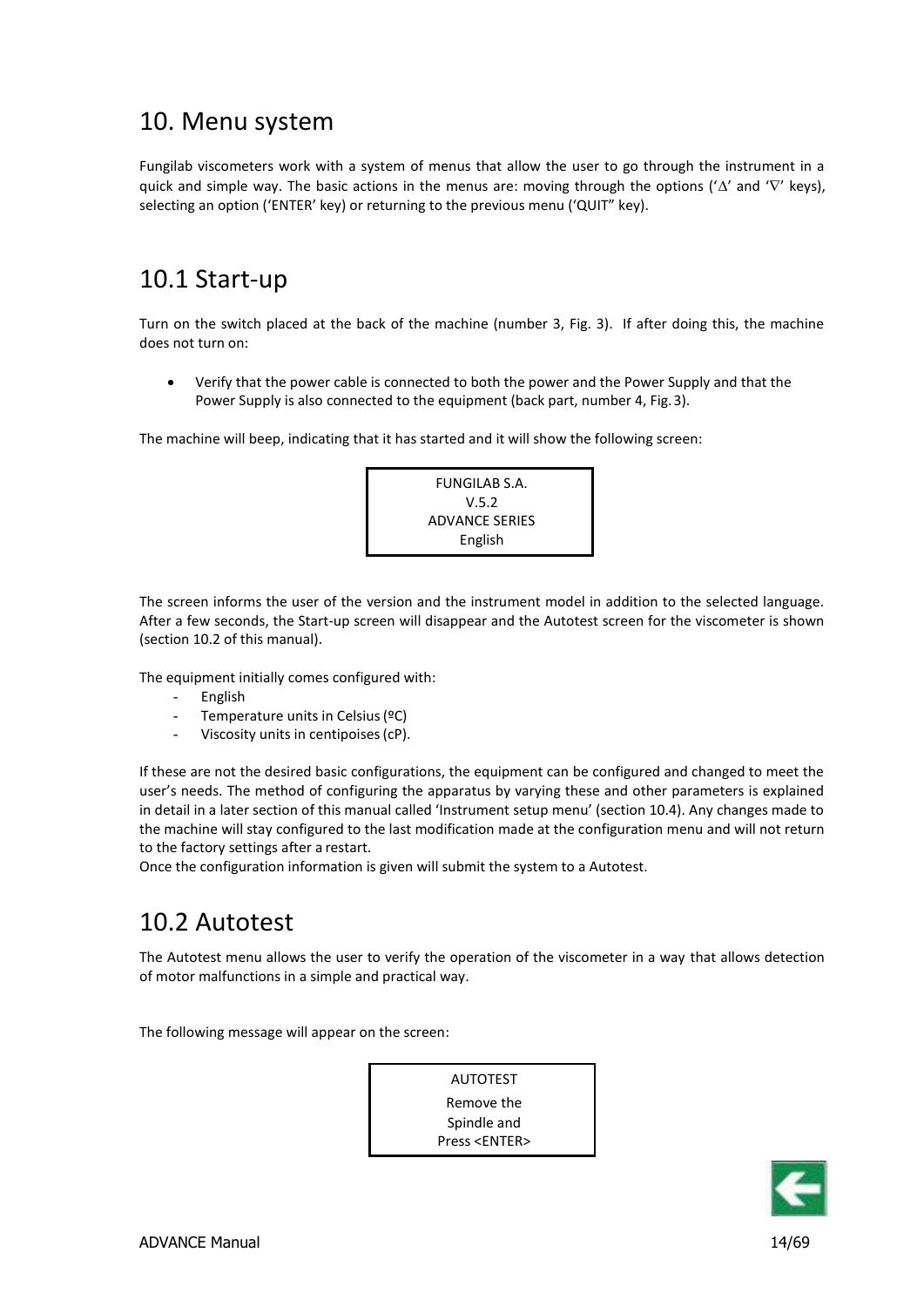# 10. Menu system

Fungilab viscometers work with a system of menus that allow the user to go through the instrument in a quick and simple way. The basic actions in the menus are: moving through the options ('∆' and '∇' keys), selecting an option ('ENTER' key) or returning to the previous menu ('QUIT" key).

## 10.1 Start-up

Turn on the switch placed at the back of the machine (number 3, Fig. 3). If after doing this, the machine does not turn on:

- Verify that the power cable is connected to both the power and the Power Supply and that the Power Supply is also connected to the equipment (back part, number 4, Fig. 3).

The machine will beep, indicating that it has started and it will show the following screen:

```
FUNGILAB S.A.
V.5.2
ADVANCE SERIES
English
```

The screen informs the user of the version and the instrument model in addition to the selected language. After a few seconds, the Start-up screen will disappear and the Autotest screen for the viscometer is shown (section 10.2 of this manual).

The equipment initially comes configured with:

- English
- Temperature units in Celsius (ºC)
- Viscosity units in centipoises (cP).

If these are not the desired basic configurations, the equipment can be configured and changed to meet the user's needs. The method of configuring the apparatus by varying these and other parameters is explained in detail in a later section of this manual called 'Instrument setup menu' (section 10.4). Any changes made to the machine will stay configured to the last modification made at the configuration menu and will not return to the factory settings after a restart.

Once the configuration information is given will submit the system to a Autotest.

## 10.2 Autotest

The Autotest menu allows the user to verify the operation of the viscometer in a way that allows detection of motor malfunctions in a simple and practical way.

The following message will appear on the screen:

```
AUTOTEST
Remove the
Spindle and
Press <ENTER>
```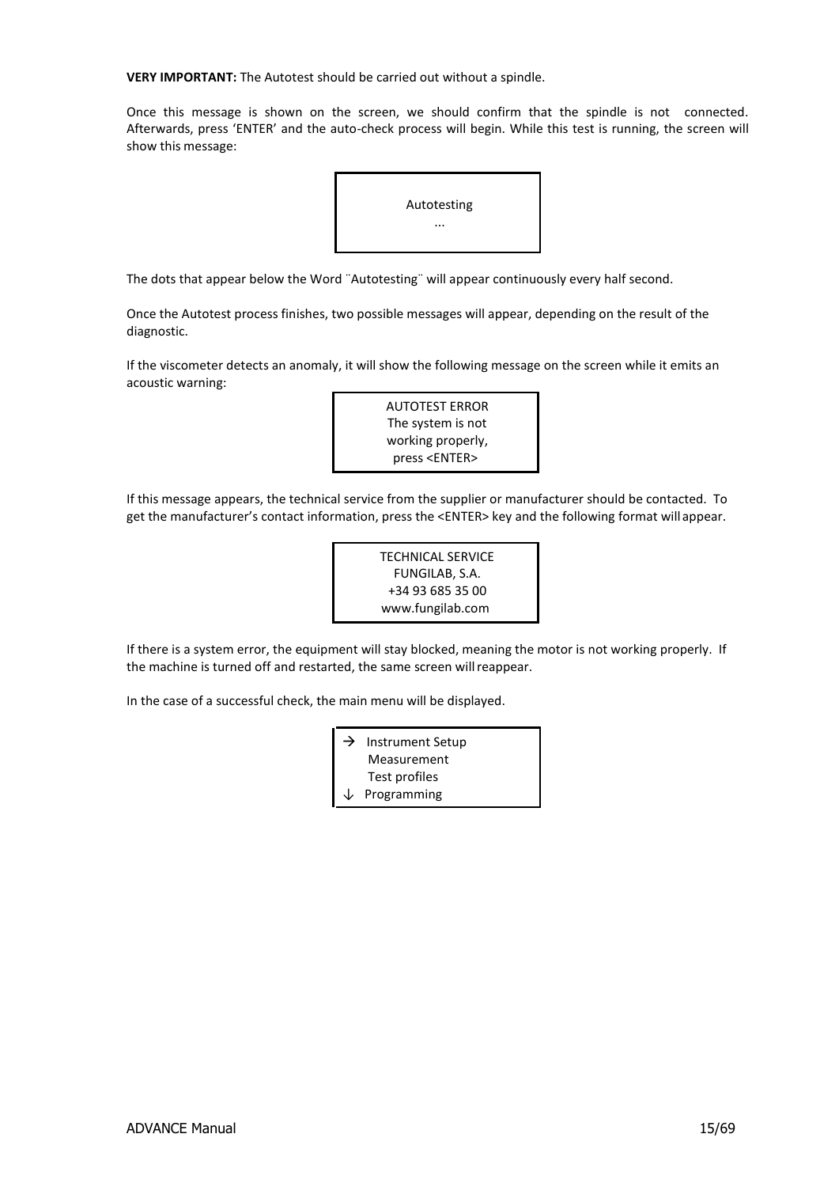**VERY IMPORTANT:** The Autotest should be carried out without a spindle.

Once this message is shown on the screen, we should confirm that the spindle is not connected. Afterwards, press 'ENTER' and the auto-check process will begin. While this test is running, the screen will show this message:

```
Autotesting
...
```

The dots that appear below the Word ¨Autotesting¨ will appear continuously every half second.

Once the Autotest process finishes, two possible messages will appear, depending on the result of the diagnostic.

If the viscometer detects an anomaly, it will show the following message on the screen while it emits an acoustic warning:

```
AUTOTEST ERROR
The system is not
working properly,
press <ENTER>
```

If this message appears, the technical service from the supplier or manufacturer should be contacted. To get the manufacturer's contact information, press the <ENTER> key and the following format will appear.

```
TECHNICAL SERVICE
FUNGILAB, S.A.
+34 93 685 35 00
www.fungilab.com
```

If there is a system error, the equipment will stay blocked, meaning the motor is not working properly. If the machine is turned off and restarted, the same screen will reappear.

In the case of a successful check, the main menu will be displayed.

```
→ Instrument Setup
  Measurement
  Test profiles
↓ Programming
```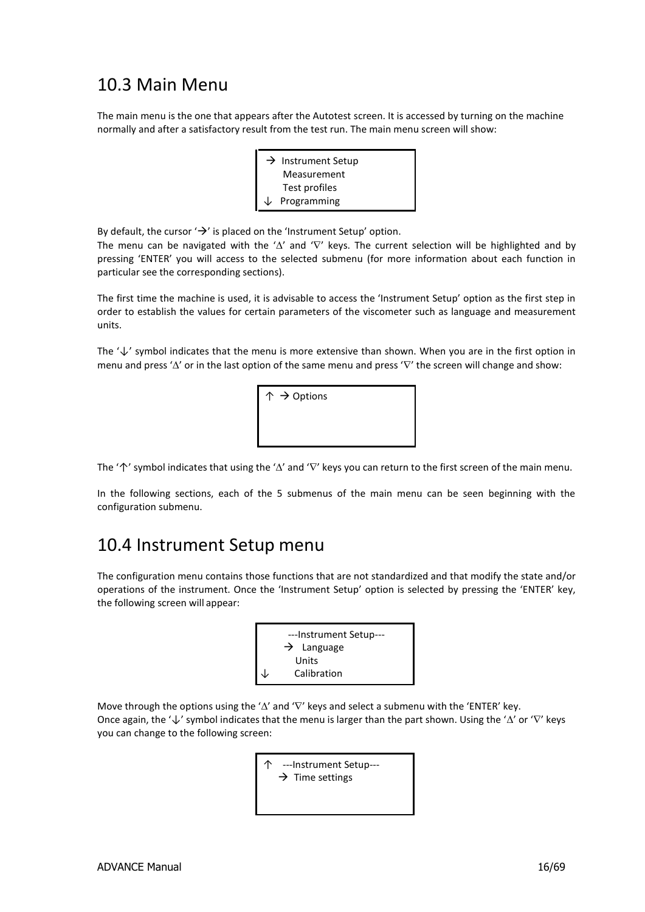## 10.3 Main Menu

The main menu is the one that appears after the Autotest screen. It is accessed by turning on the machine normally and after a satisfactory result from the test run. The main menu screen will show:

```
→ Instrument Setup
  Measurement
  Test profiles
↓ Programming
```

By default, the cursor '→' is placed on the 'Instrument Setup' option.

The menu can be navigated with the 'Δ' and '∇' keys. The current selection will be highlighted and by pressing 'ENTER' you will access to the selected submenu (for more information about each function in particular see the corresponding sections).

The first time the machine is used, it is advisable to access the 'Instrument Setup' option as the first step in order to establish the values for certain parameters of the viscometer such as language and measurement units.

The '↓' symbol indicates that the menu is more extensive than shown. When you are in the first option in menu and press 'Δ' or in the last option of the same menu and press '∇' the screen will change and show:

```
↑ → Options
```

The '↑' symbol indicates that using the 'Δ' and '∇' keys you can return to the first screen of the main menu.

In the following sections, each of the 5 submenus of the main menu can be seen beginning with the configuration submenu.

## 10.4 Instrument Setup menu

The configuration menu contains those functions that are not standardized and that modify the state and/or operations of the instrument. Once the 'Instrument Setup' option is selected by pressing the 'ENTER' key, the following screen will appear:

```
   ---Instrument Setup---
  → Language
    Units
↓   Calibration
```

Move through the options using the 'Δ' and '∇' keys and select a submenu with the 'ENTER' key.
Once again, the '↓' symbol indicates that the menu is larger than the part shown. Using the 'Δ' or '∇' keys you can change to the following screen:

```
↑  ---Instrument Setup---
  → Time settings
```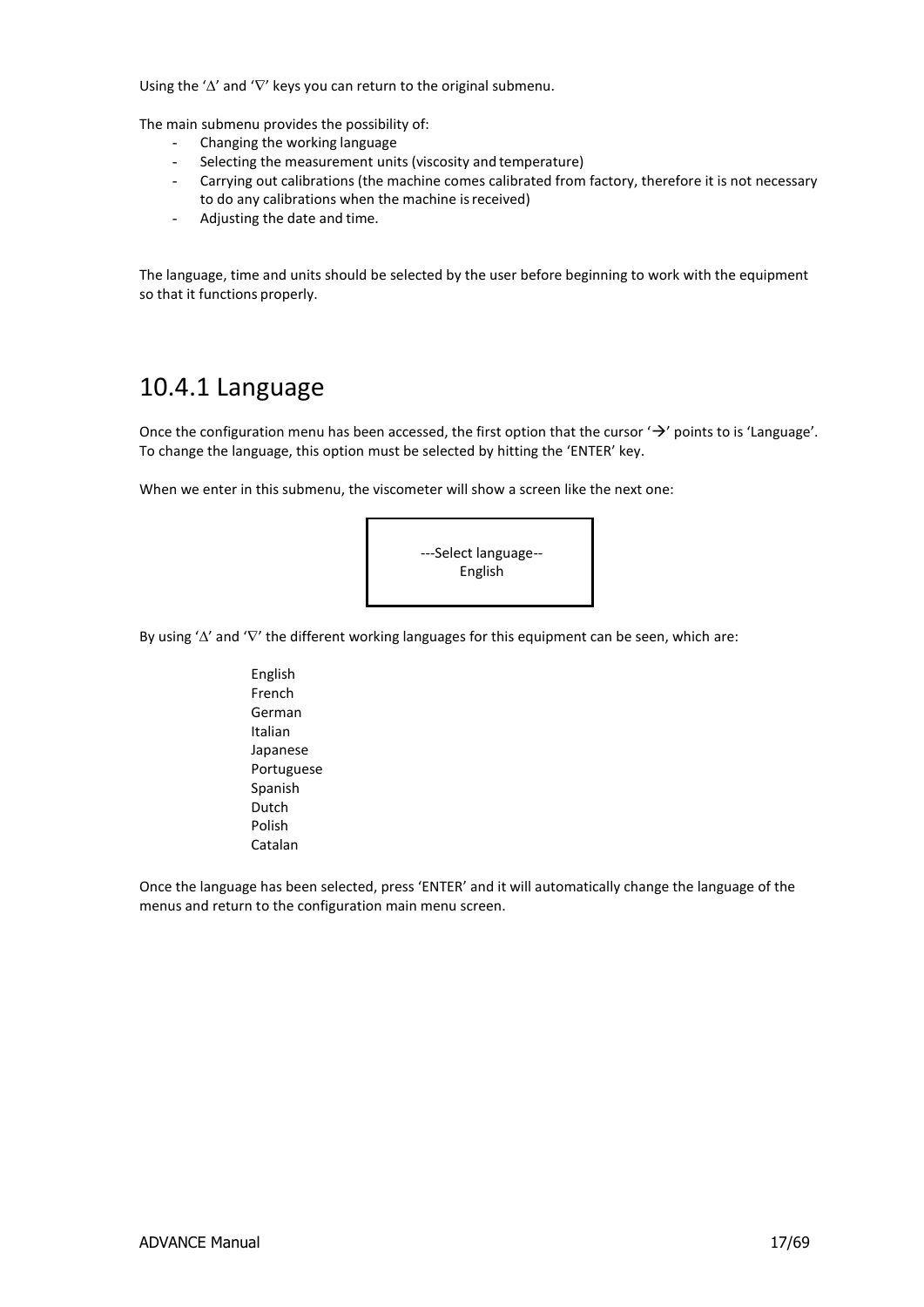Using the '∆' and '∇' keys you can return to the original submenu.

The main submenu provides the possibility of:

- Changing the working language
- Selecting the measurement units (viscosity and temperature)
- Carrying out calibrations (the machine comes calibrated from factory, therefore it is not necessary to do any calibrations when the machine is received)
- Adjusting the date and time.

The language, time and units should be selected by the user before beginning to work with the equipment so that it functions properly.

## 10.4.1 Language

Once the configuration menu has been accessed, the first option that the cursor '→' points to is 'Language'. To change the language, this option must be selected by hitting the 'ENTER' key.

When we enter in this submenu, the viscometer will show a screen like the next one:

```
---Select language--
      English
```

By using '∆' and '∇' the different working languages for this equipment can be seen, which are:

English
French
German
Italian
Japanese
Portuguese
Spanish
Dutch
Polish
Catalan

Once the language has been selected, press 'ENTER' and it will automatically change the language of the menus and return to the configuration main menu screen.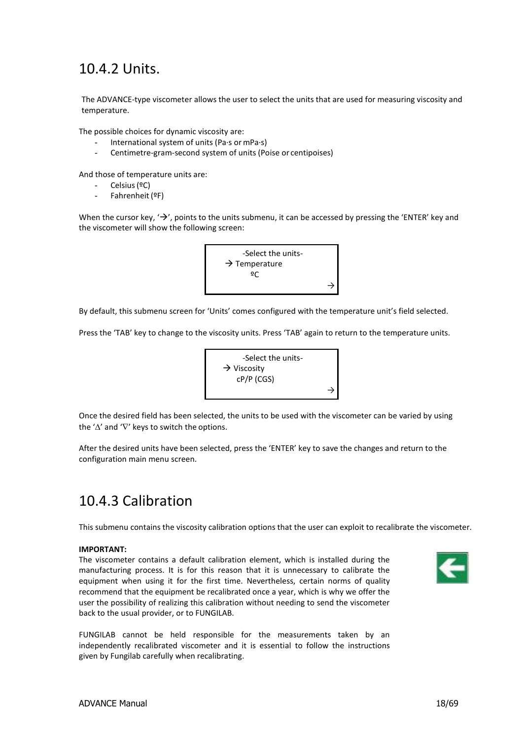## 10.4.2 Units.

The ADVANCE-type viscometer allows the user to select the units that are used for measuring viscosity and temperature.

The possible choices for dynamic viscosity are:

- International system of units (Pa·s or mPa·s)
- Centimetre-gram-second system of units (Poise or centipoises)

And those of temperature units are:

- Celsius (ºC)
- Fahrenheit (ºF)

When the cursor key, '→', points to the units submenu, it can be accessed by pressing the 'ENTER' key and the viscometer will show the following screen:

```
      -Select the units-
→ Temperature
      ºC
                          →
```

By default, this submenu screen for 'Units' comes configured with the temperature unit's field selected.

Press the 'TAB' key to change to the viscosity units. Press 'TAB' again to return to the temperature units.

```
      -Select the units-
→ Viscosity
    cP/P (CGS)
                          →
```

Once the desired field has been selected, the units to be used with the viscometer can be varied by using the '∆' and '∇' keys to switch the options.

After the desired units have been selected, press the 'ENTER' key to save the changes and return to the configuration main menu screen.

## 10.4.3 Calibration

This submenu contains the viscosity calibration options that the user can exploit to recalibrate the viscometer.

**IMPORTANT:**
The viscometer contains a default calibration element, which is installed during the manufacturing process. It is for this reason that it is unnecessary to calibrate the equipment when using it for the first time. Nevertheless, certain norms of quality recommend that the equipment be recalibrated once a year, which is why we offer the user the possibility of realizing this calibration without needing to send the viscometer back to the usual provider, or to FUNGILAB.

FUNGILAB cannot be held responsible for the measurements taken by an independently recalibrated viscometer and it is essential to follow the instructions given by Fungilab carefully when recalibrating.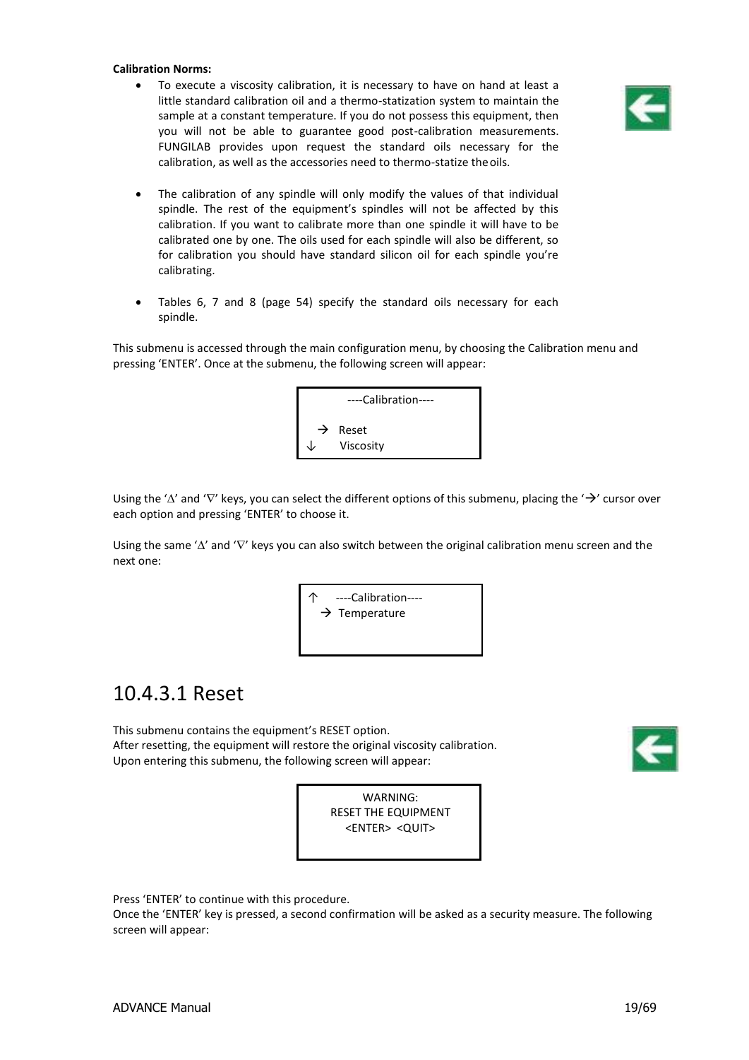**Calibration Norms:**

- To execute a viscosity calibration, it is necessary to have on hand at least a little standard calibration oil and a thermo-statization system to maintain the sample at a constant temperature. If you do not possess this equipment, then you will not be able to guarantee good post-calibration measurements. FUNGILAB provides upon request the standard oils necessary for the calibration, as well as the accessories need to thermo-statize the oils.

- The calibration of any spindle will only modify the values of that individual spindle. The rest of the equipment's spindles will not be affected by this calibration. If you want to calibrate more than one spindle it will have to be calibrated one by one. The oils used for each spindle will also be different, so for calibration you should have standard silicon oil for each spindle you're calibrating.

- Tables 6, 7 and 8 (page 54) specify the standard oils necessary for each spindle.

This submenu is accessed through the main configuration menu, by choosing the Calibration menu and pressing 'ENTER'. Once at the submenu, the following screen will appear:

```
      ----Calibration----

  →  Reset
↓     Viscosity
```

Using the '∆' and '∇' keys, you can select the different options of this submenu, placing the '→' cursor over each option and pressing 'ENTER' to choose it.

Using the same '∆' and '∇' keys you can also switch between the original calibration menu screen and the next one:

```
↑     ----Calibration----
  →  Temperature
```

## 10.4.3.1 Reset

This submenu contains the equipment's RESET option.
After resetting, the equipment will restore the original viscosity calibration.
Upon entering this submenu, the following screen will appear:

```
        WARNING:
   RESET THE EQUIPMENT
     <ENTER>  <QUIT>
```

Press 'ENTER' to continue with this procedure.
Once the 'ENTER' key is pressed, a second confirmation will be asked as a security measure. The following screen will appear: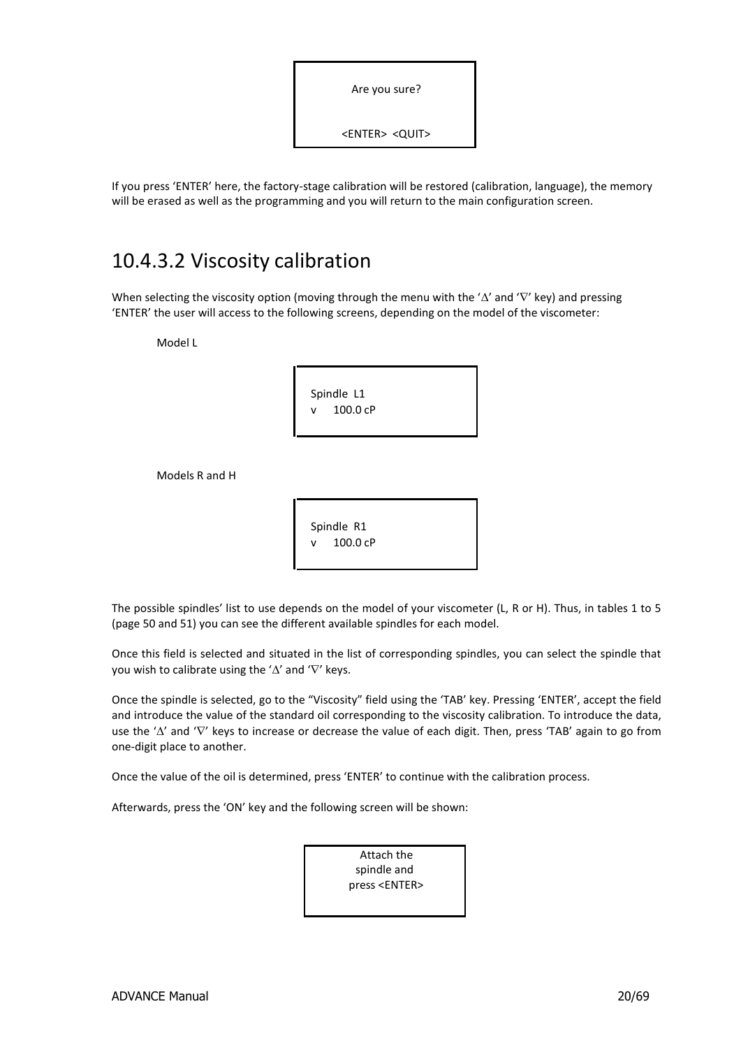```
Are you sure?

<ENTER>  <QUIT>
```

If you press 'ENTER' here, the factory-stage calibration will be restored (calibration, language), the memory will be erased as well as the programming and you will return to the main configuration screen.

## 10.4.3.2 Viscosity calibration

When selecting the viscosity option (moving through the menu with the '∆' and '∇' key) and pressing 'ENTER' the user will access to the following screens, depending on the model of the viscometer:

Model L

```
Spindle  L1
v    100.0 cP
```

Models R and H

```
Spindle  R1
v    100.0 cP
```

The possible spindles' list to use depends on the model of your viscometer (L, R or H). Thus, in tables 1 to 5 (page 50 and 51) you can see the different available spindles for each model.

Once this field is selected and situated in the list of corresponding spindles, you can select the spindle that you wish to calibrate using the '∆' and '∇' keys.

Once the spindle is selected, go to the "Viscosity" field using the 'TAB' key. Pressing 'ENTER', accept the field and introduce the value of the standard oil corresponding to the viscosity calibration. To introduce the data, use the '∆' and '∇' keys to increase or decrease the value of each digit. Then, press 'TAB' again to go from one-digit place to another.

Once the value of the oil is determined, press 'ENTER' to continue with the calibration process.

Afterwards, press the 'ON' key and the following screen will be shown:

```
Attach the
spindle and
press <ENTER>
```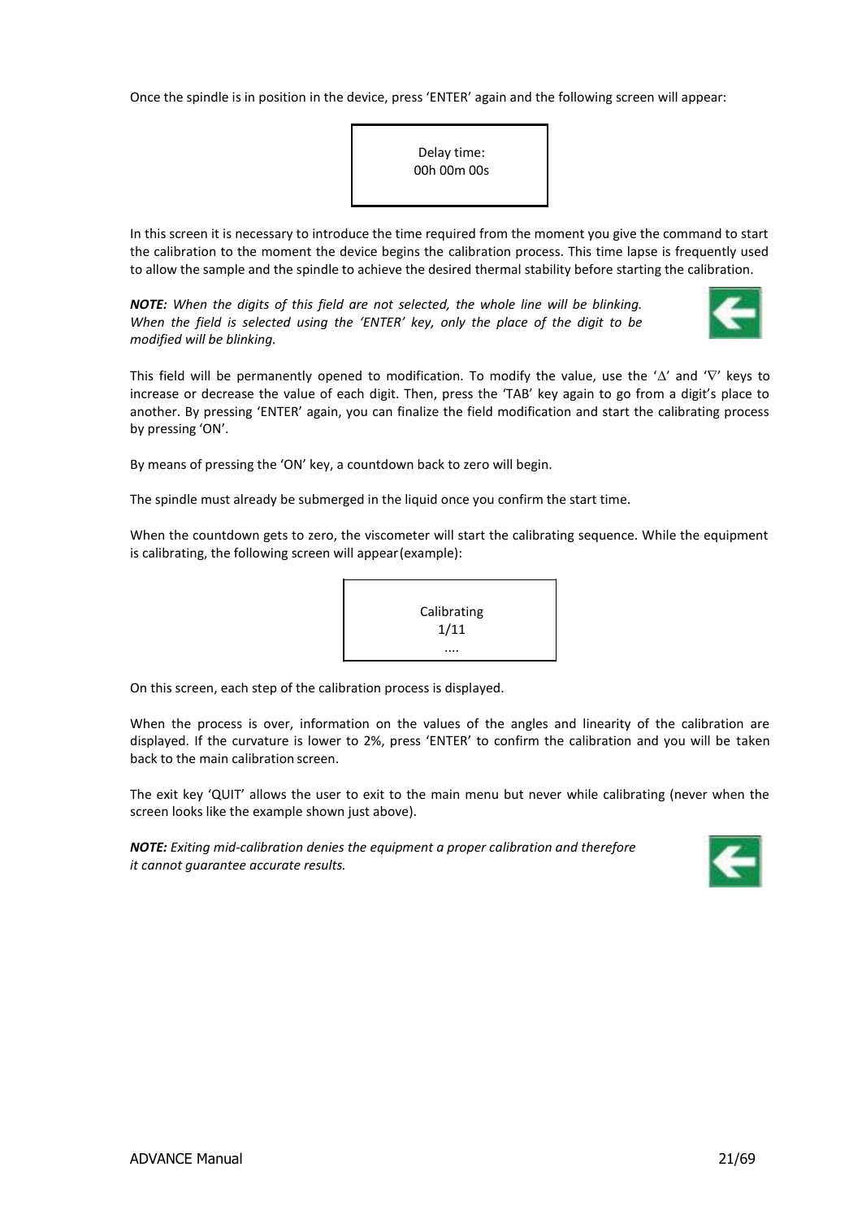Once the spindle is in position in the device, press 'ENTER' again and the following screen will appear:

```
Delay time:
00h 00m 00s
```

In this screen it is necessary to introduce the time required from the moment you give the command to start the calibration to the moment the device begins the calibration process. This time lapse is frequently used to allow the sample and the spindle to achieve the desired thermal stability before starting the calibration.

***NOTE:*** *When the digits of this field are not selected, the whole line will be blinking. When the field is selected using the 'ENTER' key, only the place of the digit to be modified will be blinking.*

This field will be permanently opened to modification. To modify the value, use the '∆' and '∇' keys to increase or decrease the value of each digit. Then, press the 'TAB' key again to go from a digit's place to another. By pressing 'ENTER' again, you can finalize the field modification and start the calibrating process by pressing 'ON'.

By means of pressing the 'ON' key, a countdown back to zero will begin.

The spindle must already be submerged in the liquid once you confirm the start time.

When the countdown gets to zero, the viscometer will start the calibrating sequence. While the equipment is calibrating, the following screen will appear (example):

```
Calibrating
1/11
....
```

On this screen, each step of the calibration process is displayed.

When the process is over, information on the values of the angles and linearity of the calibration are displayed. If the curvature is lower to 2%, press 'ENTER' to confirm the calibration and you will be taken back to the main calibration screen.

The exit key 'QUIT' allows the user to exit to the main menu but never while calibrating (never when the screen looks like the example shown just above).

***NOTE:*** *Exiting mid-calibration denies the equipment a proper calibration and therefore it cannot guarantee accurate results.*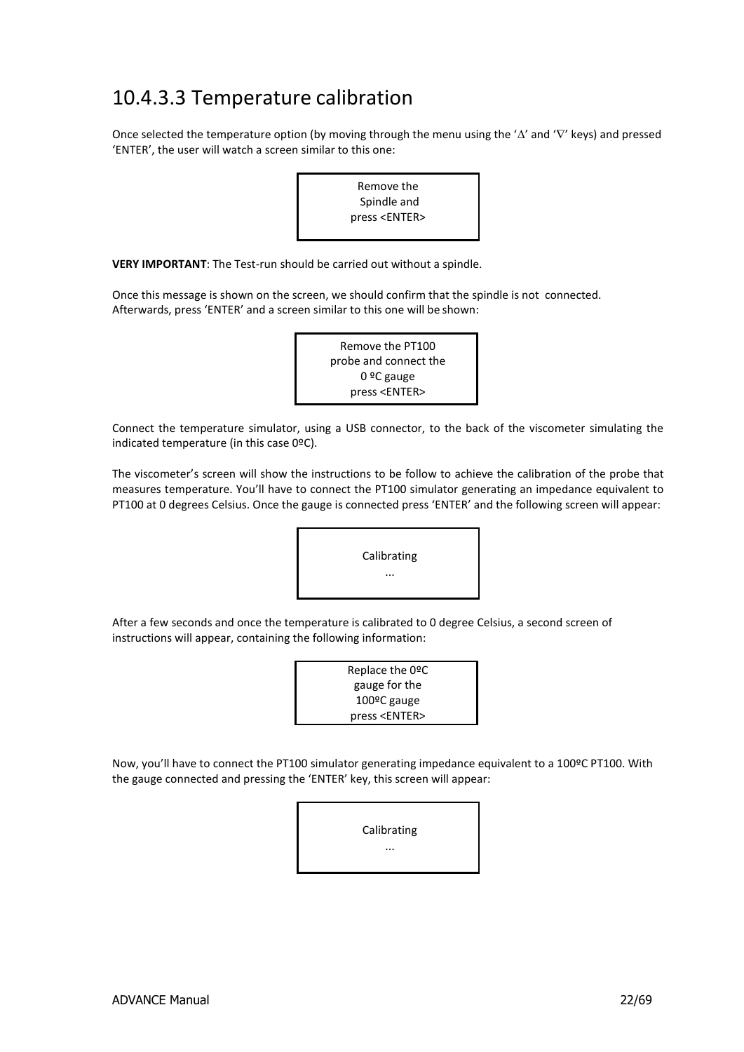# 10.4.3.3 Temperature calibration

Once selected the temperature option (by moving through the menu using the '∆' and '∇' keys) and pressed 'ENTER', the user will watch a screen similar to this one:

```
Remove the
Spindle and
press <ENTER>
```

**VERY IMPORTANT**: The Test-run should be carried out without a spindle.

Once this message is shown on the screen, we should confirm that the spindle is not connected. Afterwards, press 'ENTER' and a screen similar to this one will be shown:

```
Remove the PT100
probe and connect the
0 ºC gauge
press <ENTER>
```

Connect the temperature simulator, using a USB connector, to the back of the viscometer simulating the indicated temperature (in this case 0ºC).

The viscometer's screen will show the instructions to be follow to achieve the calibration of the probe that measures temperature. You'll have to connect the PT100 simulator generating an impedance equivalent to PT100 at 0 degrees Celsius. Once the gauge is connected press 'ENTER' and the following screen will appear:

```
Calibrating
...
```

After a few seconds and once the temperature is calibrated to 0 degree Celsius, a second screen of instructions will appear, containing the following information:

```
Replace the 0ºC
gauge for the
100ºC gauge
press <ENTER>
```

Now, you'll have to connect the PT100 simulator generating impedance equivalent to a 100ºC PT100. With the gauge connected and pressing the 'ENTER' key, this screen will appear:

```
Calibrating
...
```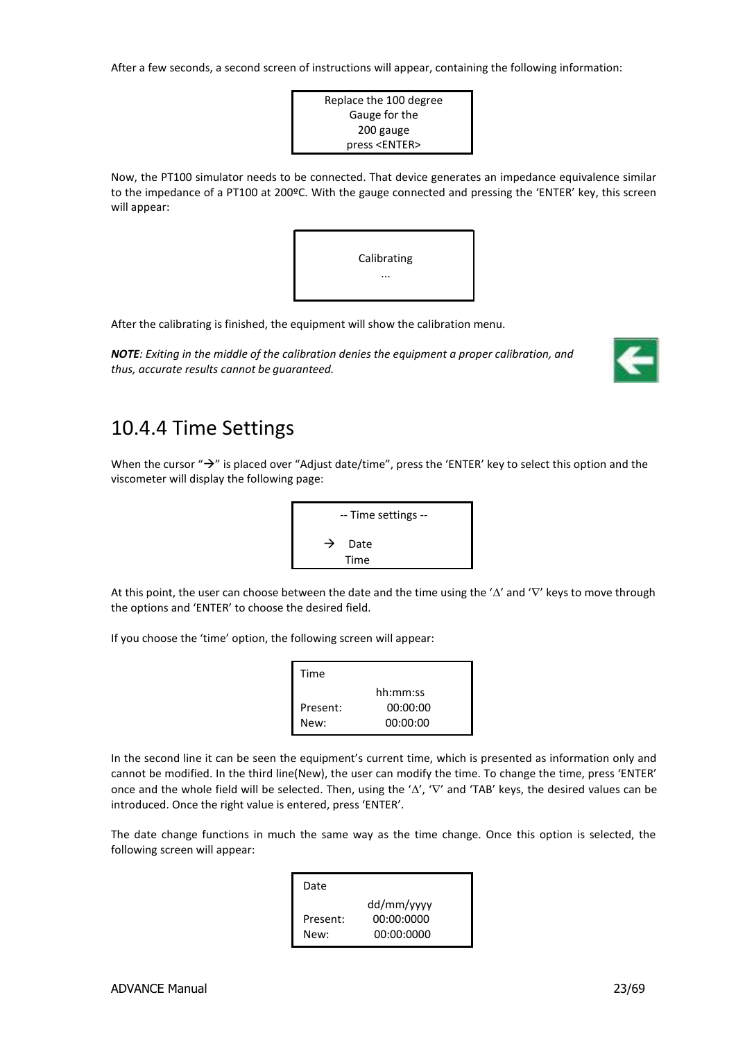After a few seconds, a second screen of instructions will appear, containing the following information:

```
Replace the 100 degree
Gauge for the
200 gauge
press <ENTER>
```

Now, the PT100 simulator needs to be connected. That device generates an impedance equivalence similar to the impedance of a PT100 at 200ºC. With the gauge connected and pressing the 'ENTER' key, this screen will appear:

```
Calibrating
...
```

After the calibrating is finished, the equipment will show the calibration menu.

***NOTE**: Exiting in the middle of the calibration denies the equipment a proper calibration, and thus, accurate results cannot be guaranteed.*

## 10.4.4 Time Settings

When the cursor "→" is placed over "Adjust date/time", press the 'ENTER' key to select this option and the viscometer will display the following page:

```
-- Time settings --

→  Date
   Time
```

At this point, the user can choose between the date and the time using the '∆' and '∇' keys to move through the options and 'ENTER' to choose the desired field.

If you choose the 'time' option, the following screen will appear:

```
Time
              hh:mm:ss
Present:      00:00:00
New:          00:00:00
```

In the second line it can be seen the equipment's current time, which is presented as information only and cannot be modified. In the third line(New), the user can modify the time. To change the time, press 'ENTER' once and the whole field will be selected. Then, using the '∆', '∇' and 'TAB' keys, the desired values can be introduced. Once the right value is entered, press 'ENTER'.

The date change functions in much the same way as the time change. Once this option is selected, the following screen will appear:

```
Date
              dd/mm/yyyy
Present:      00:00:0000
New:          00:00:0000
```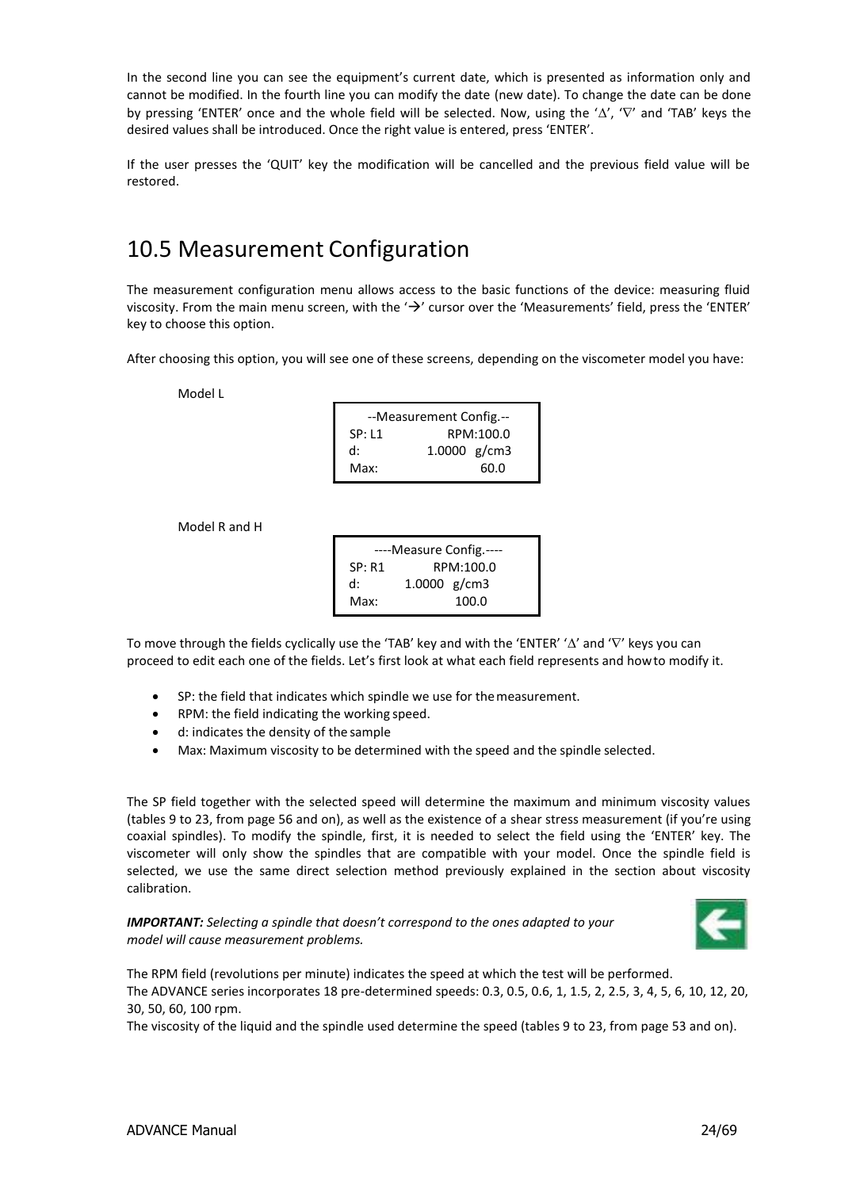In the second line you can see the equipment's current date, which is presented as information only and cannot be modified. In the fourth line you can modify the date (new date). To change the date can be done by pressing 'ENTER' once and the whole field will be selected. Now, using the '∆', '∇' and 'TAB' keys the desired values shall be introduced. Once the right value is entered, press 'ENTER'.

If the user presses the 'QUIT' key the modification will be cancelled and the previous field value will be restored.

## 10.5 Measurement Configuration

The measurement configuration menu allows access to the basic functions of the device: measuring fluid viscosity. From the main menu screen, with the '→' cursor over the 'Measurements' field, press the 'ENTER' key to choose this option.

After choosing this option, you will see one of these screens, depending on the viscometer model you have:

Model L

```
--Measurement Config.--
SP: L1          RPM:100.0
d:            1.0000  g/cm3
Max:                   60.0
```

Model R and H

```
----Measure Config.----
SP: R1          RPM:100.0
d:          1.0000  g/cm3
Max:                 100.0
```

To move through the fields cyclically use the 'TAB' key and with the 'ENTER' '∆' and '∇' keys you can proceed to edit each one of the fields. Let's first look at what each field represents and how to modify it.

- SP: the field that indicates which spindle we use for the measurement.
- RPM: the field indicating the working speed.
- d: indicates the density of the sample
- Max: Maximum viscosity to be determined with the speed and the spindle selected.

The SP field together with the selected speed will determine the maximum and minimum viscosity values (tables 9 to 23, from page 56 and on), as well as the existence of a shear stress measurement (if you're using coaxial spindles). To modify the spindle, first, it is needed to select the field using the 'ENTER' key. The viscometer will only show the spindles that are compatible with your model. Once the spindle field is selected, we use the same direct selection method previously explained in the section about viscosity calibration.

***IMPORTANT:*** *Selecting a spindle that doesn't correspond to the ones adapted to your model will cause measurement problems.*

The RPM field (revolutions per minute) indicates the speed at which the test will be performed.
The ADVANCE series incorporates 18 pre-determined speeds: 0.3, 0.5, 0.6, 1, 1.5, 2, 2.5, 3, 4, 5, 6, 10, 12, 20, 30, 50, 60, 100 rpm.
The viscosity of the liquid and the spindle used determine the speed (tables 9 to 23, from page 53 and on).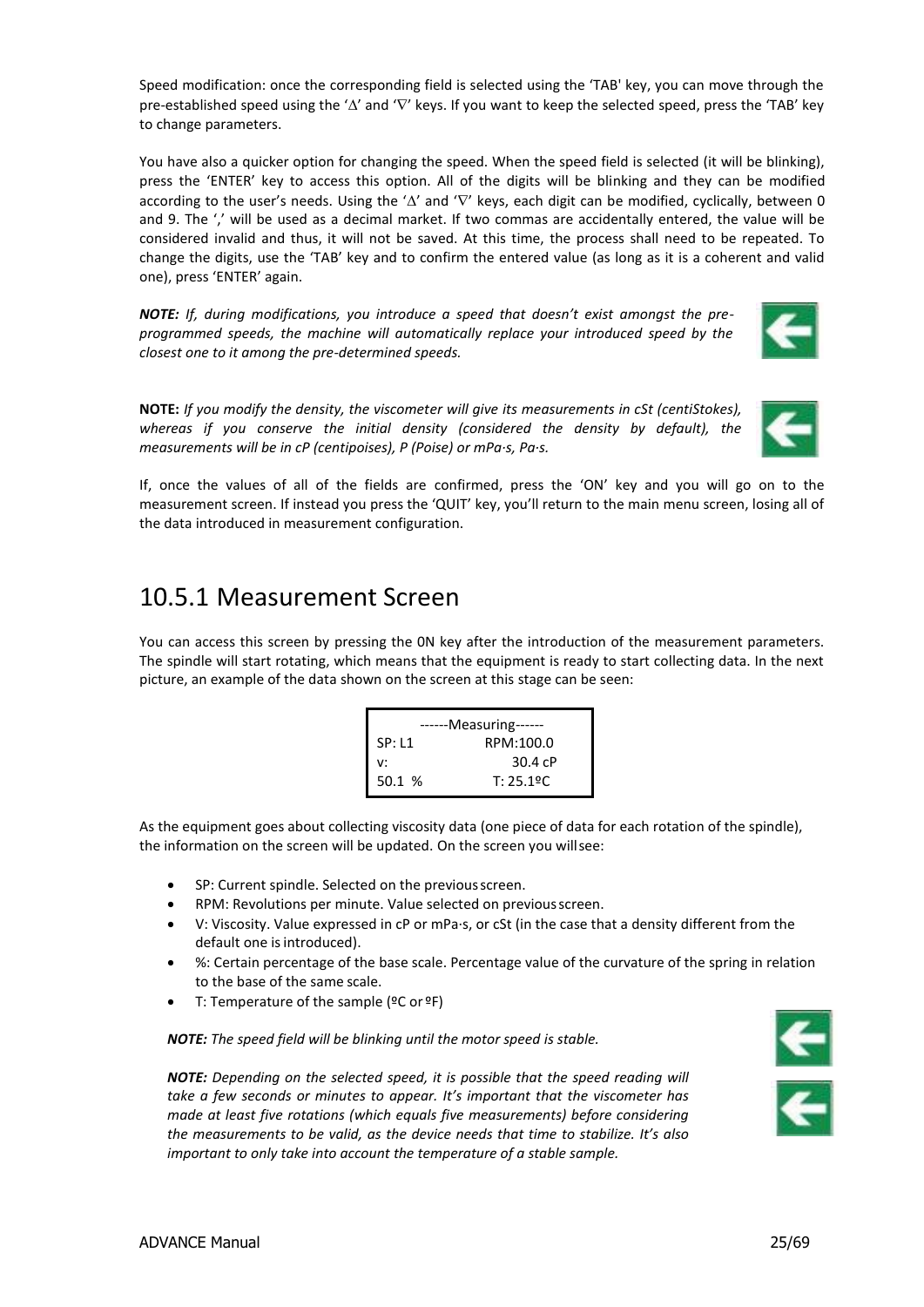Speed modification: once the corresponding field is selected using the 'TAB' key, you can move through the pre-established speed using the '∆' and '∇' keys. If you want to keep the selected speed, press the 'TAB' key to change parameters.

You have also a quicker option for changing the speed. When the speed field is selected (it will be blinking), press the 'ENTER' key to access this option. All of the digits will be blinking and they can be modified according to the user's needs. Using the '∆' and '∇' keys, each digit can be modified, cyclically, between 0 and 9. The ',' will be used as a decimal market. If two commas are accidentally entered, the value will be considered invalid and thus, it will not be saved. At this time, the process shall need to be repeated. To change the digits, use the 'TAB' key and to confirm the entered value (as long as it is a coherent and valid one), press 'ENTER' again.

***NOTE:*** *If, during modifications, you introduce a speed that doesn't exist amongst the pre-programmed speeds, the machine will automatically replace your introduced speed by the closest one to it among the pre-determined speeds.*

**NOTE:** *If you modify the density, the viscometer will give its measurements in cSt (centiStokes), whereas if you conserve the initial density (considered the density by default), the measurements will be in cP (centipoises), P (Poise) or mPa·s, Pa·s.*

If, once the values of all of the fields are confirmed, press the 'ON' key and you will go on to the measurement screen. If instead you press the 'QUIT' key, you'll return to the main menu screen, losing all of the data introduced in measurement configuration.

## 10.5.1 Measurement Screen

You can access this screen by pressing the 0N key after the introduction of the measurement parameters. The spindle will start rotating, which means that the equipment is ready to start collecting data. In the next picture, an example of the data shown on the screen at this stage can be seen:

```
------Measuring------
SP: L1        RPM:100.0
v:              30.4 cP
50.1 %        T: 25.1ºC
```

As the equipment goes about collecting viscosity data (one piece of data for each rotation of the spindle), the information on the screen will be updated. On the screen you will see:

- SP: Current spindle. Selected on the previous screen.
- RPM: Revolutions per minute. Value selected on previous screen.
- V: Viscosity. Value expressed in cP or mPa·s, or cSt (in the case that a density different from the default one is introduced).
- %: Certain percentage of the base scale. Percentage value of the curvature of the spring in relation to the base of the same scale.
- T: Temperature of the sample (ºC or ºF)

***NOTE:*** *The speed field will be blinking until the motor speed is stable.*

***NOTE:*** *Depending on the selected speed, it is possible that the speed reading will take a few seconds or minutes to appear. It's important that the viscometer has made at least five rotations (which equals five measurements) before considering the measurements to be valid, as the device needs that time to stabilize. It's also important to only take into account the temperature of a stable sample.*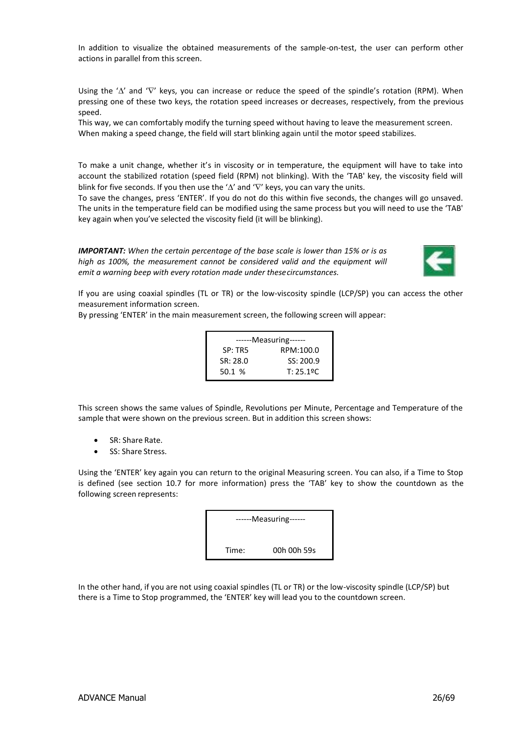In addition to visualize the obtained measurements of the sample-on-test, the user can perform other actions in parallel from this screen.

Using the '∆' and '∇' keys, you can increase or reduce the speed of the spindle's rotation (RPM). When pressing one of these two keys, the rotation speed increases or decreases, respectively, from the previous speed.
This way, we can comfortably modify the turning speed without having to leave the measurement screen.
When making a speed change, the field will start blinking again until the motor speed stabilizes.

To make a unit change, whether it's in viscosity or in temperature, the equipment will have to take into account the stabilized rotation (speed field (RPM) not blinking). With the 'TAB' key, the viscosity field will blink for five seconds. If you then use the '∆' and '∇' keys, you can vary the units.
To save the changes, press 'ENTER'. If you do not do this within five seconds, the changes will go unsaved.
The units in the temperature field can be modified using the same process but you will need to use the 'TAB' key again when you've selected the viscosity field (it will be blinking).

***IMPORTANT:*** *When the certain percentage of the base scale is lower than 15% or is as high as 100%, the measurement cannot be considered valid and the equipment will emit a warning beep with every rotation made under these circumstances.*

If you are using coaxial spindles (TL or TR) or the low-viscosity spindle (LCP/SP) you can access the other measurement information screen.
By pressing 'ENTER' in the main measurement screen, the following screen will appear:

```
------Measuring------
SP: TR5        RPM:100.0
SR: 28.0       SS: 200.9
50.1 %         T: 25.1ºC
```

This screen shows the same values of Spindle, Revolutions per Minute, Percentage and Temperature of the sample that were shown on the previous screen. But in addition this screen shows:

- SR: Share Rate.
- SS: Share Stress.

Using the 'ENTER' key again you can return to the original Measuring screen. You can also, if a Time to Stop is defined (see section 10.7 for more information) press the 'TAB' key to show the countdown as the following screen represents:

```
------Measuring------


Time:        00h 00h 59s
```

In the other hand, if you are not using coaxial spindles (TL or TR) or the low-viscosity spindle (LCP/SP) but there is a Time to Stop programmed, the 'ENTER' key will lead you to the countdown screen.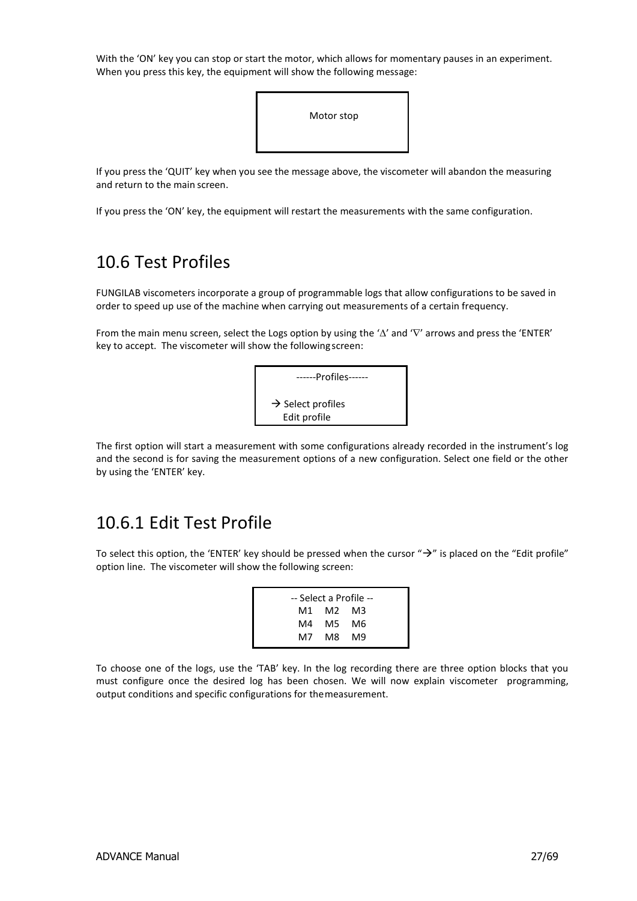With the 'ON' key you can stop or start the motor, which allows for momentary pauses in an experiment. When you press this key, the equipment will show the following message:

```
Motor stop
```

If you press the 'QUIT' key when you see the message above, the viscometer will abandon the measuring and return to the main screen.

If you press the 'ON' key, the equipment will restart the measurements with the same configuration.

## 10.6 Test Profiles

FUNGILAB viscometers incorporate a group of programmable logs that allow configurations to be saved in order to speed up use of the machine when carrying out measurements of a certain frequency.

From the main menu screen, select the Logs option by using the '∆' and '∇' arrows and press the 'ENTER' key to accept. The viscometer will show the following screen:

```
------Profiles------

 → Select profiles
   Edit profile
```

The first option will start a measurement with some configurations already recorded in the instrument's log and the second is for saving the measurement options of a new configuration. Select one field or the other by using the 'ENTER' key.

## 10.6.1 Edit Test Profile

To select this option, the 'ENTER' key should be pressed when the cursor "→" is placed on the "Edit profile" option line. The viscometer will show the following screen:

```
-- Select a Profile --
   M1   M2   M3
   M4   M5   M6
   M7   M8   M9
```

To choose one of the logs, use the 'TAB' key. In the log recording there are three option blocks that you must configure once the desired log has been chosen. We will now explain viscometer programming, output conditions and specific configurations for the measurement.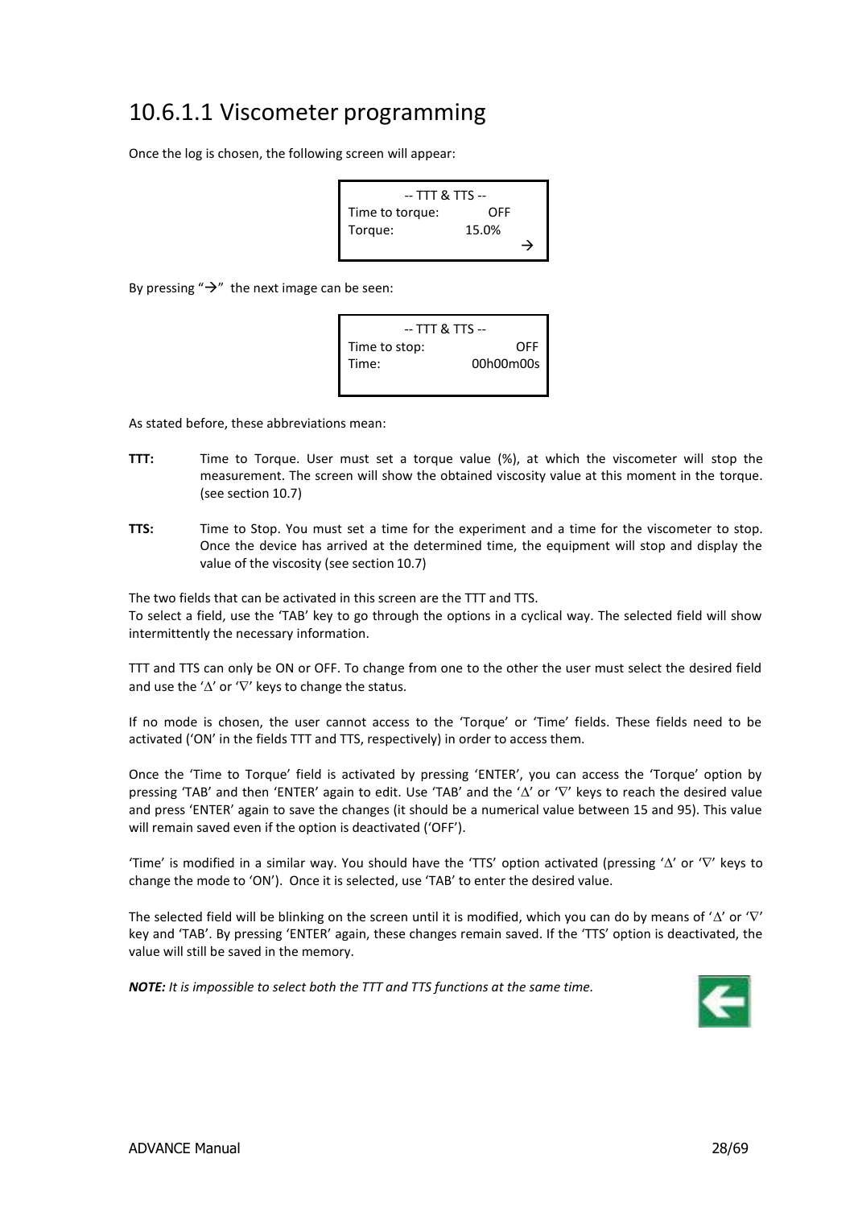# 10.6.1.1 Viscometer programming

Once the log is chosen, the following screen will appear:

```
        -- TTT & TTS --
Time to torque:        OFF
Torque:              15.0%
                          →
```

By pressing "→" the next image can be seen:

```
        -- TTT & TTS --
Time to stop:              OFF
Time:                00h00m00s
```

As stated before, these abbreviations mean:

**TTT:** Time to Torque. User must set a torque value (%), at which the viscometer will stop the measurement. The screen will show the obtained viscosity value at this moment in the torque. (see section 10.7)

**TTS:** Time to Stop. You must set a time for the experiment and a time for the viscometer to stop. Once the device has arrived at the determined time, the equipment will stop and display the value of the viscosity (see section 10.7)

The two fields that can be activated in this screen are the TTT and TTS.
To select a field, use the 'TAB' key to go through the options in a cyclical way. The selected field will show intermittently the necessary information.

TTT and TTS can only be ON or OFF. To change from one to the other the user must select the desired field and use the '∆' or '∇' keys to change the status.

If no mode is chosen, the user cannot access to the 'Torque' or 'Time' fields. These fields need to be activated ('ON' in the fields TTT and TTS, respectively) in order to access them.

Once the 'Time to Torque' field is activated by pressing 'ENTER', you can access the 'Torque' option by pressing 'TAB' and then 'ENTER' again to edit. Use 'TAB' and the '∆' or '∇' keys to reach the desired value and press 'ENTER' again to save the changes (it should be a numerical value between 15 and 95). This value will remain saved even if the option is deactivated ('OFF').

'Time' is modified in a similar way. You should have the 'TTS' option activated (pressing '∆' or '∇' keys to change the mode to 'ON'). Once it is selected, use 'TAB' to enter the desired value.

The selected field will be blinking on the screen until it is modified, which you can do by means of '∆' or '∇' key and 'TAB'. By pressing 'ENTER' again, these changes remain saved. If the 'TTS' option is deactivated, the value will still be saved in the memory.

***NOTE:*** *It is impossible to select both the TTT and TTS functions at the same time.*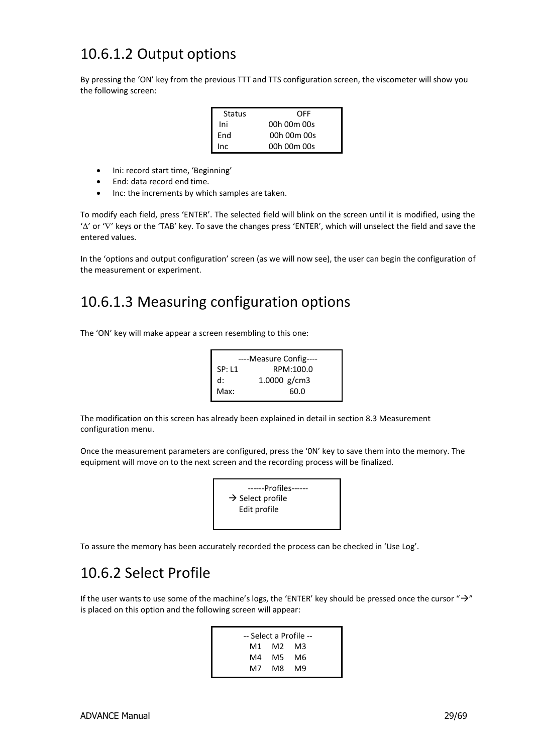## 10.6.1.2 Output options

By pressing the 'ON' key from the previous TTT and TTS configuration screen, the viscometer will show you the following screen:

```
Status        OFF
Ini       00h 00m 00s
End       00h 00m 00s
Inc       00h 00m 00s
```

- Ini: record start time, 'Beginning'
- End: data record end time.
- Inc: the increments by which samples are taken.

To modify each field, press 'ENTER'. The selected field will blink on the screen until it is modified, using the '∆' or '∇' keys or the 'TAB' key. To save the changes press 'ENTER', which will unselect the field and save the entered values.

In the 'options and output configuration' screen (as we will now see), the user can begin the configuration of the measurement or experiment.

## 10.6.1.3 Measuring configuration options

The 'ON' key will make appear a screen resembling to this one:

```
----Measure Config----
SP: L1        RPM:100.0
d:       1.0000 g/cm3
Max:              60.0
```

The modification on this screen has already been explained in detail in section 8.3 Measurement configuration menu.

Once the measurement parameters are configured, press the '0N' key to save them into the memory. The equipment will move on to the next screen and the recording process will be finalized.

```
------Profiles------
→ Select profile
  Edit profile
```

To assure the memory has been accurately recorded the process can be checked in 'Use Log'.

## 10.6.2 Select Profile

If the user wants to use some of the machine's logs, the 'ENTER' key should be pressed once the cursor "→" is placed on this option and the following screen will appear:

```
-- Select a Profile --
   M1   M2   M3
   M4   M5   M6
   M7   M8   M9
```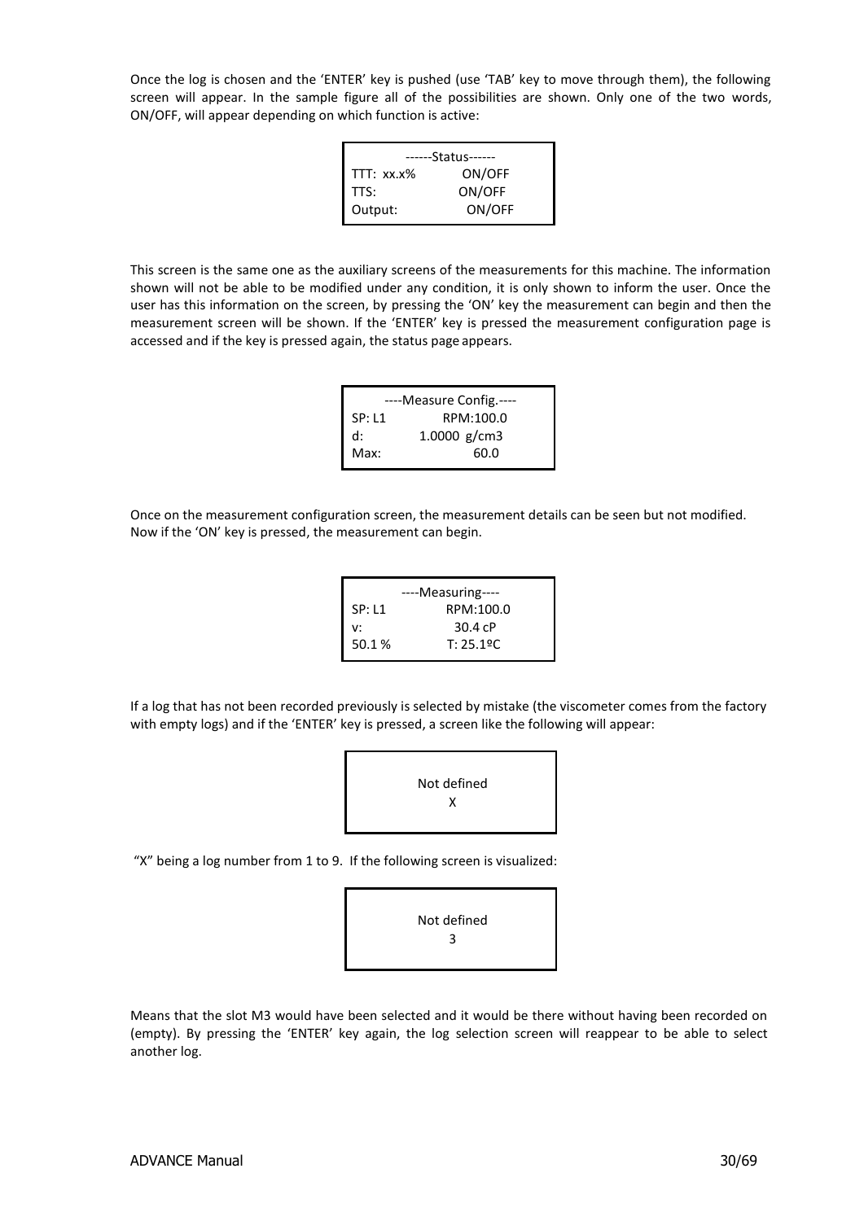Once the log is chosen and the 'ENTER' key is pushed (use 'TAB' key to move through them), the following screen will appear. In the sample figure all of the possibilities are shown. Only one of the two words, ON/OFF, will appear depending on which function is active:

```
------Status------
TTT:  xx.x%        ON/OFF
TTS:               ON/OFF
Output:            ON/OFF
```

This screen is the same one as the auxiliary screens of the measurements for this machine. The information shown will not be able to be modified under any condition, it is only shown to inform the user. Once the user has this information on the screen, by pressing the 'ON' key the measurement can begin and then the measurement screen will be shown. If the 'ENTER' key is pressed the measurement configuration page is accessed and if the key is pressed again, the status page appears.

```
----Measure Config.----
SP: L1          RPM:100.0
d:           1.0000  g/cm3
Max:                 60.0
```

Once on the measurement configuration screen, the measurement details can be seen but not modified. Now if the 'ON' key is pressed, the measurement can begin.

```
----Measuring----
SP: L1          RPM:100.0
v:                30.4 cP
50.1 %          T: 25.1ºC
```

If a log that has not been recorded previously is selected by mistake (the viscometer comes from the factory with empty logs) and if the 'ENTER' key is pressed, a screen like the following will appear:

```
Not defined
     X
```

"X" being a log number from 1 to 9. If the following screen is visualized:

```
Not defined
     3
```

Means that the slot M3 would have been selected and it would be there without having been recorded on (empty). By pressing the 'ENTER' key again, the log selection screen will reappear to be able to select another log.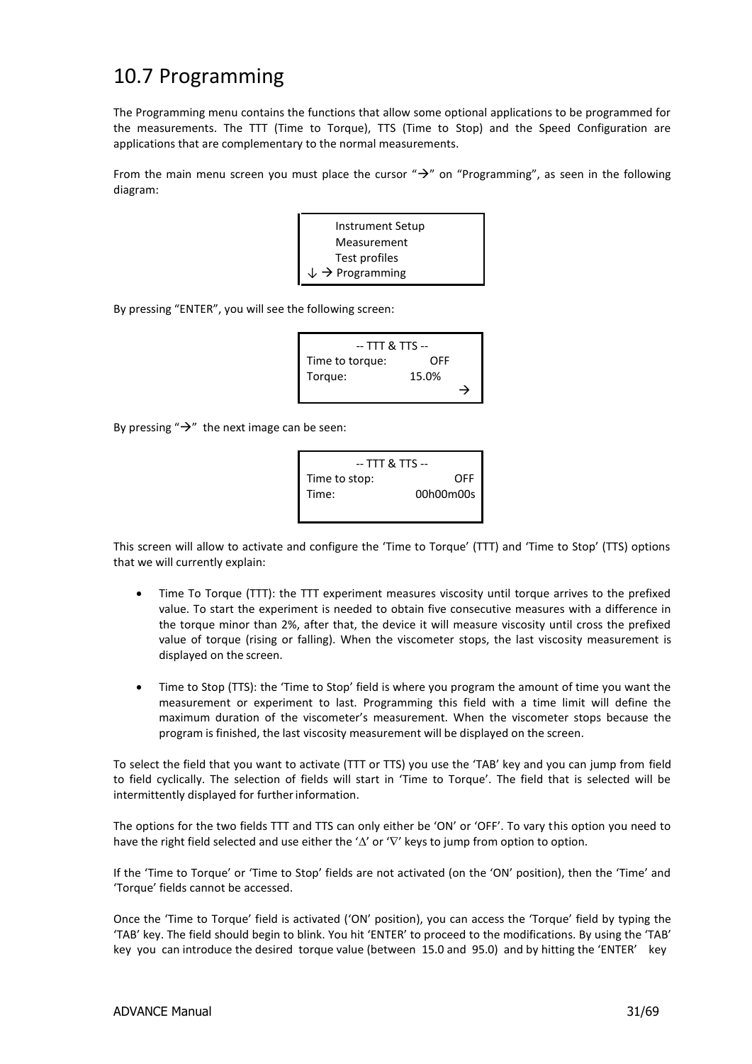# 10.7 Programming

The Programming menu contains the functions that allow some optional applications to be programmed for the measurements. The TTT (Time to Torque), TTS (Time to Stop) and the Speed Configuration are applications that are complementary to the normal measurements.

From the main menu screen you must place the cursor "→" on "Programming", as seen in the following diagram:

```
     Instrument Setup
     Measurement
     Test profiles
↓ →  Programming
```

By pressing "ENTER", you will see the following screen:

```
       -- TTT & TTS --
Time to torque:       OFF
Torque:             15.0%
                          →
```

By pressing "→" the next image can be seen:

```
       -- TTT & TTS --
Time to stop:           OFF
Time:             00h00m00s
```

This screen will allow to activate and configure the 'Time to Torque' (TTT) and 'Time to Stop' (TTS) options that we will currently explain:

- Time To Torque (TTT): the TTT experiment measures viscosity until torque arrives to the prefixed value. To start the experiment is needed to obtain five consecutive measures with a difference in the torque minor than 2%, after that, the device it will measure viscosity until cross the prefixed value of torque (rising or falling). When the viscometer stops, the last viscosity measurement is displayed on the screen.

- Time to Stop (TTS): the 'Time to Stop' field is where you program the amount of time you want the measurement or experiment to last. Programming this field with a time limit will define the maximum duration of the viscometer's measurement. When the viscometer stops because the program is finished, the last viscosity measurement will be displayed on the screen.

To select the field that you want to activate (TTT or TTS) you use the 'TAB' key and you can jump from field to field cyclically. The selection of fields will start in 'Time to Torque'. The field that is selected will be intermittently displayed for further information.

The options for the two fields TTT and TTS can only either be 'ON' or 'OFF'. To vary this option you need to have the right field selected and use either the '∆' or '∇' keys to jump from option to option.

If the 'Time to Torque' or 'Time to Stop' fields are not activated (on the 'ON' position), then the 'Time' and 'Torque' fields cannot be accessed.

Once the 'Time to Torque' field is activated ('ON' position), you can access the 'Torque' field by typing the 'TAB' key. The field should begin to blink. You hit 'ENTER' to proceed to the modifications. By using the 'TAB' key you can introduce the desired torque value (between 15.0 and 95.0) and by hitting the 'ENTER' key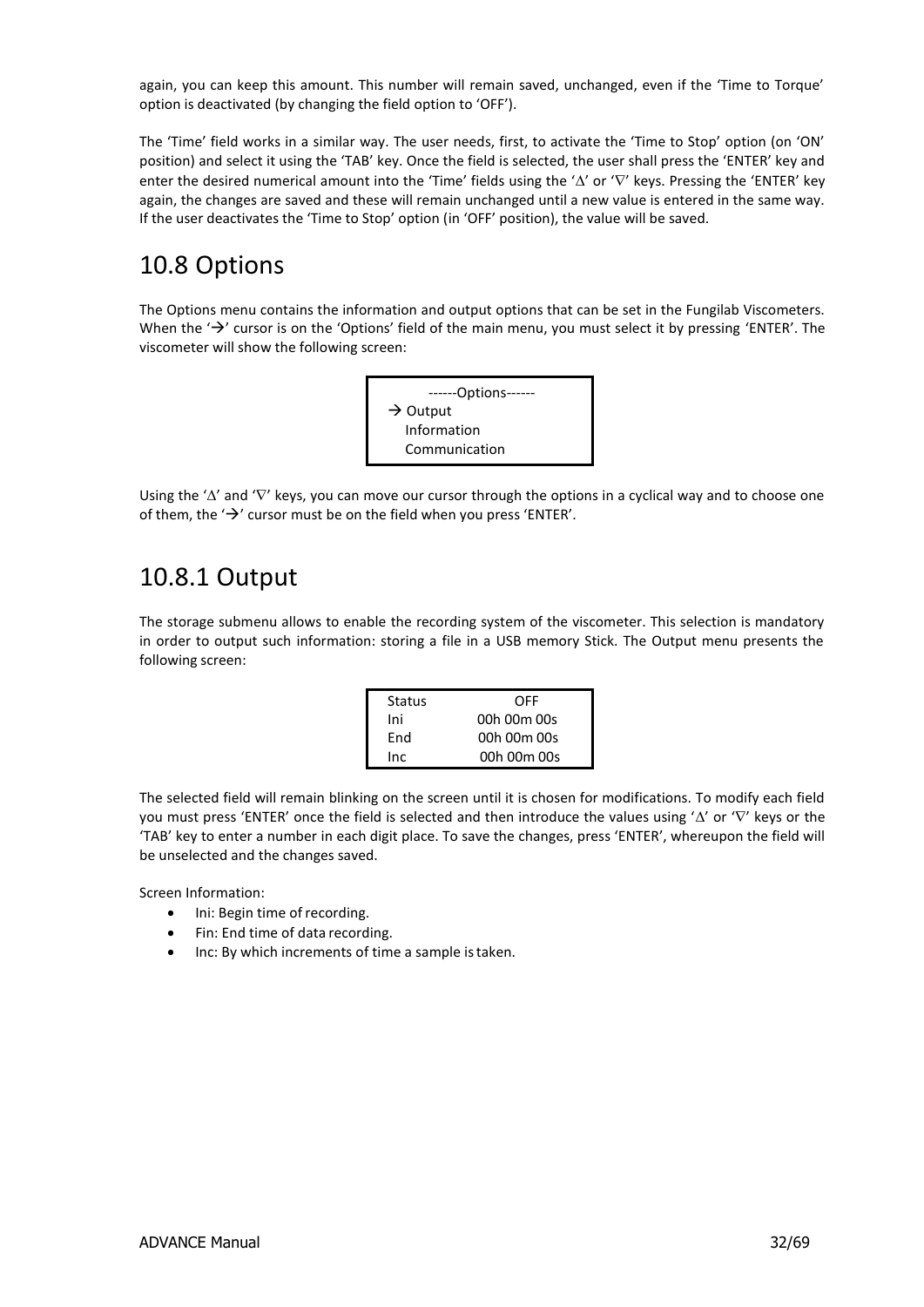again, you can keep this amount. This number will remain saved, unchanged, even if the 'Time to Torque' option is deactivated (by changing the field option to 'OFF').

The 'Time' field works in a similar way. The user needs, first, to activate the 'Time to Stop' option (on 'ON' position) and select it using the 'TAB' key. Once the field is selected, the user shall press the 'ENTER' key and enter the desired numerical amount into the 'Time' fields using the '∆' or '∇' keys. Pressing the 'ENTER' key again, the changes are saved and these will remain unchanged until a new value is entered in the same way. If the user deactivates the 'Time to Stop' option (in 'OFF' position), the value will be saved.

## 10.8 Options

The Options menu contains the information and output options that can be set in the Fungilab Viscometers. When the '→' cursor is on the 'Options' field of the main menu, you must select it by pressing 'ENTER'. The viscometer will show the following screen:

```
------Options------
→ Output
  Information
  Communication
```

Using the '∆' and '∇' keys, you can move our cursor through the options in a cyclical way and to choose one of them, the '→' cursor must be on the field when you press 'ENTER'.

## 10.8.1 Output

The storage submenu allows to enable the recording system of the viscometer. This selection is mandatory in order to output such information: storing a file in a USB memory Stick. The Output menu presents the following screen:

```
Status    OFF
Ini       00h 00m 00s
End       00h 00m 00s
Inc       00h 00m 00s
```

The selected field will remain blinking on the screen until it is chosen for modifications. To modify each field you must press 'ENTER' once the field is selected and then introduce the values using '∆' or '∇' keys or the 'TAB' key to enter a number in each digit place. To save the changes, press 'ENTER', whereupon the field will be unselected and the changes saved.

Screen Information:

- Ini: Begin time of recording.
- Fin: End time of data recording.
- Inc: By which increments of time a sample is taken.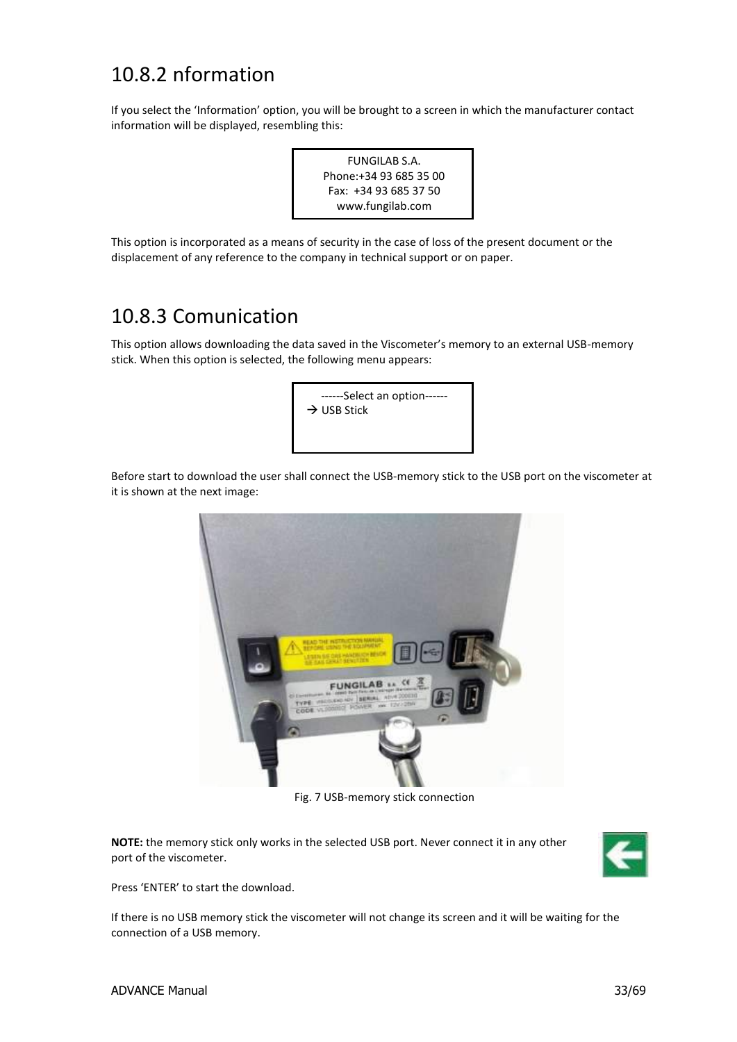## 10.8.2 nformation

If you select the 'Information' option, you will be brought to a screen in which the manufacturer contact information will be displayed, resembling this:

```
FUNGILAB S.A.
Phone:+34 93 685 35 00
Fax:  +34 93 685 37 50
www.fungilab.com
```

This option is incorporated as a means of security in the case of loss of the present document or the displacement of any reference to the company in technical support or on paper.

## 10.8.3 Comunication

This option allows downloading the data saved in the Viscometer's memory to an external USB-memory stick. When this option is selected, the following menu appears:

```
------Select an option------
→ USB Stick
```

Before start to download the user shall connect the USB-memory stick to the USB port on the viscometer at it is shown at the next image:

Fig. 7 USB-memory stick connection

**NOTE:** the memory stick only works in the selected USB port. Never connect it in any other port of the viscometer.

Press 'ENTER' to start the download.

If there is no USB memory stick the viscometer will not change its screen and it will be waiting for the connection of a USB memory.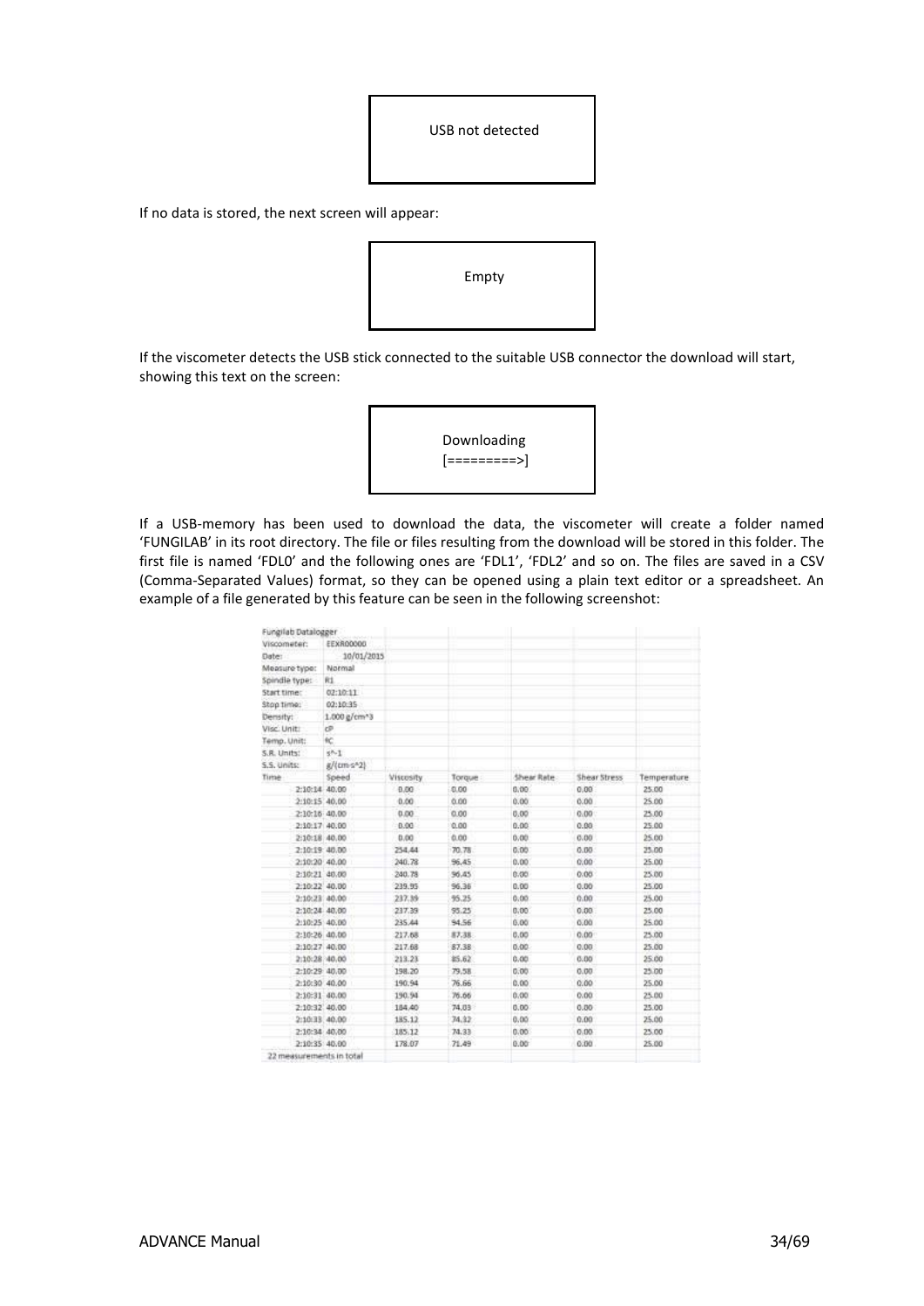```
USB not detected
```

If no data is stored, the next screen will appear:

```
Empty
```

If the viscometer detects the USB stick connected to the suitable USB connector the download will start, showing this text on the screen:

```
Downloading
[=========>]
```

If a USB-memory has been used to download the data, the viscometer will create a folder named 'FUNGILAB' in its root directory. The file or files resulting from the download will be stored in this folder. The first file is named 'FDL0' and the following ones are 'FDL1', 'FDL2' and so on. The files are saved in a CSV (Comma-Separated Values) format, so they can be opened using a plain text editor or a spreadsheet. An example of a file generated by this feature can be seen in the following screenshot:

| Fungilab Datalogger | | | | | | |
|---|---|---|---|---|---|---|
| Viscometer: | EEXR00000 | | | | | |
| Date: | 10/01/2015 | | | | | |
| Measure type: | Normal | | | | | |
| Spindle type: | R1 | | | | | |
| Start time: | 02:10:11 | | | | | |
| Stop time: | 02:10:35 | | | | | |
| Density: | 1.000 g/cm^3 | | | | | |
| Visc. Unit: | cP | | | | | |
| Temp. Unit: | ºC | | | | | |
| S.R. Units: | s^-1 | | | | | |
| S.S. Units: | g/(cm·s^2) | | | | | |
| Time | Speed | Viscosity | Torque | Shear Rate | Shear Stress | Temperature |
| 2:10:14 | 40.00 | 0.00 | 0.00 | 0.00 | 0.00 | 25.00 |
| 2:10:15 | 40.00 | 0.00 | 0.00 | 0.00 | 0.00 | 25.00 |
| 2:10:16 | 40.00 | 0.00 | 0.00 | 0.00 | 0.00 | 25.00 |
| 2:10:17 | 40.00 | 0.00 | 0.00 | 0.00 | 0.00 | 25.00 |
| 2:10:18 | 40.00 | 0.00 | 0.00 | 0.00 | 0.00 | 25.00 |
| 2:10:19 | 40.00 | 254.44 | 70.78 | 0.00 | 0.00 | 25.00 |
| 2:10:20 | 40.00 | 240.78 | 96.45 | 0.00 | 0.00 | 25.00 |
| 2:10:21 | 40.00 | 240.78 | 96.45 | 0.00 | 0.00 | 25.00 |
| 2:10:22 | 40.00 | 239.95 | 96.36 | 0.00 | 0.00 | 25.00 |
| 2:10:23 | 40.00 | 237.39 | 95.25 | 0.00 | 0.00 | 25.00 |
| 2:10:24 | 40.00 | 237.39 | 95.25 | 0.00 | 0.00 | 25.00 |
| 2:10:25 | 40.00 | 235.44 | 94.56 | 0.00 | 0.00 | 25.00 |
| 2:10:26 | 40.00 | 217.68 | 87.38 | 0.00 | 0.00 | 25.00 |
| 2:10:27 | 40.00 | 217.68 | 87.38 | 0.00 | 0.00 | 25.00 |
| 2:10:28 | 40.00 | 213.23 | 85.62 | 0.00 | 0.00 | 25.00 |
| 2:10:29 | 40.00 | 198.20 | 79.58 | 0.00 | 0.00 | 25.00 |
| 2:10:30 | 40.00 | 190.94 | 76.66 | 0.00 | 0.00 | 25.00 |
| 2:10:31 | 40.00 | 190.94 | 76.66 | 0.00 | 0.00 | 25.00 |
| 2:10:32 | 40.00 | 184.40 | 74.03 | 0.00 | 0.00 | 25.00 |
| 2:10:33 | 40.00 | 185.12 | 74.32 | 0.00 | 0.00 | 25.00 |
| 2:10:34 | 40.00 | 185.12 | 74.33 | 0.00 | 0.00 | 25.00 |
| 2:10:35 | 40.00 | 178.07 | 71.49 | 0.00 | 0.00 | 25.00 |
| 22 measurements in total | | | | | | |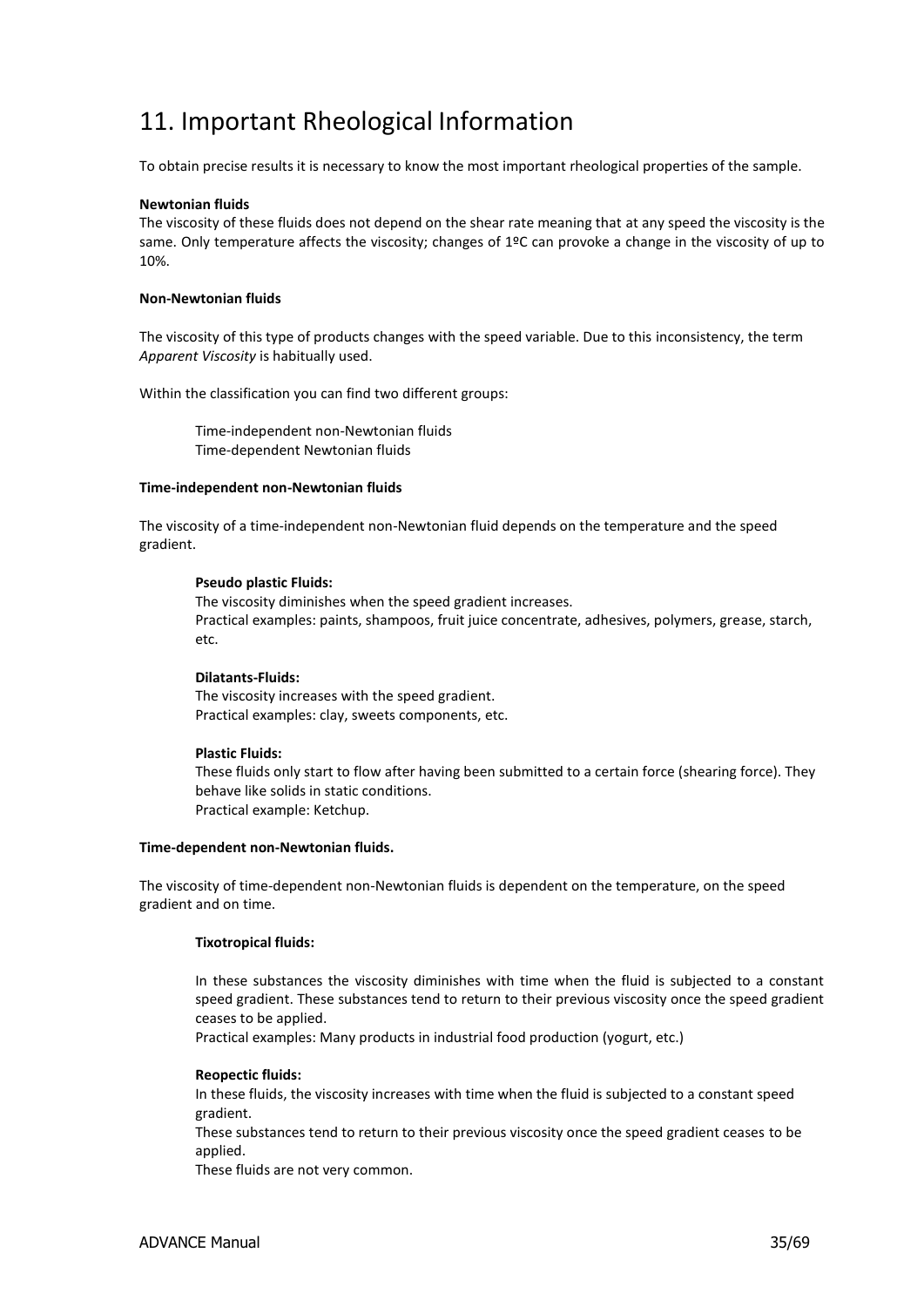# 11. Important Rheological Information

To obtain precise results it is necessary to know the most important rheological properties of the sample.

**Newtonian fluids**

The viscosity of these fluids does not depend on the shear rate meaning that at any speed the viscosity is the same. Only temperature affects the viscosity; changes of 1ºC can provoke a change in the viscosity of up to 10%.

**Non-Newtonian fluids**

The viscosity of this type of products changes with the speed variable. Due to this inconsistency, the term *Apparent Viscosity* is habitually used.

Within the classification you can find two different groups:

Time-independent non-Newtonian fluids
Time-dependent Newtonian fluids

**Time-independent non-Newtonian fluids**

The viscosity of a time-independent non-Newtonian fluid depends on the temperature and the speed gradient.

**Pseudo plastic Fluids:**
The viscosity diminishes when the speed gradient increases.
Practical examples: paints, shampoos, fruit juice concentrate, adhesives, polymers, grease, starch, etc.

**Dilatants-Fluids:**
The viscosity increases with the speed gradient.
Practical examples: clay, sweets components, etc.

**Plastic Fluids:**
These fluids only start to flow after having been submitted to a certain force (shearing force). They behave like solids in static conditions.
Practical example: Ketchup.

**Time-dependent non-Newtonian fluids.**

The viscosity of time-dependent non-Newtonian fluids is dependent on the temperature, on the speed gradient and on time.

**Tixotropical fluids:**

In these substances the viscosity diminishes with time when the fluid is subjected to a constant speed gradient. These substances tend to return to their previous viscosity once the speed gradient ceases to be applied.
Practical examples: Many products in industrial food production (yogurt, etc.)

**Reopectic fluids:**
In these fluids, the viscosity increases with time when the fluid is subjected to a constant speed gradient.
These substances tend to return to their previous viscosity once the speed gradient ceases to be applied.
These fluids are not very common.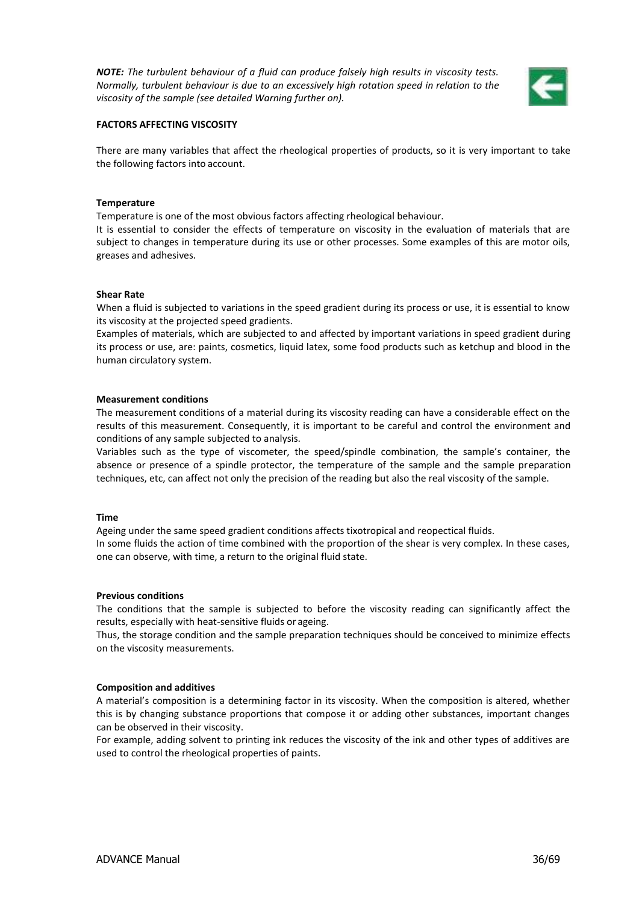***NOTE:*** *The turbulent behaviour of a fluid can produce falsely high results in viscosity tests. Normally, turbulent behaviour is due to an excessively high rotation speed in relation to the viscosity of the sample (see detailed Warning further on).*

**FACTORS AFFECTING VISCOSITY**

There are many variables that affect the rheological properties of products, so it is very important to take the following factors into account.

**Temperature**

Temperature is one of the most obvious factors affecting rheological behaviour.

It is essential to consider the effects of temperature on viscosity in the evaluation of materials that are subject to changes in temperature during its use or other processes. Some examples of this are motor oils, greases and adhesives.

**Shear Rate**

When a fluid is subjected to variations in the speed gradient during its process or use, it is essential to know its viscosity at the projected speed gradients.

Examples of materials, which are subjected to and affected by important variations in speed gradient during its process or use, are: paints, cosmetics, liquid latex, some food products such as ketchup and blood in the human circulatory system.

**Measurement conditions**

The measurement conditions of a material during its viscosity reading can have a considerable effect on the results of this measurement. Consequently, it is important to be careful and control the environment and conditions of any sample subjected to analysis.

Variables such as the type of viscometer, the speed/spindle combination, the sample's container, the absence or presence of a spindle protector, the temperature of the sample and the sample preparation techniques, etc, can affect not only the precision of the reading but also the real viscosity of the sample.

**Time**

Ageing under the same speed gradient conditions affects tixotropical and reopectical fluids.

In some fluids the action of time combined with the proportion of the shear is very complex. In these cases, one can observe, with time, a return to the original fluid state.

**Previous conditions**

The conditions that the sample is subjected to before the viscosity reading can significantly affect the results, especially with heat-sensitive fluids or ageing.

Thus, the storage condition and the sample preparation techniques should be conceived to minimize effects on the viscosity measurements.

**Composition and additives**

A material's composition is a determining factor in its viscosity. When the composition is altered, whether this is by changing substance proportions that compose it or adding other substances, important changes can be observed in their viscosity.

For example, adding solvent to printing ink reduces the viscosity of the ink and other types of additives are used to control the rheological properties of paints.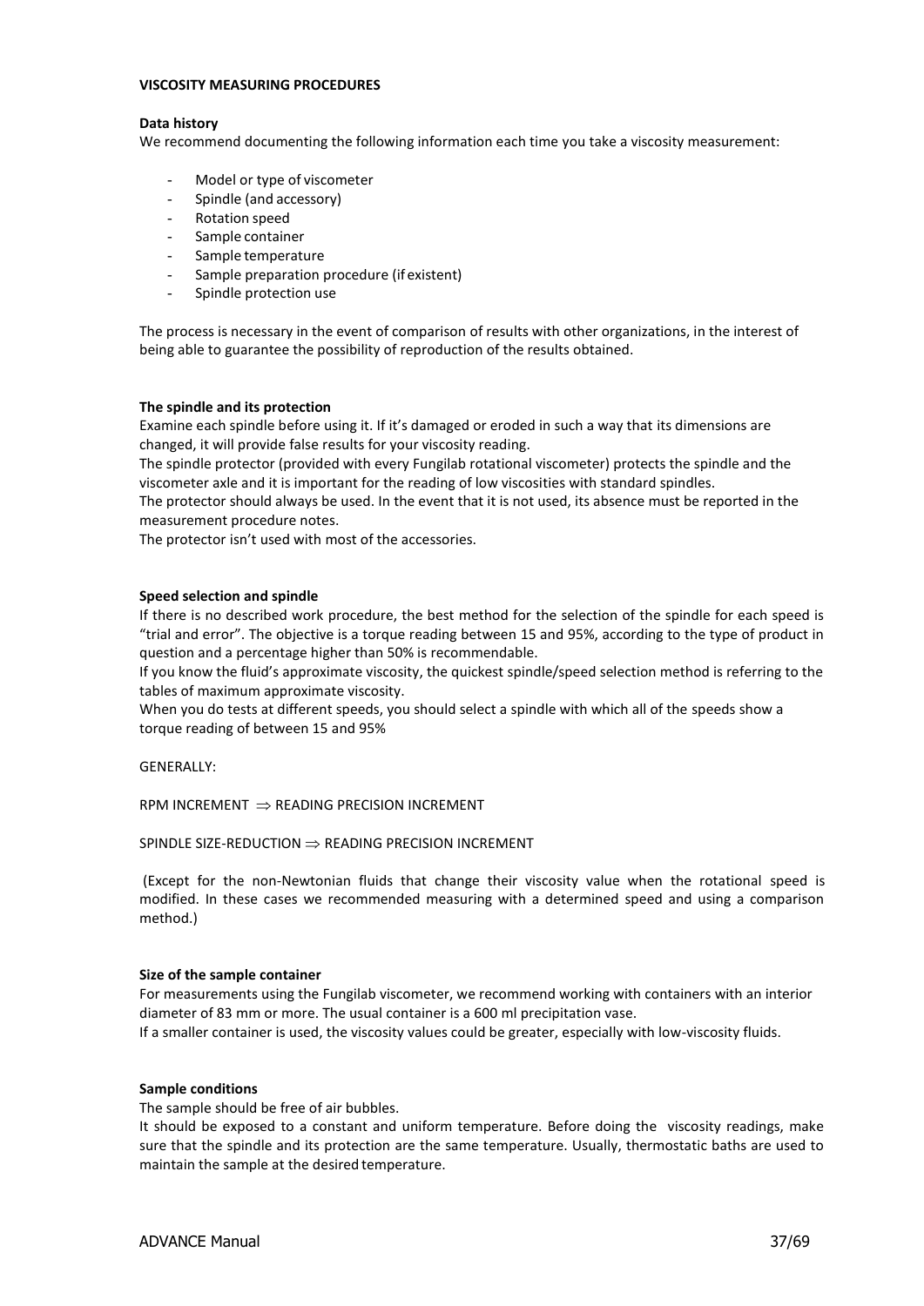# VISCOSITY MEASURING PROCEDURES

## Data history

We recommend documenting the following information each time you take a viscosity measurement:

- Model or type of viscometer
- Spindle (and accessory)
- Rotation speed
- Sample container
- Sample temperature
- Sample preparation procedure (if existent)
- Spindle protection use

The process is necessary in the event of comparison of results with other organizations, in the interest of being able to guarantee the possibility of reproduction of the results obtained.

## The spindle and its protection

Examine each spindle before using it. If it's damaged or eroded in such a way that its dimensions are changed, it will provide false results for your viscosity reading.

The spindle protector (provided with every Fungilab rotational viscometer) protects the spindle and the viscometer axle and it is important for the reading of low viscosities with standard spindles.

The protector should always be used. In the event that it is not used, its absence must be reported in the measurement procedure notes.

The protector isn't used with most of the accessories.

## Speed selection and spindle

If there is no described work procedure, the best method for the selection of the spindle for each speed is "trial and error". The objective is a torque reading between 15 and 95%, according to the type of product in question and a percentage higher than 50% is recommendable.

If you know the fluid's approximate viscosity, the quickest spindle/speed selection method is referring to the tables of maximum approximate viscosity.

When you do tests at different speeds, you should select a spindle with which all of the speeds show a torque reading of between 15 and 95%

GENERALLY:

RPM INCREMENT $\Rightarrow$ READING PRECISION INCREMENT

SPINDLE SIZE-REDUCTION $\Rightarrow$ READING PRECISION INCREMENT

(Except for the non-Newtonian fluids that change their viscosity value when the rotational speed is modified. In these cases we recommended measuring with a determined speed and using a comparison method.)

## Size of the sample container

For measurements using the Fungilab viscometer, we recommend working with containers with an interior diameter of 83 mm or more. The usual container is a 600 ml precipitation vase.

If a smaller container is used, the viscosity values could be greater, especially with low-viscosity fluids.

## Sample conditions

The sample should be free of air bubbles.

It should be exposed to a constant and uniform temperature. Before doing the viscosity readings, make sure that the spindle and its protection are the same temperature. Usually, thermostatic baths are used to maintain the sample at the desired temperature.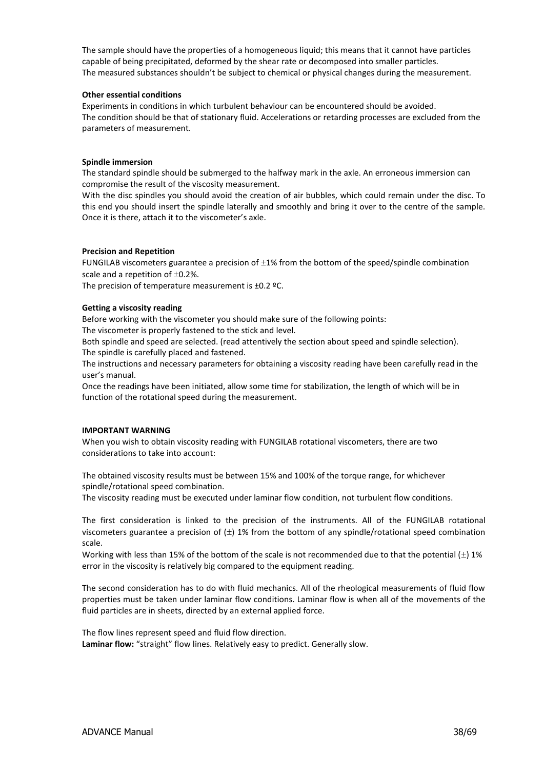The sample should have the properties of a homogeneous liquid; this means that it cannot have particles capable of being precipitated, deformed by the shear rate or decomposed into smaller particles.
The measured substances shouldn't be subject to chemical or physical changes during the measurement.

**Other essential conditions**

Experiments in conditions in which turbulent behaviour can be encountered should be avoided.
The condition should be that of stationary fluid. Accelerations or retarding processes are excluded from the parameters of measurement.

**Spindle immersion**

The standard spindle should be submerged to the halfway mark in the axle. An erroneous immersion can compromise the result of the viscosity measurement.
With the disc spindles you should avoid the creation of air bubbles, which could remain under the disc. To this end you should insert the spindle laterally and smoothly and bring it over to the centre of the sample. Once it is there, attach it to the viscometer's axle.

**Precision and Repetition**

FUNGILAB viscometers guarantee a precision of ±1% from the bottom of the speed/spindle combination scale and a repetition of ±0.2%.
The precision of temperature measurement is ±0.2 ºC.

**Getting a viscosity reading**

Before working with the viscometer you should make sure of the following points:
The viscometer is properly fastened to the stick and level.
Both spindle and speed are selected. (read attentively the section about speed and spindle selection).
The spindle is carefully placed and fastened.
The instructions and necessary parameters for obtaining a viscosity reading have been carefully read in the user's manual.
Once the readings have been initiated, allow some time for stabilization, the length of which will be in function of the rotational speed during the measurement.

**IMPORTANT WARNING**

When you wish to obtain viscosity reading with FUNGILAB rotational viscometers, there are two considerations to take into account:

The obtained viscosity results must be between 15% and 100% of the torque range, for whichever spindle/rotational speed combination.
The viscosity reading must be executed under laminar flow condition, not turbulent flow conditions.

The first consideration is linked to the precision of the instruments. All of the FUNGILAB rotational viscometers guarantee a precision of (±) 1% from the bottom of any spindle/rotational speed combination scale.
Working with less than 15% of the bottom of the scale is not recommended due to that the potential (±) 1% error in the viscosity is relatively big compared to the equipment reading.

The second consideration has to do with fluid mechanics. All of the rheological measurements of fluid flow properties must be taken under laminar flow conditions. Laminar flow is when all of the movements of the fluid particles are in sheets, directed by an external applied force.

The flow lines represent speed and fluid flow direction.
**Laminar flow:** "straight" flow lines. Relatively easy to predict. Generally slow.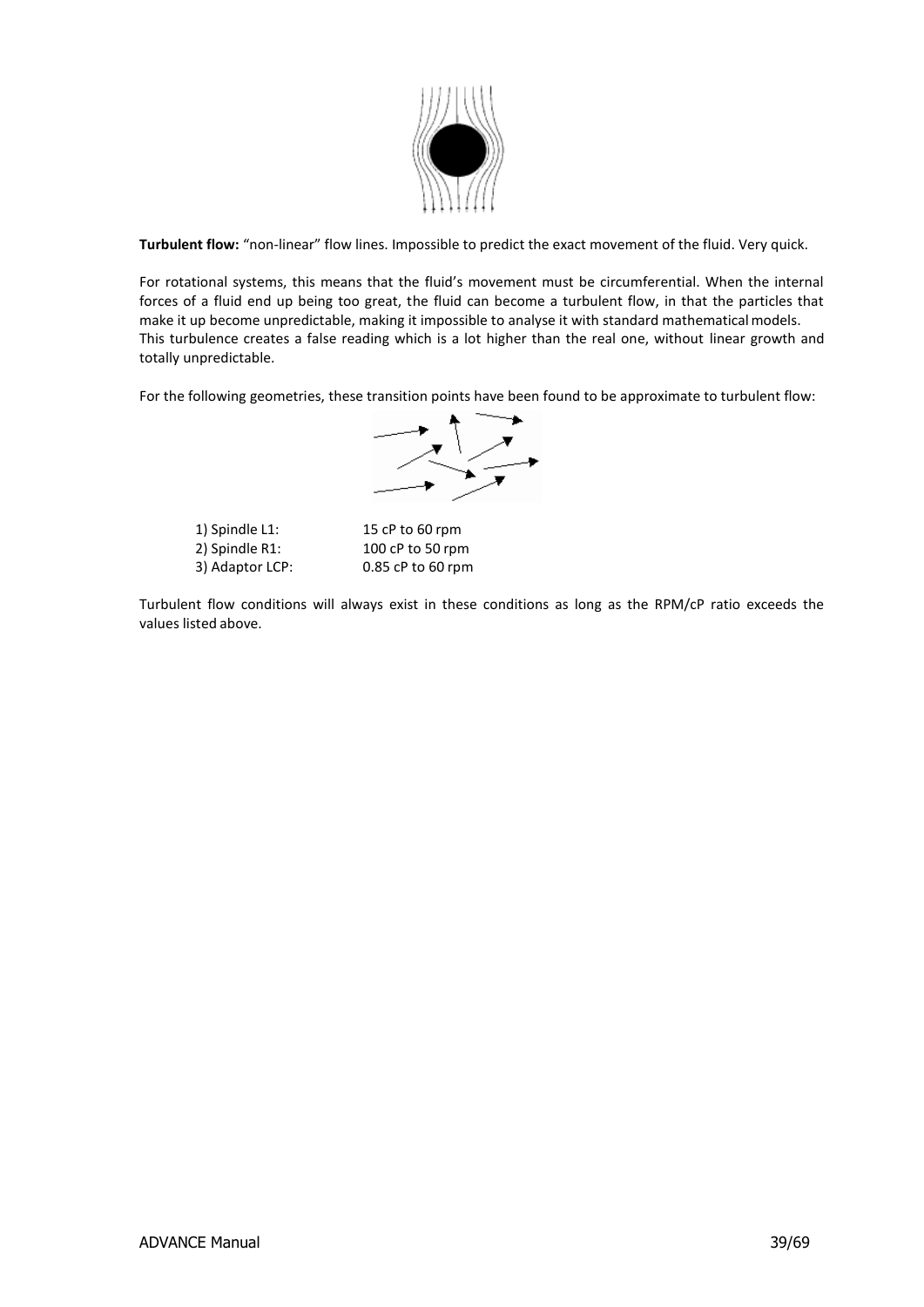**Turbulent flow:** “non-linear” flow lines. Impossible to predict the exact movement of the fluid. Very quick.

For rotational systems, this means that the fluid’s movement must be circumferential. When the internal forces of a fluid end up being too great, the fluid can become a turbulent flow, in that the particles that make it up become unpredictable, making it impossible to analyse it with standard mathematical models.
This turbulence creates a false reading which is a lot higher than the real one, without linear growth and totally unpredictable.

For the following geometries, these transition points have been found to be approximate to turbulent flow:

1) Spindle L1: 15 cP to 60 rpm
2) Spindle R1: 100 cP to 50 rpm
3) Adaptor LCP: 0.85 cP to 60 rpm

Turbulent flow conditions will always exist in these conditions as long as the RPM/cP ratio exceeds the values listed above.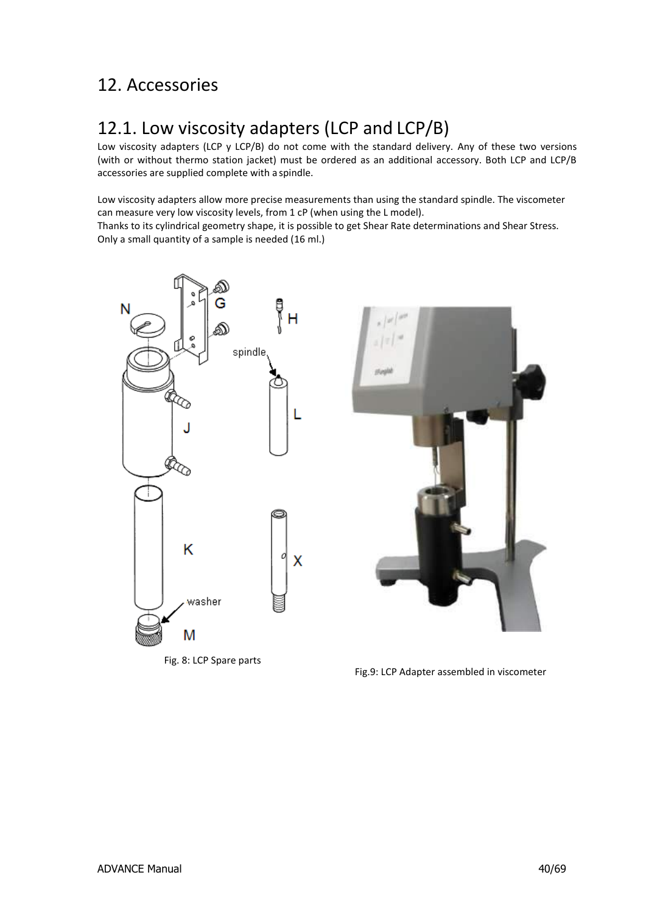# 12. Accessories

## 12.1. Low viscosity adapters (LCP and LCP/B)

Low viscosity adapters (LCP y LCP/B) do not come with the standard delivery. Any of these two versions (with or without thermo station jacket) must be ordered as an additional accessory. Both LCP and LCP/B accessories are supplied complete with a spindle.

Low viscosity adapters allow more precise measurements than using the standard spindle. The viscometer can measure very low viscosity levels, from 1 cP (when using the L model).
Thanks to its cylindrical geometry shape, it is possible to get Shear Rate determinations and Shear Stress.
Only a small quantity of a sample is needed (16 ml.)

Fig. 8: LCP Spare parts

Fig.9: LCP Adapter assembled in viscometer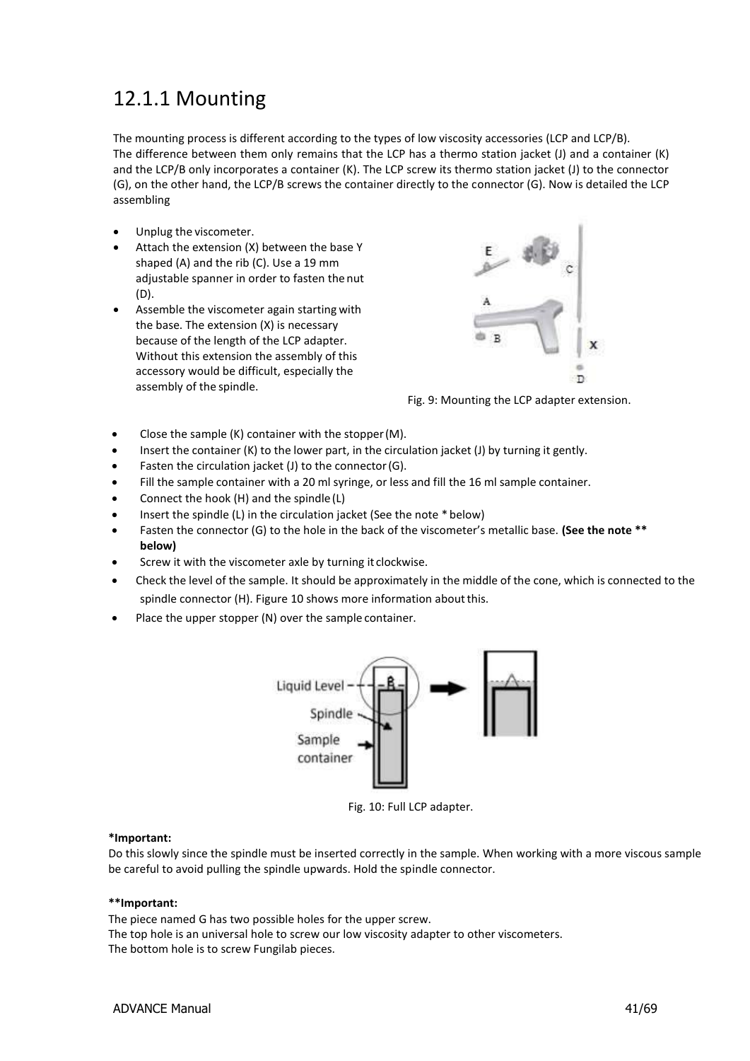## 12.1.1 Mounting

The mounting process is different according to the types of low viscosity accessories (LCP and LCP/B). The difference between them only remains that the LCP has a thermo station jacket (J) and a container (K) and the LCP/B only incorporates a container (K). The LCP screw its thermo station jacket (J) to the connector (G), on the other hand, the LCP/B screws the container directly to the connector (G). Now is detailed the LCP assembling

- Unplug the viscometer.
- Attach the extension (X) between the base Y shaped (A) and the rib (C). Use a 19 mm adjustable spanner in order to fasten the nut (D).
- Assemble the viscometer again starting with the base. The extension (X) is necessary because of the length of the LCP adapter. Without this extension the assembly of this accessory would be difficult, especially the assembly of the spindle.

Fig. 9: Mounting the LCP adapter extension.

- Close the sample (K) container with the stopper (M).
- Insert the container (K) to the lower part, in the circulation jacket (J) by turning it gently.
- Fasten the circulation jacket (J) to the connector (G).
- Fill the sample container with a 20 ml syringe, or less and fill the 16 ml sample container.
- Connect the hook (H) and the spindle (L)
- Insert the spindle (L) in the circulation jacket (See the note * below)
- Fasten the connector (G) to the hole in the back of the viscometer's metallic base. **(See the note ** below)**
- Screw it with the viscometer axle by turning it clockwise.
- Check the level of the sample. It should be approximately in the middle of the cone, which is connected to the spindle connector (H). Figure 10 shows more information about this.
- Place the upper stopper (N) over the sample container.

Fig. 10: Full LCP adapter.

**\*Important:**
Do this slowly since the spindle must be inserted correctly in the sample. When working with a more viscous sample be careful to avoid pulling the spindle upwards. Hold the spindle connector.

**\*\*Important:**
The piece named G has two possible holes for the upper screw.
The top hole is an universal hole to screw our low viscosity adapter to other viscometers.
The bottom hole is to screw Fungilab pieces.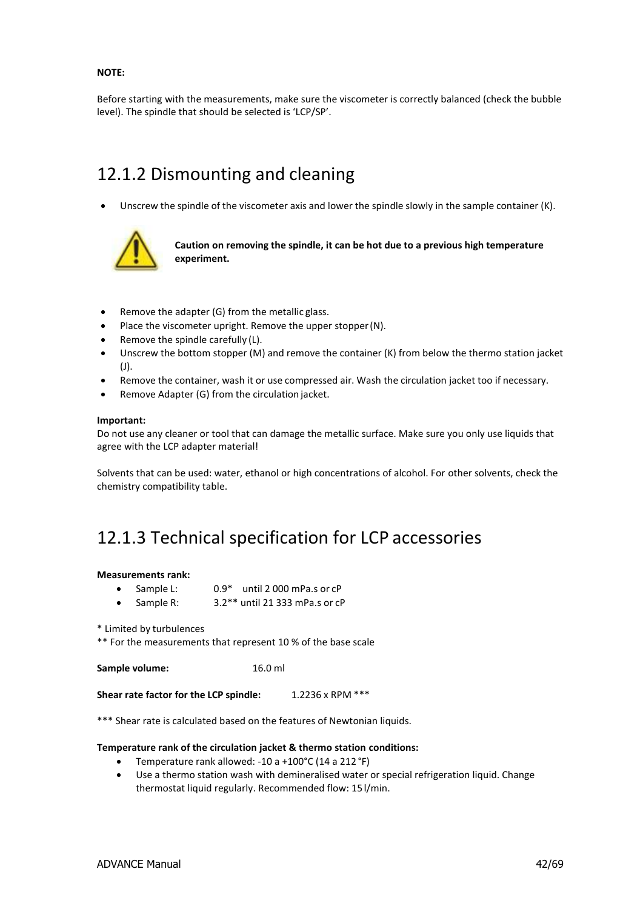**NOTE:**

Before starting with the measurements, make sure the viscometer is correctly balanced (check the bubble level). The spindle that should be selected is 'LCP/SP'.

## 12.1.2 Dismounting and cleaning

- Unscrew the spindle of the viscometer axis and lower the spindle slowly in the sample container (K).

**Caution on removing the spindle, it can be hot due to a previous high temperature experiment.**

- Remove the adapter (G) from the metallic glass.
- Place the viscometer upright. Remove the upper stopper (N).
- Remove the spindle carefully (L).
- Unscrew the bottom stopper (M) and remove the container (K) from below the thermo station jacket (J).
- Remove the container, wash it or use compressed air. Wash the circulation jacket too if necessary.
- Remove Adapter (G) from the circulation jacket.

**Important:**
Do not use any cleaner or tool that can damage the metallic surface. Make sure you only use liquids that agree with the LCP adapter material!

Solvents that can be used: water, ethanol or high concentrations of alcohol. For other solvents, check the chemistry compatibility table.

## 12.1.3 Technical specification for LCP accessories

**Measurements rank:**

- Sample L: 0.9* until 2 000 mPa.s or cP
- Sample R: 3.2** until 21 333 mPa.s or cP

* Limited by turbulences
** For the measurements that represent 10 % of the base scale

**Sample volume:** 16.0 ml

**Shear rate factor for the LCP spindle:** 1.2236 x RPM ***

*** Shear rate is calculated based on the features of Newtonian liquids.

**Temperature rank of the circulation jacket & thermo station conditions:**

- Temperature rank allowed: -10 a +100°C (14 a 212 °F)
- Use a thermo station wash with demineralised water or special refrigeration liquid. Change thermostat liquid regularly. Recommended flow: 15 l/min.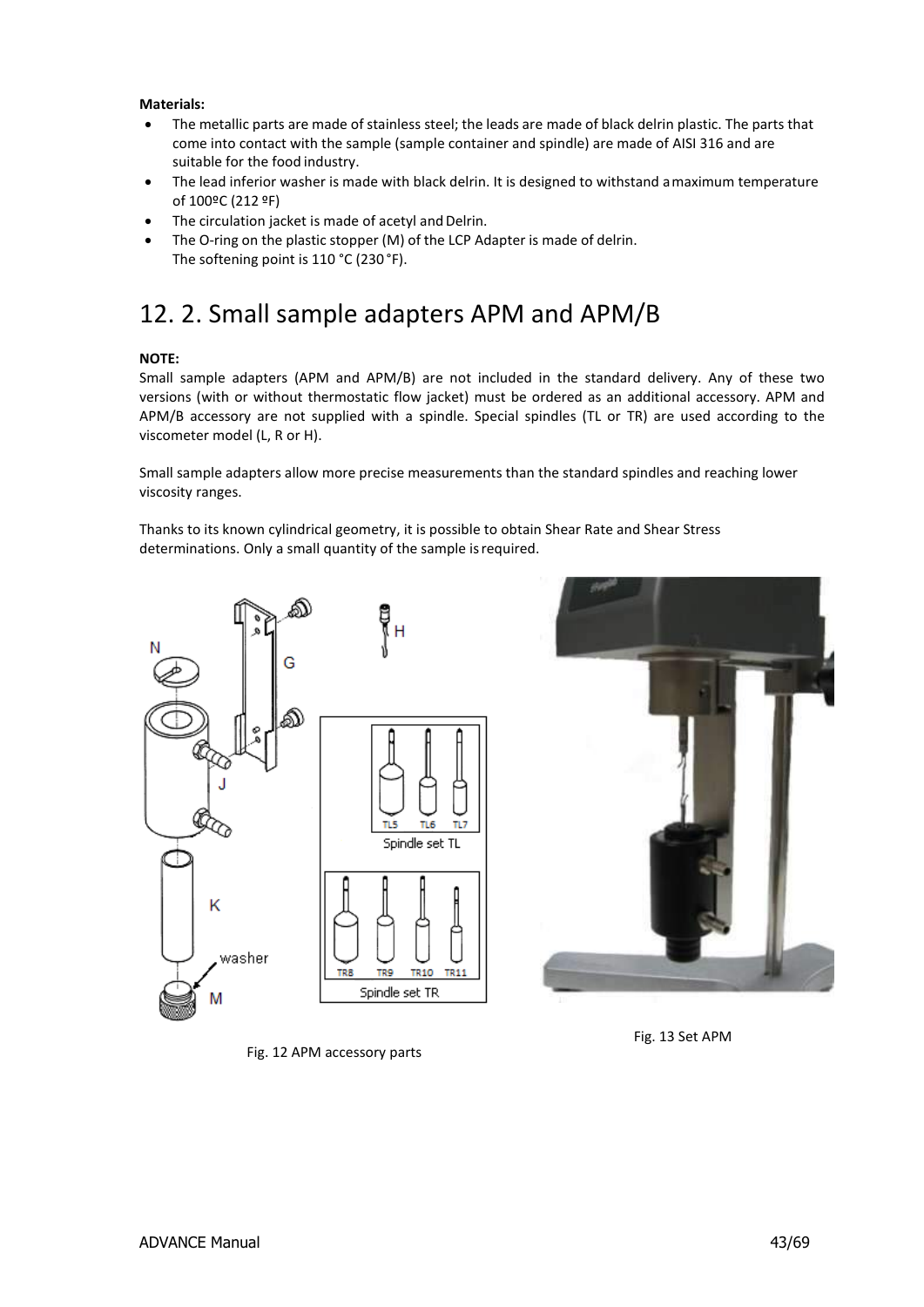**Materials:**

- The metallic parts are made of stainless steel; the leads are made of black delrin plastic. The parts that come into contact with the sample (sample container and spindle) are made of AISI 316 and are suitable for the food industry.
- The lead inferior washer is made with black delrin. It is designed to withstand a maximum temperature of 100ºC (212 ºF)
- The circulation jacket is made of acetyl and Delrin.
- The O-ring on the plastic stopper (M) of the LCP Adapter is made of delrin. The softening point is 110 °C (230 °F).

# 12. 2. Small sample adapters APM and APM/B

**NOTE:**
Small sample adapters (APM and APM/B) are not included in the standard delivery. Any of these two versions (with or without thermostatic flow jacket) must be ordered as an additional accessory. APM and APM/B accessory are not supplied with a spindle. Special spindles (TL or TR) are used according to the viscometer model (L, R or H).

Small sample adapters allow more precise measurements than the standard spindles and reaching lower viscosity ranges.

Thanks to its known cylindrical geometry, it is possible to obtain Shear Rate and Shear Stress determinations. Only a small quantity of the sample is required.

Fig. 12 APM accessory parts

Fig. 13 Set APM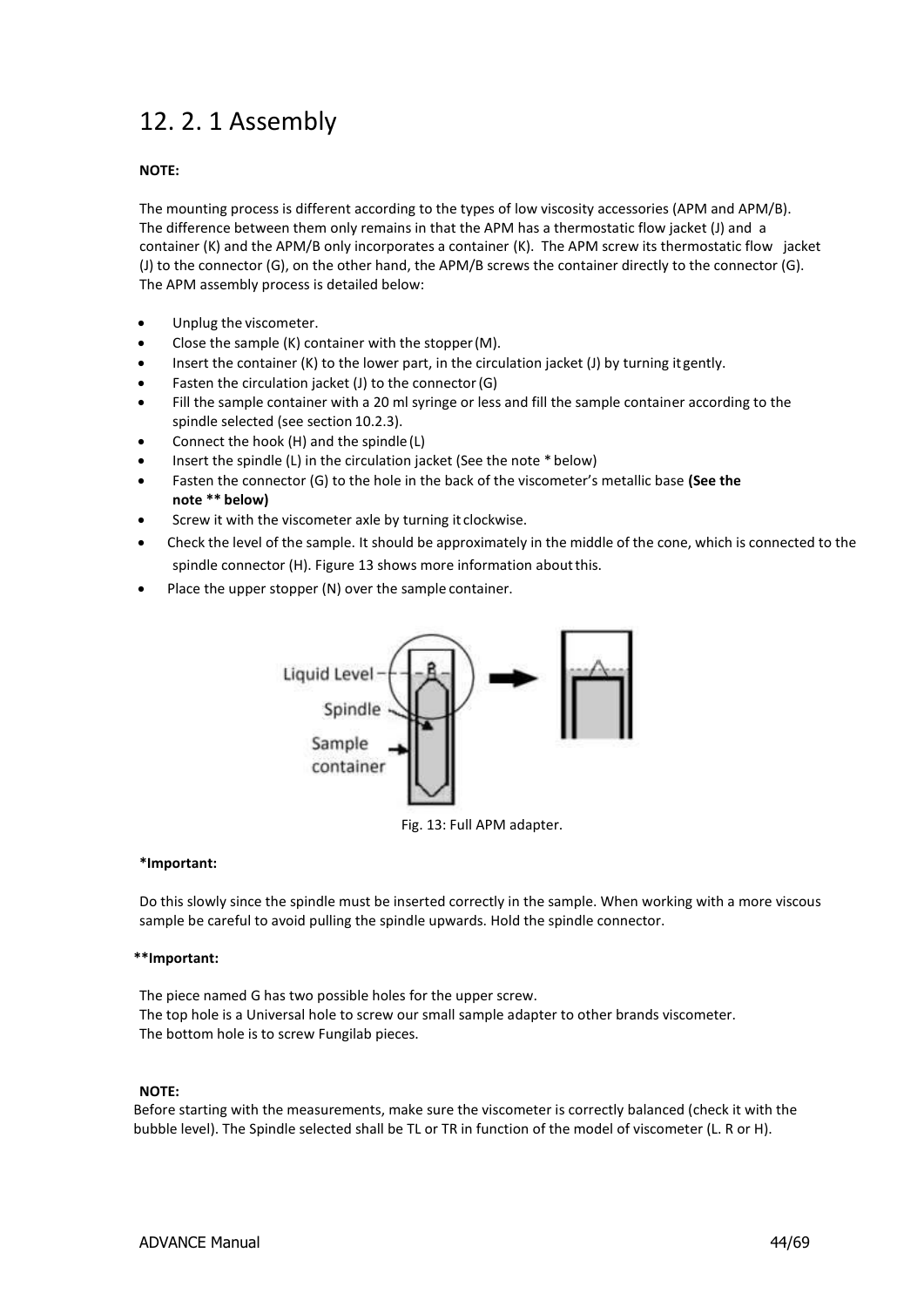# 12. 2. 1 Assembly

**NOTE:**

The mounting process is different according to the types of low viscosity accessories (APM and APM/B). The difference between them only remains in that the APM has a thermostatic flow jacket (J) and a container (K) and the APM/B only incorporates a container (K). The APM screw its thermostatic flow jacket (J) to the connector (G), on the other hand, the APM/B screws the container directly to the connector (G). The APM assembly process is detailed below:

- Unplug the viscometer.
- Close the sample (K) container with the stopper (M).
- Insert the container (K) to the lower part, in the circulation jacket (J) by turning it gently.
- Fasten the circulation jacket (J) to the connector (G)
- Fill the sample container with a 20 ml syringe or less and fill the sample container according to the spindle selected (see section 10.2.3).
- Connect the hook (H) and the spindle (L)
- Insert the spindle (L) in the circulation jacket (See the note * below)
- Fasten the connector (G) to the hole in the back of the viscometer's metallic base **(See the note ** below)**
- Screw it with the viscometer axle by turning it clockwise.
- Check the level of the sample. It should be approximately in the middle of the cone, which is connected to the spindle connector (H). Figure 13 shows more information about this.
- Place the upper stopper (N) over the sample container.

Fig. 13: Full APM adapter.

**\*Important:**

Do this slowly since the spindle must be inserted correctly in the sample. When working with a more viscous sample be careful to avoid pulling the spindle upwards. Hold the spindle connector.

**\*\*Important:**

The piece named G has two possible holes for the upper screw.
The top hole is a Universal hole to screw our small sample adapter to other brands viscometer.
The bottom hole is to screw Fungilab pieces.

**NOTE:**
Before starting with the measurements, make sure the viscometer is correctly balanced (check it with the bubble level). The Spindle selected shall be TL or TR in function of the model of viscometer (L. R or H).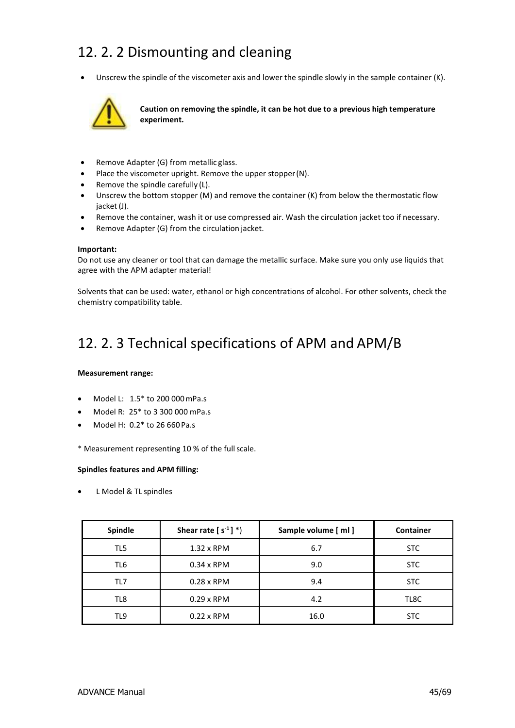## 12. 2. 2 Dismounting and cleaning

- Unscrew the spindle of the viscometer axis and lower the spindle slowly in the sample container (K).

**Caution on removing the spindle, it can be hot due to a previous high temperature experiment.**

- Remove Adapter (G) from metallic glass.
- Place the viscometer upright. Remove the upper stopper (N).
- Remove the spindle carefully (L).
- Unscrew the bottom stopper (M) and remove the container (K) from below the thermostatic flow jacket (J).
- Remove the container, wash it or use compressed air. Wash the circulation jacket too if necessary.
- Remove Adapter (G) from the circulation jacket.

**Important:**
Do not use any cleaner or tool that can damage the metallic surface. Make sure you only use liquids that agree with the APM adapter material!

Solvents that can be used: water, ethanol or high concentrations of alcohol. For other solvents, check the chemistry compatibility table.

## 12. 2. 3 Technical specifications of APM and APM/B

**Measurement range:**

- Model L: 1.5* to 200 000 mPa.s
- Model R: 25* to 3 300 000 mPa.s
- Model H: 0.2* to 26 660 Pa.s

* Measurement representing 10 % of the full scale.

**Spindles features and APM filling:**

- L Model & TL spindles

| Spindle | Shear rate [ $s^{-1}$ ] *) | Sample volume [ ml ] | Container |
|---|---|---|---|
| TL5 | 1.32 x RPM | 6.7 | STC |
| TL6 | 0.34 x RPM | 9.0 | STC |
| TL7 | 0.28 x RPM | 9.4 | STC |
| TL8 | 0.29 x RPM | 4.2 | TL8C |
| TL9 | 0.22 x RPM | 16.0 | STC |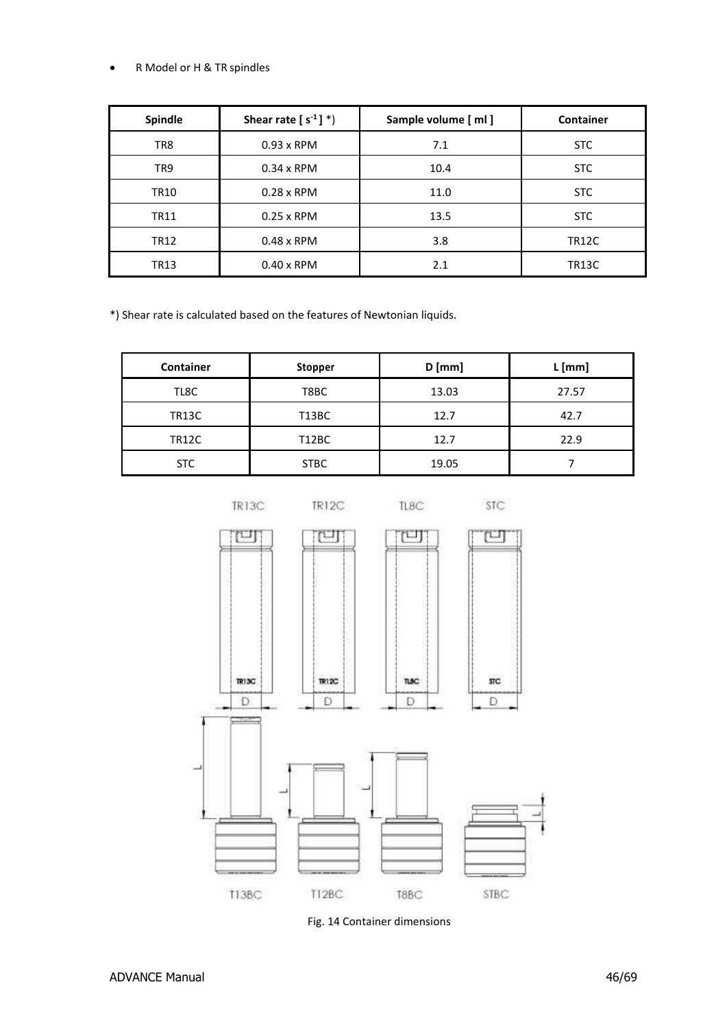- R Model or H & TR spindles

| Spindle | Shear rate [ $s^{-1}$ ] *) | Sample volume [ ml ] | Container |
|---|---|---|---|
| TR8 | 0.93 x RPM | 7.1 | STC |
| TR9 | 0.34 x RPM | 10.4 | STC |
| TR10 | 0.28 x RPM | 11.0 | STC |
| TR11 | 0.25 x RPM | 13.5 | STC |
| TR12 | 0.48 x RPM | 3.8 | TR12C |
| TR13 | 0.40 x RPM | 2.1 | TR13C |

*) Shear rate is calculated based on the features of Newtonian liquids.

| Container | Stopper | D [mm] | L [mm] |
|---|---|---|---|
| TL8C | T8BC | 13.03 | 27.57 |
| TR13C | T13BC | 12.7 | 42.7 |
| TR12C | T12BC | 12.7 | 22.9 |
| STC | STBC | 19.05 | 7 |

Fig. 14 Container dimensions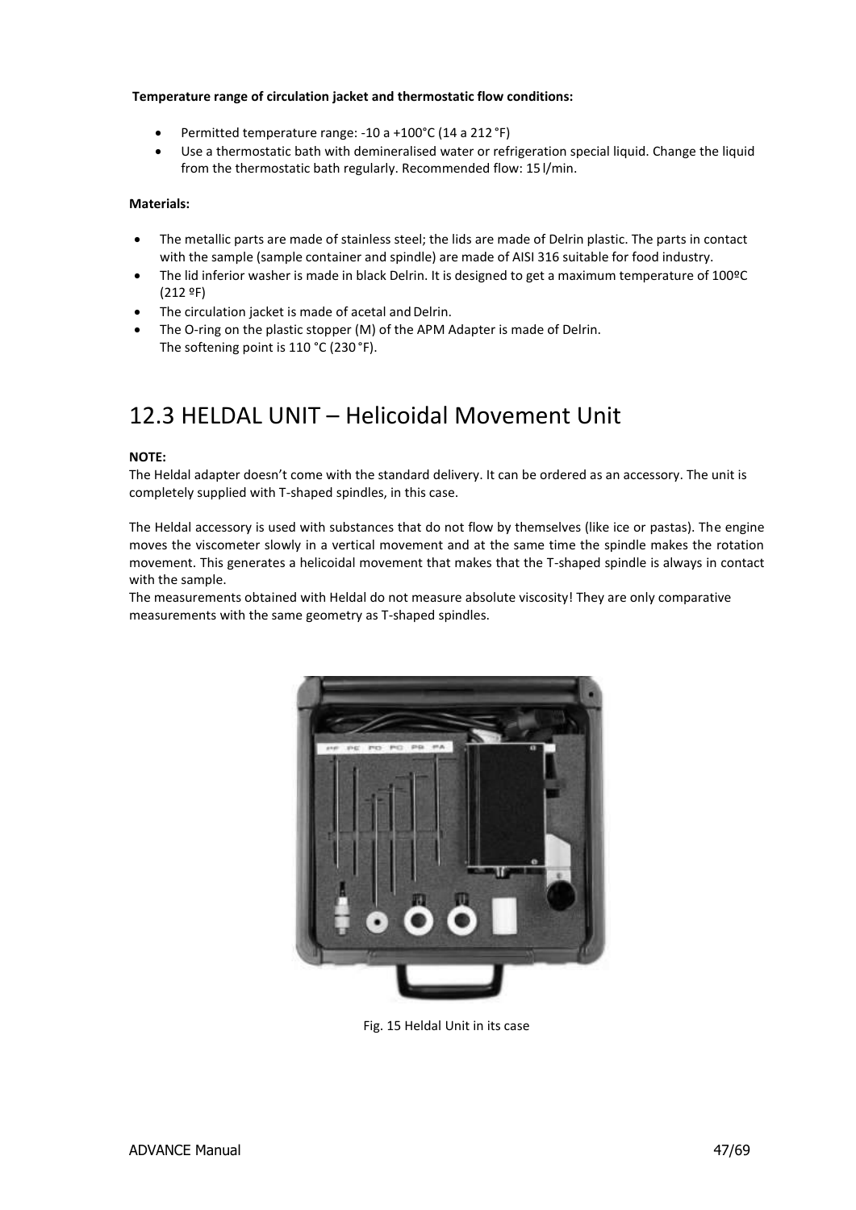**Temperature range of circulation jacket and thermostatic flow conditions:**

- Permitted temperature range: -10 a +100°C (14 a 212 °F)
- Use a thermostatic bath with demineralised water or refrigeration special liquid. Change the liquid from the thermostatic bath regularly. Recommended flow: 15 l/min.

**Materials:**

- The metallic parts are made of stainless steel; the lids are made of Delrin plastic. The parts in contact with the sample (sample container and spindle) are made of AISI 316 suitable for food industry.
- The lid inferior washer is made in black Delrin. It is designed to get a maximum temperature of 100ºC (212 ºF)
- The circulation jacket is made of acetal and Delrin.
- The O-ring on the plastic stopper (M) of the APM Adapter is made of Delrin.
  The softening point is 110 °C (230 °F).

# 12.3 HELDAL UNIT – Helicoidal Movement Unit

**NOTE:**
The Heldal adapter doesn't come with the standard delivery. It can be ordered as an accessory. The unit is completely supplied with T-shaped spindles, in this case.

The Heldal accessory is used with substances that do not flow by themselves (like ice or pastas). The engine moves the viscometer slowly in a vertical movement and at the same time the spindle makes the rotation movement. This generates a helicoidal movement that makes that the T-shaped spindle is always in contact with the sample.
The measurements obtained with Heldal do not measure absolute viscosity! They are only comparative measurements with the same geometry as T-shaped spindles.

Fig. 15 Heldal Unit in its case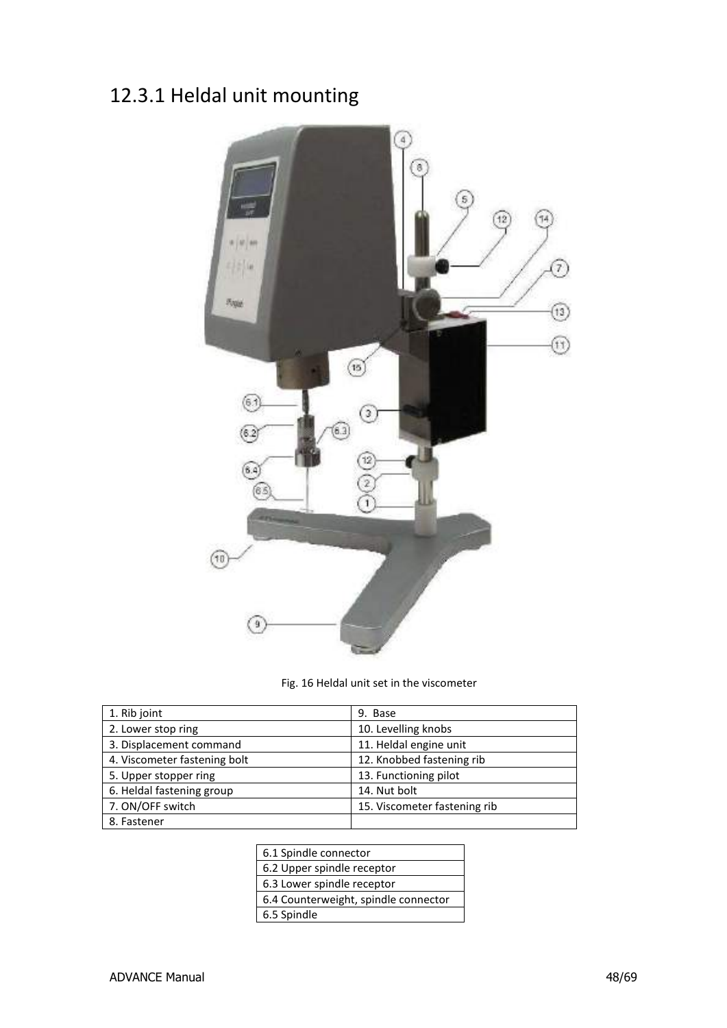## 12.3.1 Heldal unit mounting

Fig. 16 Heldal unit set in the viscometer

| 1. Rib joint | 9. Base |
|---|---|
| 2. Lower stop ring | 10. Levelling knobs |
| 3. Displacement command | 11. Heldal engine unit |
| 4. Viscometer fastening bolt | 12. Knobbed fastening rib |
| 5. Upper stopper ring | 13. Functioning pilot |
| 6. Heldal fastening group | 14. Nut bolt |
| 7. ON/OFF switch | 15. Viscometer fastening rib |
| 8. Fastener | |

| 6.1 Spindle connector |
|---|
| 6.2 Upper spindle receptor |
| 6.3 Lower spindle receptor |
| 6.4 Counterweight, spindle connector |
| 6.5 Spindle |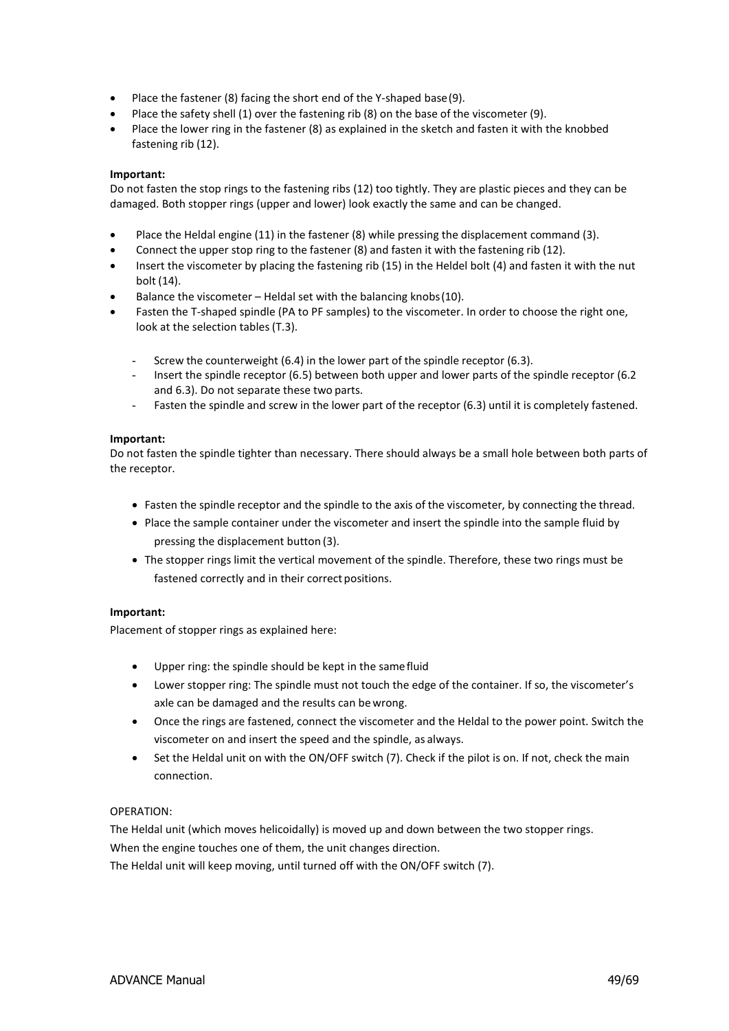- Place the fastener (8) facing the short end of the Y-shaped base (9).
- Place the safety shell (1) over the fastening rib (8) on the base of the viscometer (9).
- Place the lower ring in the fastener (8) as explained in the sketch and fasten it with the knobbed fastening rib (12).

**Important:**
Do not fasten the stop rings to the fastening ribs (12) too tightly. They are plastic pieces and they can be damaged. Both stopper rings (upper and lower) look exactly the same and can be changed.

- Place the Heldal engine (11) in the fastener (8) while pressing the displacement command (3).
- Connect the upper stop ring to the fastener (8) and fasten it with the fastening rib (12).
- Insert the viscometer by placing the fastening rib (15) in the Heldel bolt (4) and fasten it with the nut bolt (14).
- Balance the viscometer – Heldal set with the balancing knobs (10).
- Fasten the T-shaped spindle (PA to PF samples) to the viscometer. In order to choose the right one, look at the selection tables (T.3).
  - Screw the counterweight (6.4) in the lower part of the spindle receptor (6.3).
  - Insert the spindle receptor (6.5) between both upper and lower parts of the spindle receptor (6.2 and 6.3). Do not separate these two parts.
  - Fasten the spindle and screw in the lower part of the receptor (6.3) until it is completely fastened.

**Important:**
Do not fasten the spindle tighter than necessary. There should always be a small hole between both parts of the receptor.

- Fasten the spindle receptor and the spindle to the axis of the viscometer, by connecting the thread.
- Place the sample container under the viscometer and insert the spindle into the sample fluid by pressing the displacement button (3).
- The stopper rings limit the vertical movement of the spindle. Therefore, these two rings must be fastened correctly and in their correct positions.

**Important:**
Placement of stopper rings as explained here:

- Upper ring: the spindle should be kept in the same fluid
- Lower stopper ring: The spindle must not touch the edge of the container. If so, the viscometer's axle can be damaged and the results can be wrong.
- Once the rings are fastened, connect the viscometer and the Heldal to the power point. Switch the viscometer on and insert the speed and the spindle, as always.
- Set the Heldal unit on with the ON/OFF switch (7). Check if the pilot is on. If not, check the main connection.

OPERATION:

The Heldal unit (which moves helicoidally) is moved up and down between the two stopper rings.
When the engine touches one of them, the unit changes direction.
The Heldal unit will keep moving, until turned off with the ON/OFF switch (7).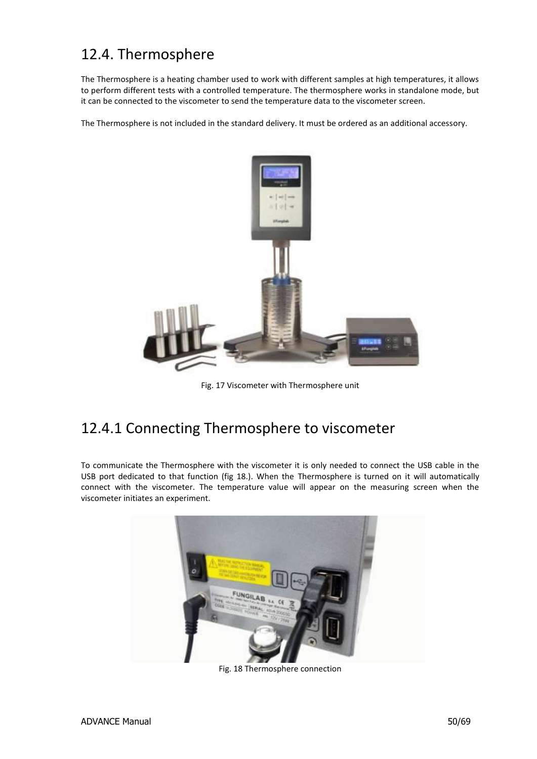## 12.4. Thermosphere

The Thermosphere is a heating chamber used to work with different samples at high temperatures, it allows to perform different tests with a controlled temperature. The thermosphere works in standalone mode, but it can be connected to the viscometer to send the temperature data to the viscometer screen.

The Thermosphere is not included in the standard delivery. It must be ordered as an additional accessory.

Fig. 17 Viscometer with Thermosphere unit

## 12.4.1 Connecting Thermosphere to viscometer

To communicate the Thermosphere with the viscometer it is only needed to connect the USB cable in the USB port dedicated to that function (fig 18.). When the Thermosphere is turned on it will automatically connect with the viscometer. The temperature value will appear on the measuring screen when the viscometer initiates an experiment.

Fig. 18 Thermosphere connection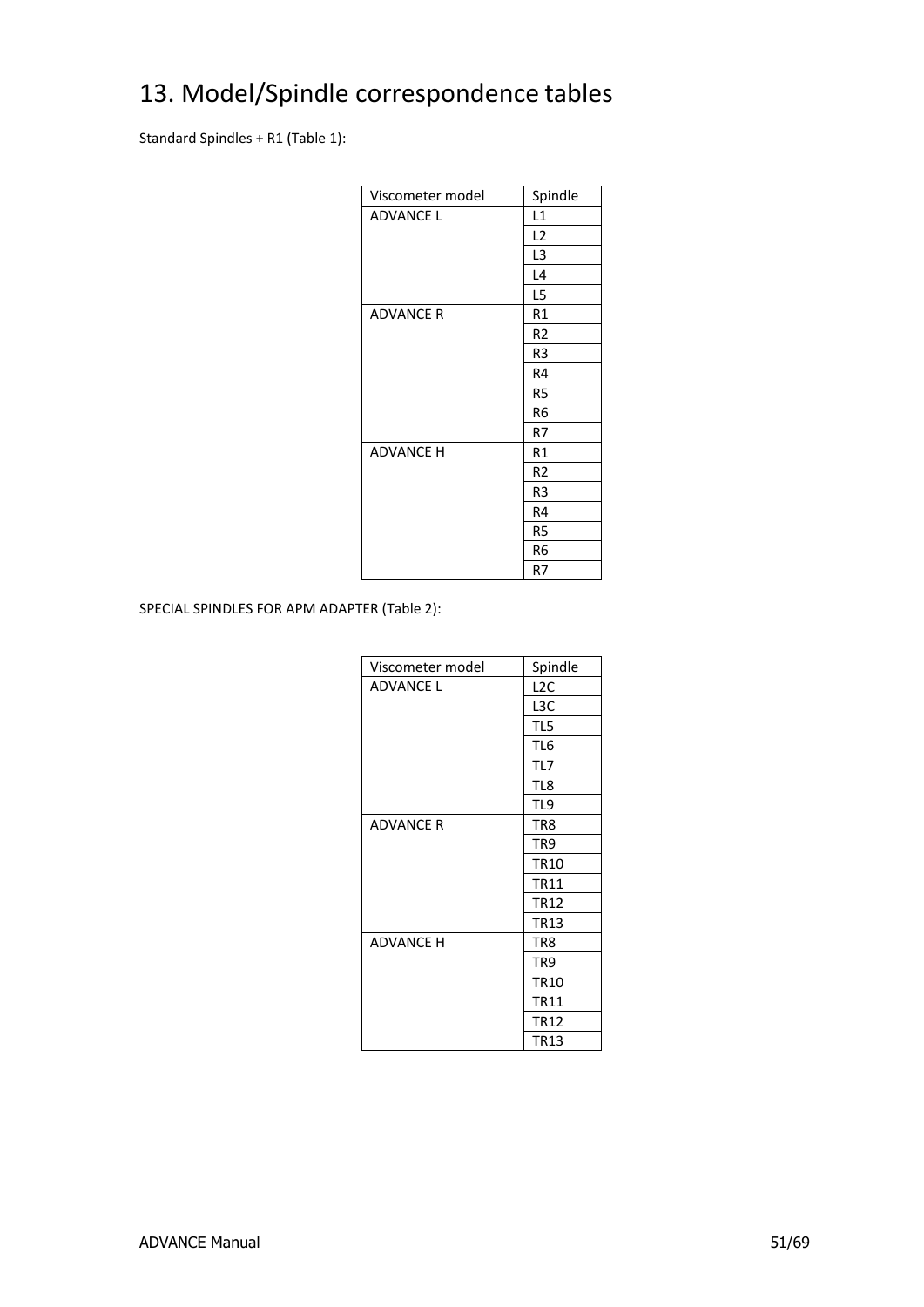# 13. Model/Spindle correspondence tables

Standard Spindles + R1 (Table 1):

| Viscometer model | Spindle |
| --- | --- |
| ADVANCE L | L1 |
| | L2 |
| | L3 |
| | L4 |
| | L5 |
| ADVANCE R | R1 |
| | R2 |
| | R3 |
| | R4 |
| | R5 |
| | R6 |
| | R7 |
| ADVANCE H | R1 |
| | R2 |
| | R3 |
| | R4 |
| | R5 |
| | R6 |
| | R7 |

SPECIAL SPINDLES FOR APM ADAPTER (Table 2):

| Viscometer model | Spindle |
| --- | --- |
| ADVANCE L | L2C |
| | L3C |
| | TL5 |
| | TL6 |
| | TL7 |
| | TL8 |
| | TL9 |
| ADVANCE R | TR8 |
| | TR9 |
| | TR10 |
| | TR11 |
| | TR12 |
| | TR13 |
| ADVANCE H | TR8 |
| | TR9 |
| | TR10 |
| | TR11 |
| | TR12 |
| | TR13 |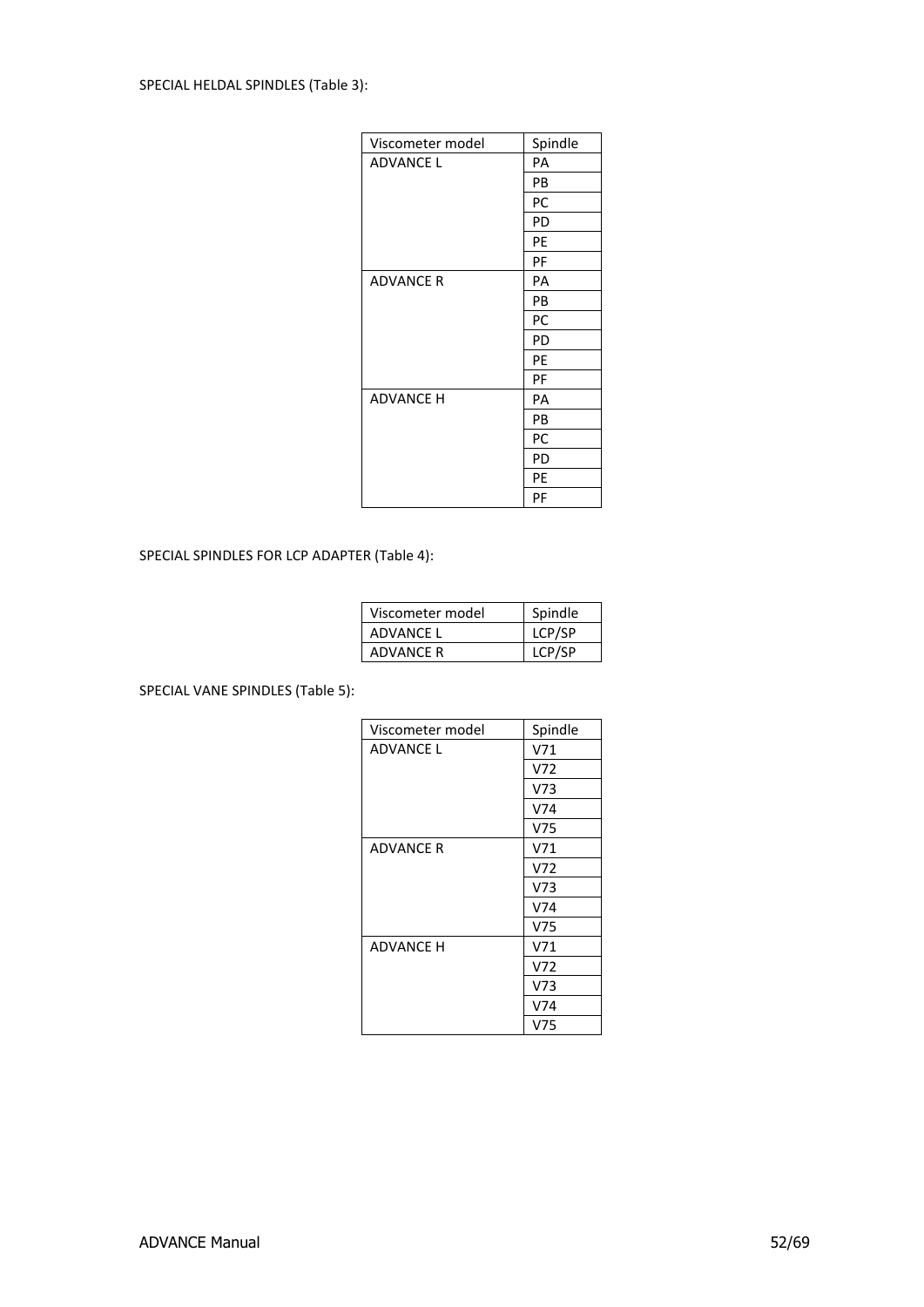SPECIAL HELDAL SPINDLES (Table 3):

| Viscometer model | Spindle |
| --- | --- |
| ADVANCE L | PA |
| | PB |
| | PC |
| | PD |
| | PE |
| | PF |
| ADVANCE R | PA |
| | PB |
| | PC |
| | PD |
| | PE |
| | PF |
| ADVANCE H | PA |
| | PB |
| | PC |
| | PD |
| | PE |
| | PF |

SPECIAL SPINDLES FOR LCP ADAPTER (Table 4):

| Viscometer model | Spindle |
| --- | --- |
| ADVANCE L | LCP/SP |
| ADVANCE R | LCP/SP |

SPECIAL VANE SPINDLES (Table 5):

| Viscometer model | Spindle |
| --- | --- |
| ADVANCE L | V71 |
| | V72 |
| | V73 |
| | V74 |
| | V75 |
| ADVANCE R | V71 |
| | V72 |
| | V73 |
| | V74 |
| | V75 |
| ADVANCE H | V71 |
| | V72 |
| | V73 |
| | V74 |
| | V75 |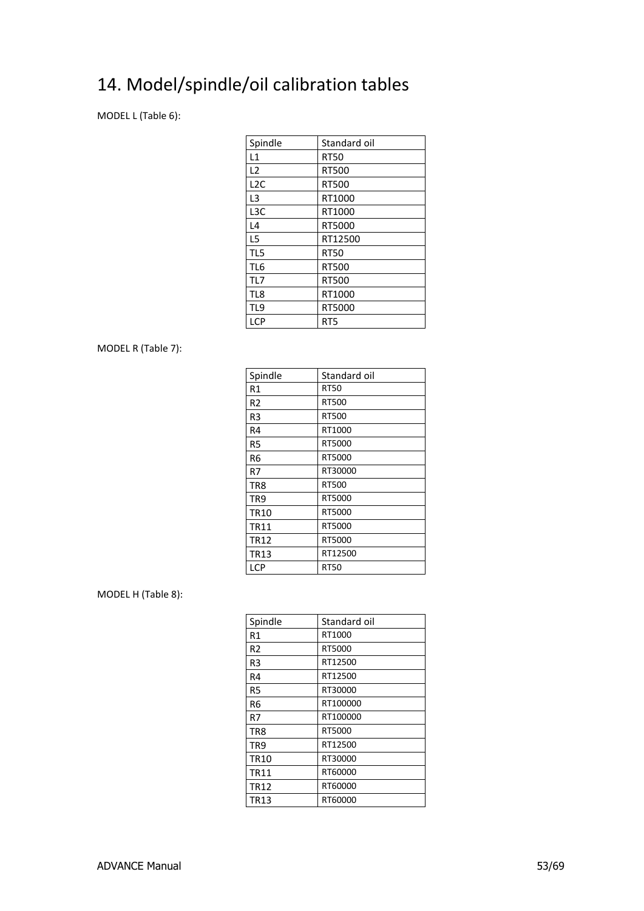# 14. Model/spindle/oil calibration tables

MODEL L (Table 6):

| Spindle | Standard oil |
| --- | --- |
| L1 | RT50 |
| L2 | RT500 |
| L2C | RT500 |
| L3 | RT1000 |
| L3C | RT1000 |
| L4 | RT5000 |
| L5 | RT12500 |
| TL5 | RT50 |
| TL6 | RT500 |
| TL7 | RT500 |
| TL8 | RT1000 |
| TL9 | RT5000 |
| LCP | RT5 |

MODEL R (Table 7):

| Spindle | Standard oil |
| --- | --- |
| R1 | RT50 |
| R2 | RT500 |
| R3 | RT500 |
| R4 | RT1000 |
| R5 | RT5000 |
| R6 | RT5000 |
| R7 | RT30000 |
| TR8 | RT500 |
| TR9 | RT5000 |
| TR10 | RT5000 |
| TR11 | RT5000 |
| TR12 | RT5000 |
| TR13 | RT12500 |
| LCP | RT50 |

MODEL H (Table 8):

| Spindle | Standard oil |
| --- | --- |
| R1 | RT1000 |
| R2 | RT5000 |
| R3 | RT12500 |
| R4 | RT12500 |
| R5 | RT30000 |
| R6 | RT100000 |
| R7 | RT100000 |
| TR8 | RT5000 |
| TR9 | RT12500 |
| TR10 | RT30000 |
| TR11 | RT60000 |
| TR12 | RT60000 |
| TR13 | RT60000 |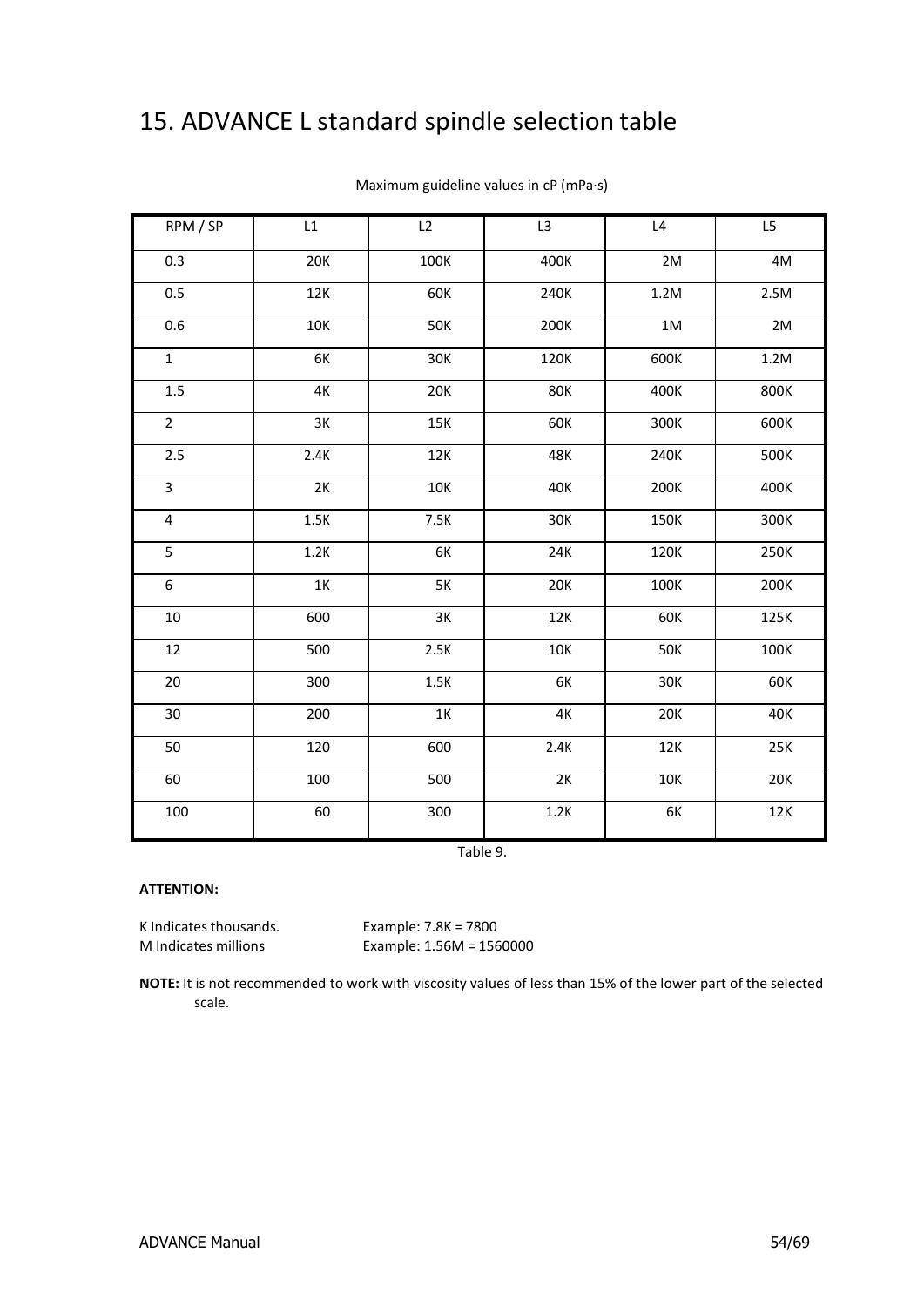# 15. ADVANCE L standard spindle selection table

Maximum guideline values in cP (mPa·s)

| RPM / SP | L1 | L2 | L3 | L4 | L5 |
|---|---|---|---|---|---|
| 0.3 | 20K | 100K | 400K | 2M | 4M |
| 0.5 | 12K | 60K | 240K | 1.2M | 2.5M |
| 0.6 | 10K | 50K | 200K | 1M | 2M |
| 1 | 6K | 30K | 120K | 600K | 1.2M |
| 1.5 | 4K | 20K | 80K | 400K | 800K |
| 2 | 3K | 15K | 60K | 300K | 600K |
| 2.5 | 2.4K | 12K | 48K | 240K | 500K |
| 3 | 2K | 10K | 40K | 200K | 400K |
| 4 | 1.5K | 7.5K | 30K | 150K | 300K |
| 5 | 1.2K | 6K | 24K | 120K | 250K |
| 6 | 1K | 5K | 20K | 100K | 200K |
| 10 | 600 | 3K | 12K | 60K | 125K |
| 12 | 500 | 2.5K | 10K | 50K | 100K |
| 20 | 300 | 1.5K | 6K | 30K | 60K |
| 30 | 200 | 1K | 4K | 20K | 40K |
| 50 | 120 | 600 | 2.4K | 12K | 25K |
| 60 | 100 | 500 | 2K | 10K | 20K |
| 100 | 60 | 300 | 1.2K | 6K | 12K |

Table 9.

**ATTENTION:**

K Indicates thousands. Example: 7.8K = 7800
M Indicates millions Example: 1.56M = 1560000

**NOTE:** It is not recommended to work with viscosity values of less than 15% of the lower part of the selected scale.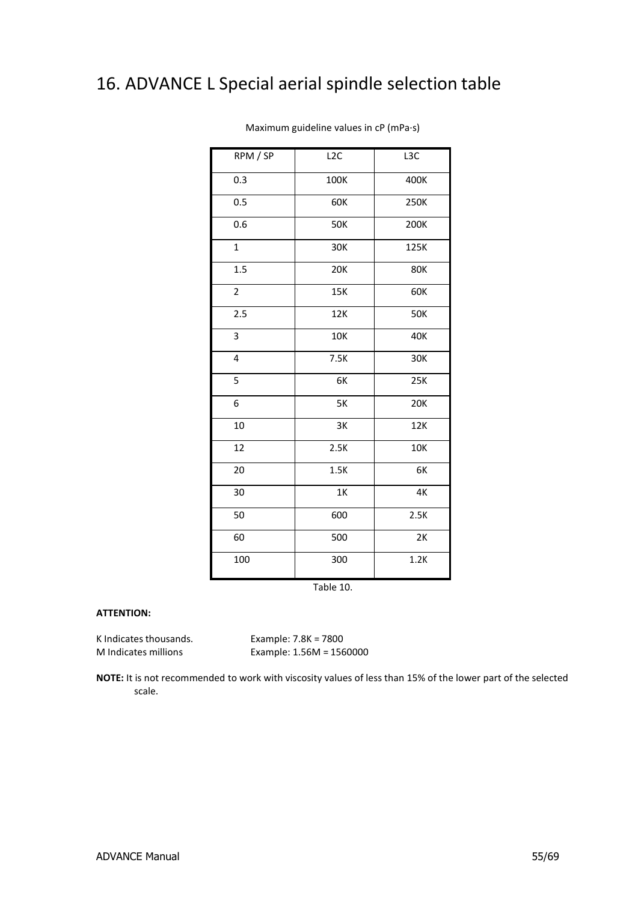# 16. ADVANCE L Special aerial spindle selection table

Maximum guideline values in cP (mPa·s)

| RPM / SP | L2C | L3C |
|---|---|---|
| 0.3 | 100K | 400K |
| 0.5 | 60K | 250K |
| 0.6 | 50K | 200K |
| 1 | 30K | 125K |
| 1.5 | 20K | 80K |
| 2 | 15K | 60K |
| 2.5 | 12K | 50K |
| 3 | 10K | 40K |
| 4 | 7.5K | 30K |
| 5 | 6K | 25K |
| 6 | 5K | 20K |
| 10 | 3K | 12K |
| 12 | 2.5K | 10K |
| 20 | 1.5K | 6K |
| 30 | 1K | 4K |
| 50 | 600 | 2.5K |
| 60 | 500 | 2K |
| 100 | 300 | 1.2K |

Table 10.

**ATTENTION:**

K Indicates thousands. Example: 7.8K = 7800
M Indicates millions Example: 1.56M = 1560000

**NOTE:** It is not recommended to work with viscosity values of less than 15% of the lower part of the selected scale.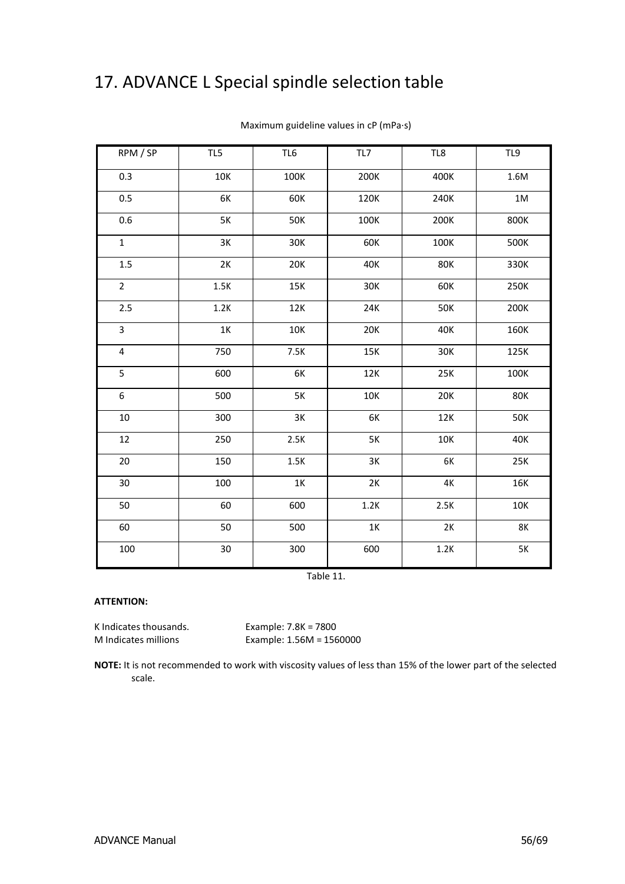# 17. ADVANCE L Special spindle selection table

Maximum guideline values in cP (mPa·s)

| RPM / SP | TL5 | TL6 | TL7 | TL8 | TL9 |
|---|---|---|---|---|---|
| 0.3 | 10K | 100K | 200K | 400K | 1.6M |
| 0.5 | 6K | 60K | 120K | 240K | 1M |
| 0.6 | 5K | 50K | 100K | 200K | 800K |
| 1 | 3K | 30K | 60K | 100K | 500K |
| 1.5 | 2K | 20K | 40K | 80K | 330K |
| 2 | 1.5K | 15K | 30K | 60K | 250K |
| 2.5 | 1.2K | 12K | 24K | 50K | 200K |
| 3 | 1K | 10K | 20K | 40K | 160K |
| 4 | 750 | 7.5K | 15K | 30K | 125K |
| 5 | 600 | 6K | 12K | 25K | 100K |
| 6 | 500 | 5K | 10K | 20K | 80K |
| 10 | 300 | 3K | 6K | 12K | 50K |
| 12 | 250 | 2.5K | 5K | 10K | 40K |
| 20 | 150 | 1.5K | 3K | 6K | 25K |
| 30 | 100 | 1K | 2K | 4K | 16K |
| 50 | 60 | 600 | 1.2K | 2.5K | 10K |
| 60 | 50 | 500 | 1K | 2K | 8K |
| 100 | 30 | 300 | 600 | 1.2K | 5K |

Table 11.

**ATTENTION:**

K Indicates thousands. Example: 7.8K = 7800
M Indicates millions Example: 1.56M = 1560000

**NOTE:** It is not recommended to work with viscosity values of less than 15% of the lower part of the selected scale.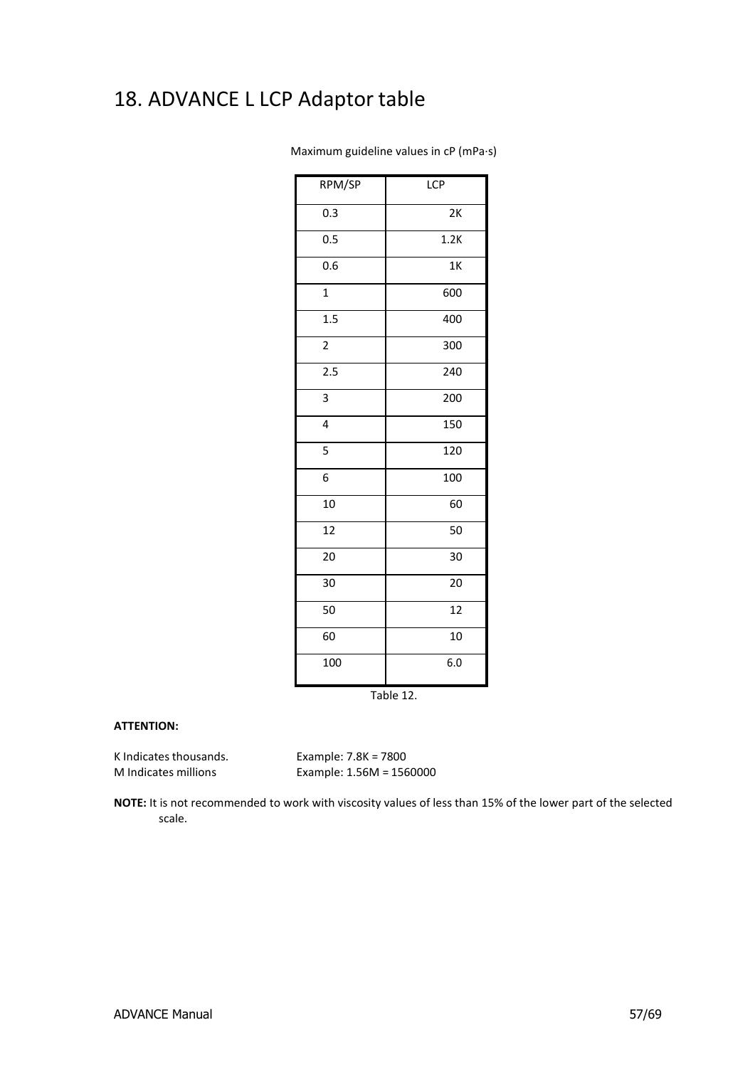# 18. ADVANCE L LCP Adaptor table

Maximum guideline values in cP (mPa·s)

| RPM/SP | LCP |
|---|---|
| 0.3 | 2K |
| 0.5 | 1.2K |
| 0.6 | 1K |
| 1 | 600 |
| 1.5 | 400 |
| 2 | 300 |
| 2.5 | 240 |
| 3 | 200 |
| 4 | 150 |
| 5 | 120 |
| 6 | 100 |
| 10 | 60 |
| 12 | 50 |
| 20 | 30 |
| 30 | 20 |
| 50 | 12 |
| 60 | 10 |
| 100 | 6.0 |

Table 12.

**ATTENTION:**

K Indicates thousands. Example: 7.8K = 7800
M Indicates millions Example: 1.56M = 1560000

**NOTE:** It is not recommended to work with viscosity values of less than 15% of the lower part of the selected scale.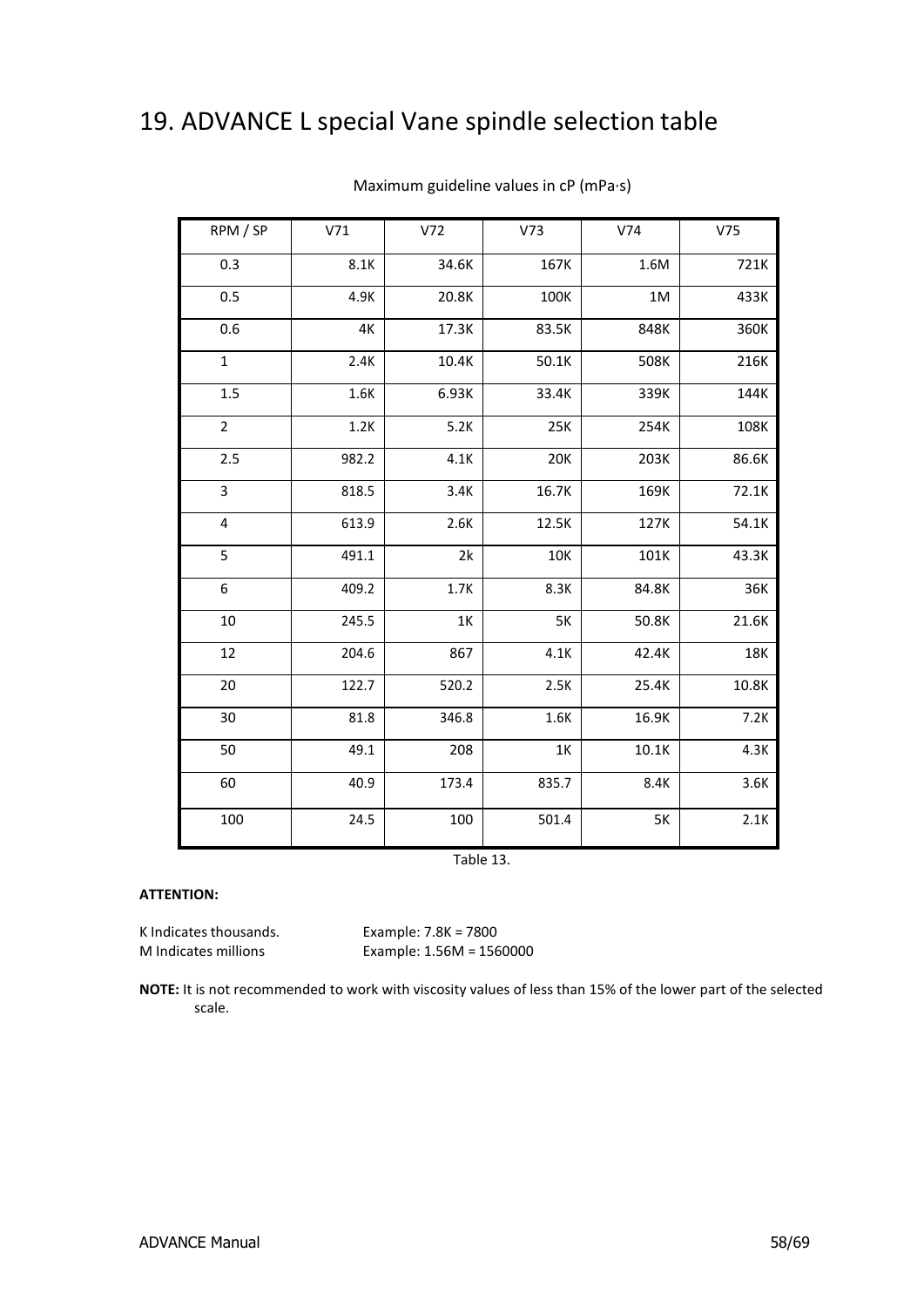# 19. ADVANCE L special Vane spindle selection table

Maximum guideline values in cP (mPa·s)

| RPM / SP | V71 | V72 | V73 | V74 | V75 |
|---|---|---|---|---|---|
| 0.3 | 8.1K | 34.6K | 167K | 1.6M | 721K |
| 0.5 | 4.9K | 20.8K | 100K | 1M | 433K |
| 0.6 | 4K | 17.3K | 83.5K | 848K | 360K |
| 1 | 2.4K | 10.4K | 50.1K | 508K | 216K |
| 1.5 | 1.6K | 6.93K | 33.4K | 339K | 144K |
| 2 | 1.2K | 5.2K | 25K | 254K | 108K |
| 2.5 | 982.2 | 4.1K | 20K | 203K | 86.6K |
| 3 | 818.5 | 3.4K | 16.7K | 169K | 72.1K |
| 4 | 613.9 | 2.6K | 12.5K | 127K | 54.1K |
| 5 | 491.1 | 2k | 10K | 101K | 43.3K |
| 6 | 409.2 | 1.7K | 8.3K | 84.8K | 36K |
| 10 | 245.5 | 1K | 5K | 50.8K | 21.6K |
| 12 | 204.6 | 867 | 4.1K | 42.4K | 18K |
| 20 | 122.7 | 520.2 | 2.5K | 25.4K | 10.8K |
| 30 | 81.8 | 346.8 | 1.6K | 16.9K | 7.2K |
| 50 | 49.1 | 208 | 1K | 10.1K | 4.3K |
| 60 | 40.9 | 173.4 | 835.7 | 8.4K | 3.6K |
| 100 | 24.5 | 100 | 501.4 | 5K | 2.1K |

Table 13.

**ATTENTION:**

K Indicates thousands. Example: 7.8K = 7800
M Indicates millions Example: 1.56M = 1560000

**NOTE:** It is not recommended to work with viscosity values of less than 15% of the lower part of the selected scale.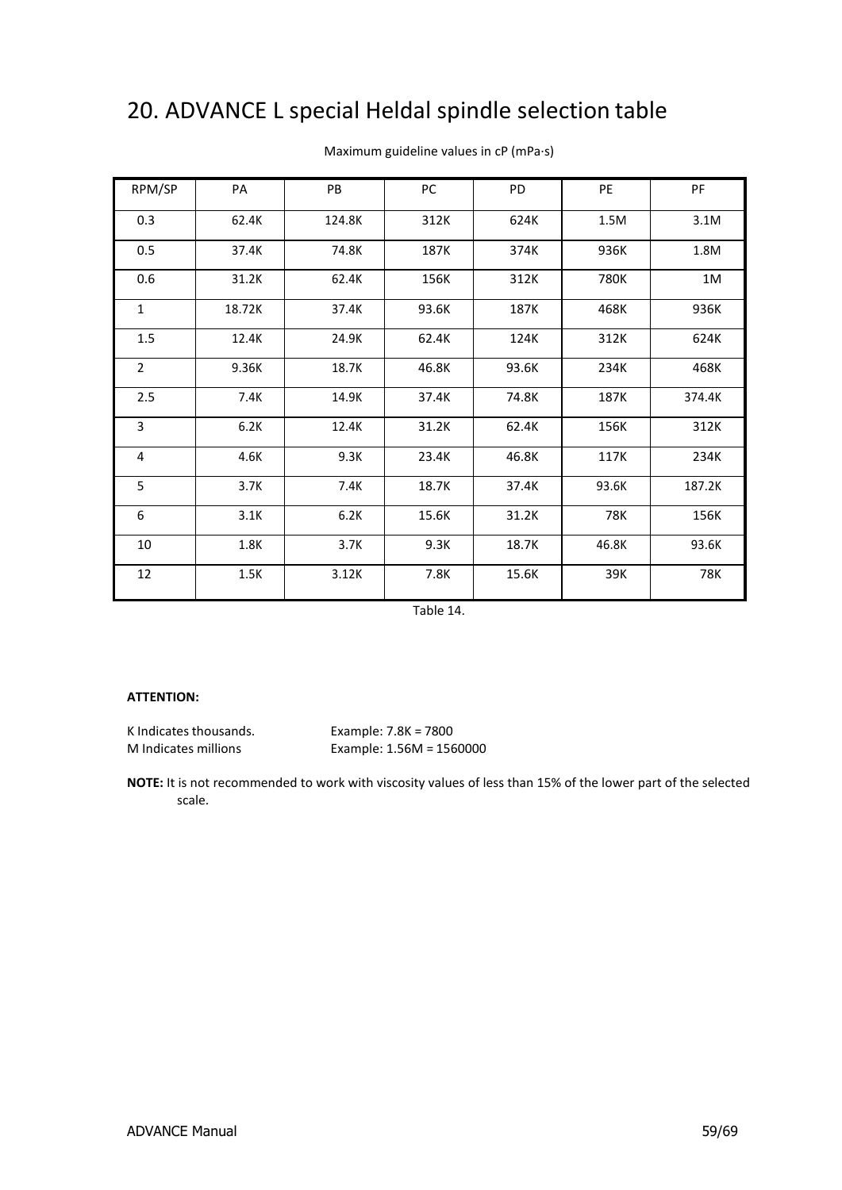# 20. ADVANCE L special Heldal spindle selection table

Maximum guideline values in cP (mPa·s)

| RPM/SP | PA | PB | PC | PD | PE | PF |
|---|---|---|---|---|---|---|
| 0.3 | 62.4K | 124.8K | 312K | 624K | 1.5M | 3.1M |
| 0.5 | 37.4K | 74.8K | 187K | 374K | 936K | 1.8M |
| 0.6 | 31.2K | 62.4K | 156K | 312K | 780K | 1M |
| 1 | 18.72K | 37.4K | 93.6K | 187K | 468K | 936K |
| 1.5 | 12.4K | 24.9K | 62.4K | 124K | 312K | 624K |
| 2 | 9.36K | 18.7K | 46.8K | 93.6K | 234K | 468K |
| 2.5 | 7.4K | 14.9K | 37.4K | 74.8K | 187K | 374.4K |
| 3 | 6.2K | 12.4K | 31.2K | 62.4K | 156K | 312K |
| 4 | 4.6K | 9.3K | 23.4K | 46.8K | 117K | 234K |
| 5 | 3.7K | 7.4K | 18.7K | 37.4K | 93.6K | 187.2K |
| 6 | 3.1K | 6.2K | 15.6K | 31.2K | 78K | 156K |
| 10 | 1.8K | 3.7K | 9.3K | 18.7K | 46.8K | 93.6K |
| 12 | 1.5K | 3.12K | 7.8K | 15.6K | 39K | 78K |

Table 14.

**ATTENTION:**

K Indicates thousands. Example: 7.8K = 7800

M Indicates millions Example: 1.56M = 1560000

**NOTE:** It is not recommended to work with viscosity values of less than 15% of the lower part of the selected scale.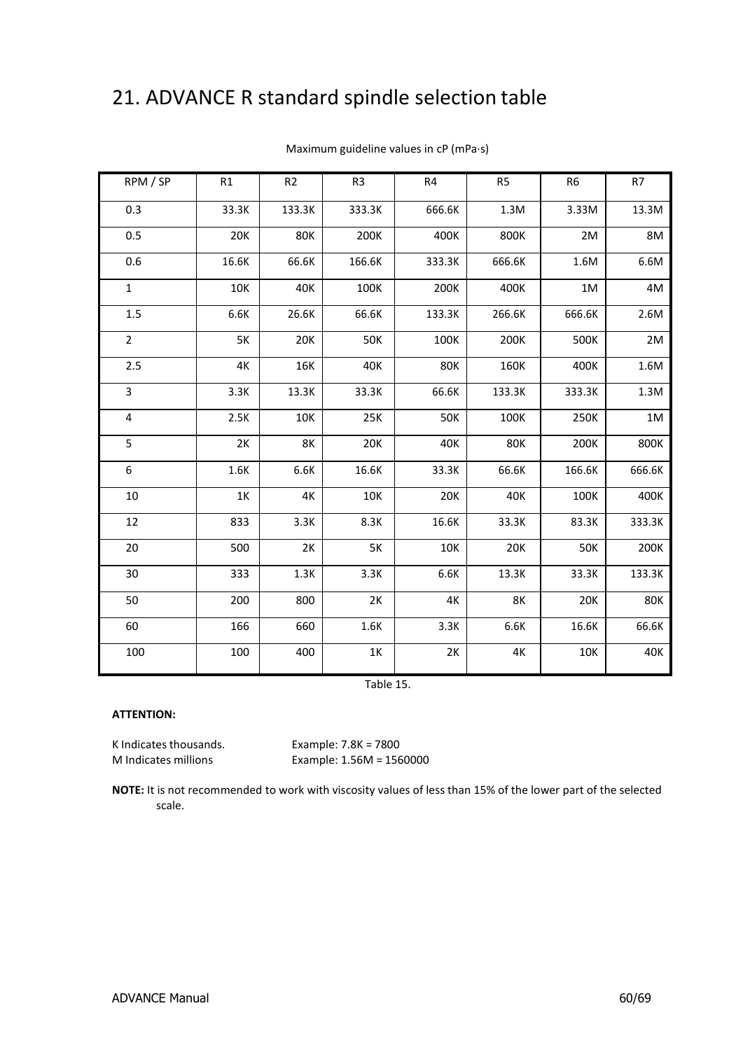# 21. ADVANCE R standard spindle selection table

Maximum guideline values in cP (mPa·s)

| RPM / SP | R1 | R2 | R3 | R4 | R5 | R6 | R7 |
|---|---|---|---|---|---|---|---|
| 0.3 | 33.3K | 133.3K | 333.3K | 666.6K | 1.3M | 3.33M | 13.3M |
| 0.5 | 20K | 80K | 200K | 400K | 800K | 2M | 8M |
| 0.6 | 16.6K | 66.6K | 166.6K | 333.3K | 666.6K | 1.6M | 6.6M |
| 1 | 10K | 40K | 100K | 200K | 400K | 1M | 4M |
| 1.5 | 6.6K | 26.6K | 66.6K | 133.3K | 266.6K | 666.6K | 2.6M |
| 2 | 5K | 20K | 50K | 100K | 200K | 500K | 2M |
| 2.5 | 4K | 16K | 40K | 80K | 160K | 400K | 1.6M |
| 3 | 3.3K | 13.3K | 33.3K | 66.6K | 133.3K | 333.3K | 1.3M |
| 4 | 2.5K | 10K | 25K | 50K | 100K | 250K | 1M |
| 5 | 2K | 8K | 20K | 40K | 80K | 200K | 800K |
| 6 | 1.6K | 6.6K | 16.6K | 33.3K | 66.6K | 166.6K | 666.6K |
| 10 | 1K | 4K | 10K | 20K | 40K | 100K | 400K |
| 12 | 833 | 3.3K | 8.3K | 16.6K | 33.3K | 83.3K | 333.3K |
| 20 | 500 | 2K | 5K | 10K | 20K | 50K | 200K |
| 30 | 333 | 1.3K | 3.3K | 6.6K | 13.3K | 33.3K | 133.3K |
| 50 | 200 | 800 | 2K | 4K | 8K | 20K | 80K |
| 60 | 166 | 660 | 1.6K | 3.3K | 6.6K | 16.6K | 66.6K |
| 100 | 100 | 400 | 1K | 2K | 4K | 10K | 40K |

Table 15.

**ATTENTION:**

K Indicates thousands. Example: 7.8K = 7800
M Indicates millions Example: 1.56M = 1560000

**NOTE:** It is not recommended to work with viscosity values of less than 15% of the lower part of the selected scale.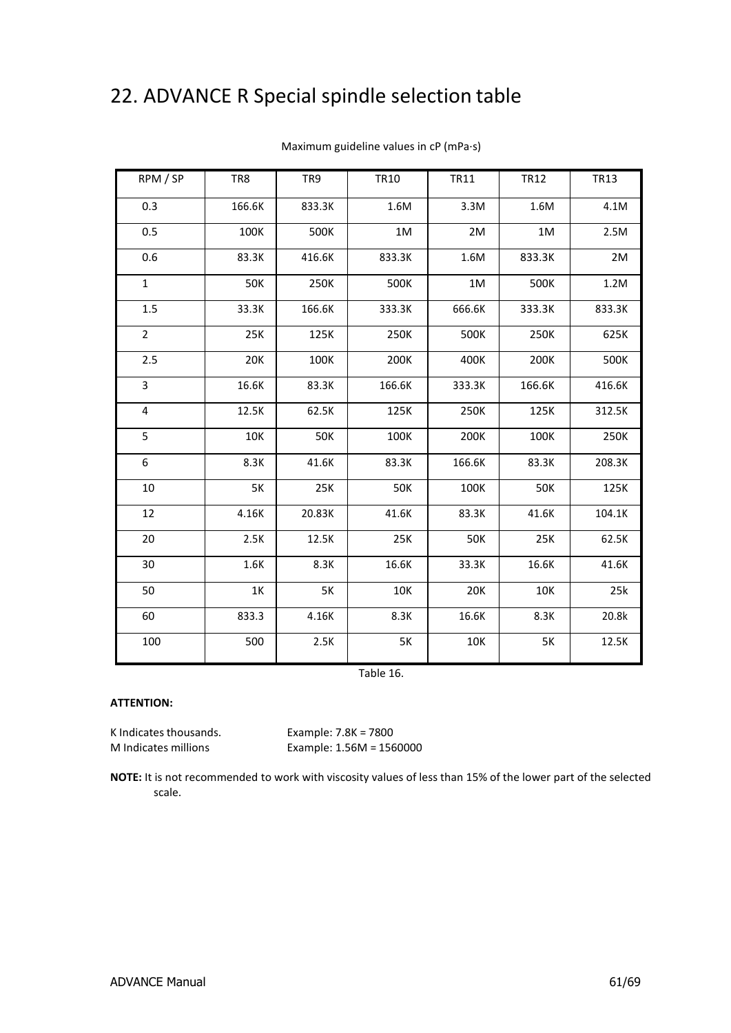# 22. ADVANCE R Special spindle selection table

Maximum guideline values in cP (mPa·s)

| RPM / SP | TR8 | TR9 | TR10 | TR11 | TR12 | TR13 |
|---|---|---|---|---|---|---|
| 0.3 | 166.6K | 833.3K | 1.6M | 3.3M | 1.6M | 4.1M |
| 0.5 | 100K | 500K | 1M | 2M | 1M | 2.5M |
| 0.6 | 83.3K | 416.6K | 833.3K | 1.6M | 833.3K | 2M |
| 1 | 50K | 250K | 500K | 1M | 500K | 1.2M |
| 1.5 | 33.3K | 166.6K | 333.3K | 666.6K | 333.3K | 833.3K |
| 2 | 25K | 125K | 250K | 500K | 250K | 625K |
| 2.5 | 20K | 100K | 200K | 400K | 200K | 500K |
| 3 | 16.6K | 83.3K | 166.6K | 333.3K | 166.6K | 416.6K |
| 4 | 12.5K | 62.5K | 125K | 250K | 125K | 312.5K |
| 5 | 10K | 50K | 100K | 200K | 100K | 250K |
| 6 | 8.3K | 41.6K | 83.3K | 166.6K | 83.3K | 208.3K |
| 10 | 5K | 25K | 50K | 100K | 50K | 125K |
| 12 | 4.16K | 20.83K | 41.6K | 83.3K | 41.6K | 104.1K |
| 20 | 2.5K | 12.5K | 25K | 50K | 25K | 62.5K |
| 30 | 1.6K | 8.3K | 16.6K | 33.3K | 16.6K | 41.6K |
| 50 | 1K | 5K | 10K | 20K | 10K | 25k |
| 60 | 833.3 | 4.16K | 8.3K | 16.6K | 8.3K | 20.8k |
| 100 | 500 | 2.5K | 5K | 10K | 5K | 12.5K |

Table 16.

**ATTENTION:**

K Indicates thousands. Example: 7.8K = 7800
M Indicates millions Example: 1.56M = 1560000

**NOTE:** It is not recommended to work with viscosity values of less than 15% of the lower part of the selected scale.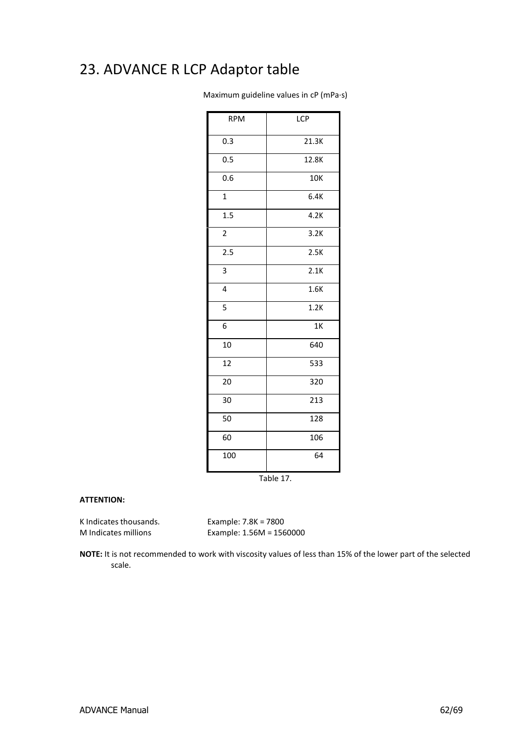# 23. ADVANCE R LCP Adaptor table

Maximum guideline values in cP (mPa·s)

| RPM | LCP |
|---|---|
| 0.3 | 21.3K |
| 0.5 | 12.8K |
| 0.6 | 10K |
| 1 | 6.4K |
| 1.5 | 4.2K |
| 2 | 3.2K |
| 2.5 | 2.5K |
| 3 | 2.1K |
| 4 | 1.6K |
| 5 | 1.2K |
| 6 | 1K |
| 10 | 640 |
| 12 | 533 |
| 20 | 320 |
| 30 | 213 |
| 50 | 128 |
| 60 | 106 |
| 100 | 64 |

Table 17.

**ATTENTION:**

K Indicates thousands. Example: 7.8K = 7800
M Indicates millions Example: 1.56M = 1560000

**NOTE:** It is not recommended to work with viscosity values of less than 15% of the lower part of the selected scale.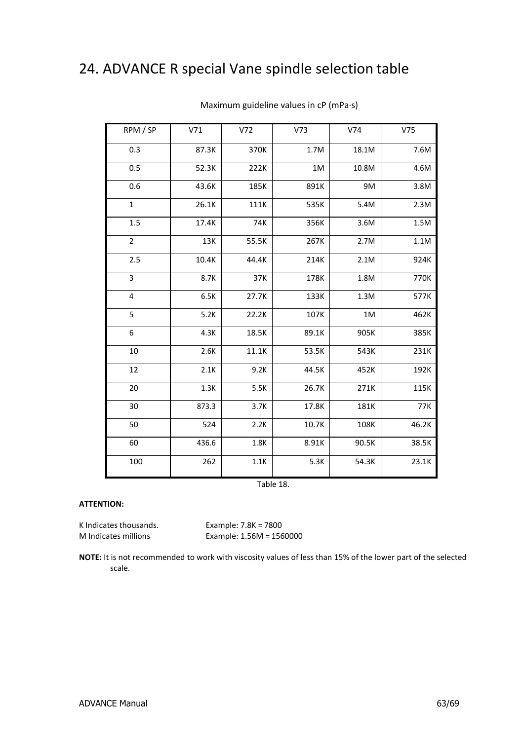# 24. ADVANCE R special Vane spindle selection table

Maximum guideline values in cP (mPa·s)

| RPM / SP | V71 | V72 | V73 | V74 | V75 |
|---|---|---|---|---|---|
| 0.3 | 87.3K | 370K | 1.7M | 18.1M | 7.6M |
| 0.5 | 52.3K | 222K | 1M | 10.8M | 4.6M |
| 0.6 | 43.6K | 185K | 891K | 9M | 3.8M |
| 1 | 26.1K | 111K | 535K | 5.4M | 2.3M |
| 1.5 | 17.4K | 74K | 356K | 3.6M | 1.5M |
| 2 | 13K | 55.5K | 267K | 2.7M | 1.1M |
| 2.5 | 10.4K | 44.4K | 214K | 2.1M | 924K |
| 3 | 8.7K | 37K | 178K | 1.8M | 770K |
| 4 | 6.5K | 27.7K | 133K | 1.3M | 577K |
| 5 | 5.2K | 22.2K | 107K | 1M | 462K |
| 6 | 4.3K | 18.5K | 89.1K | 905K | 385K |
| 10 | 2.6K | 11.1K | 53.5K | 543K | 231K |
| 12 | 2.1K | 9.2K | 44.5K | 452K | 192K |
| 20 | 1.3K | 5.5K | 26.7K | 271K | 115K |
| 30 | 873.3 | 3.7K | 17.8K | 181K | 77K |
| 50 | 524 | 2.2K | 10.7K | 108K | 46.2K |
| 60 | 436.6 | 1.8K | 8.91K | 90.5K | 38.5K |
| 100 | 262 | 1.1K | 5.3K | 54.3K | 23.1K |

Table 18.

**ATTENTION:**

K Indicates thousands. Example: 7.8K = 7800
M Indicates millions Example: 1.56M = 1560000

**NOTE:** It is not recommended to work with viscosity values of less than 15% of the lower part of the selected scale.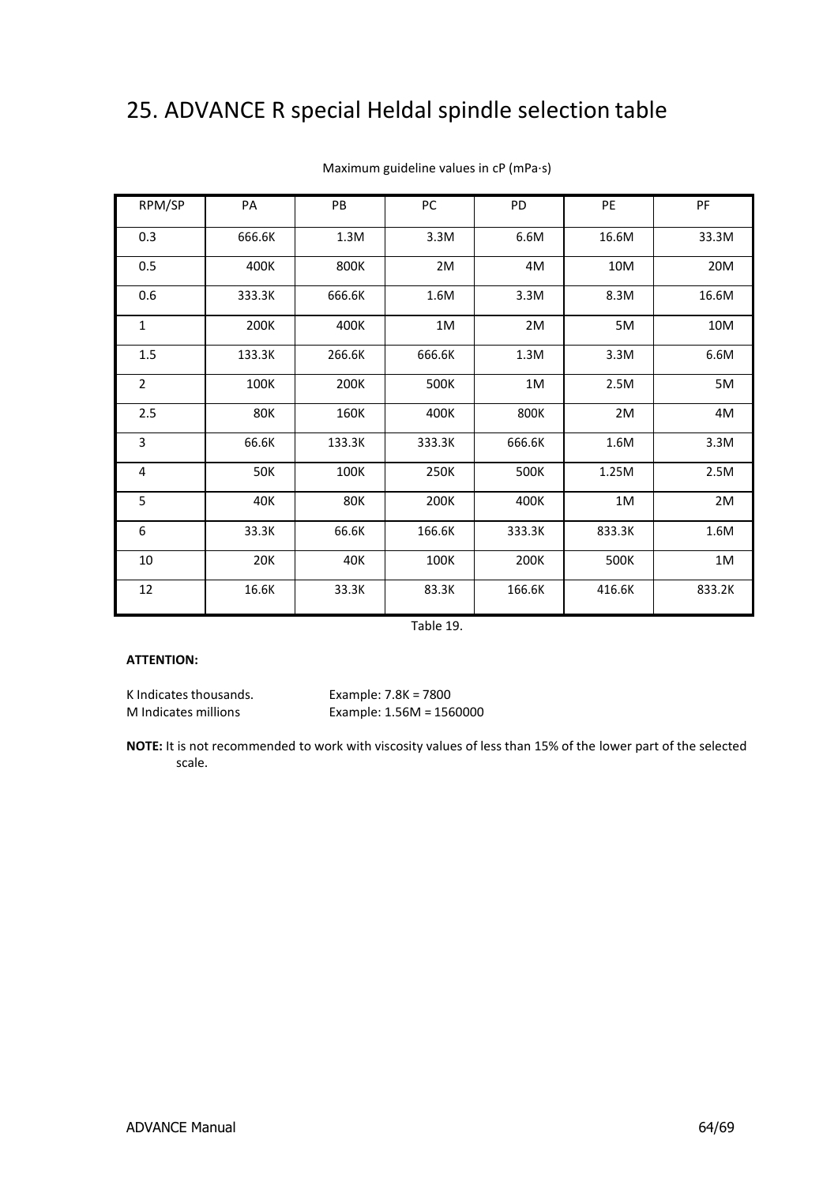# 25. ADVANCE R special Heldal spindle selection table

Maximum guideline values in cP (mPa·s)

| RPM/SP | PA | PB | PC | PD | PE | PF |
|---|---|---|---|---|---|---|
| 0.3 | 666.6K | 1.3M | 3.3M | 6.6M | 16.6M | 33.3M |
| 0.5 | 400K | 800K | 2M | 4M | 10M | 20M |
| 0.6 | 333.3K | 666.6K | 1.6M | 3.3M | 8.3M | 16.6M |
| 1 | 200K | 400K | 1M | 2M | 5M | 10M |
| 1.5 | 133.3K | 266.6K | 666.6K | 1.3M | 3.3M | 6.6M |
| 2 | 100K | 200K | 500K | 1M | 2.5M | 5M |
| 2.5 | 80K | 160K | 400K | 800K | 2M | 4M |
| 3 | 66.6K | 133.3K | 333.3K | 666.6K | 1.6M | 3.3M |
| 4 | 50K | 100K | 250K | 500K | 1.25M | 2.5M |
| 5 | 40K | 80K | 200K | 400K | 1M | 2M |
| 6 | 33.3K | 66.6K | 166.6K | 333.3K | 833.3K | 1.6M |
| 10 | 20K | 40K | 100K | 200K | 500K | 1M |
| 12 | 16.6K | 33.3K | 83.3K | 166.6K | 416.6K | 833.2K |

Table 19.

**ATTENTION:**

K Indicates thousands. Example: 7.8K = 7800
M Indicates millions Example: 1.56M = 1560000

**NOTE:** It is not recommended to work with viscosity values of less than 15% of the lower part of the selected scale.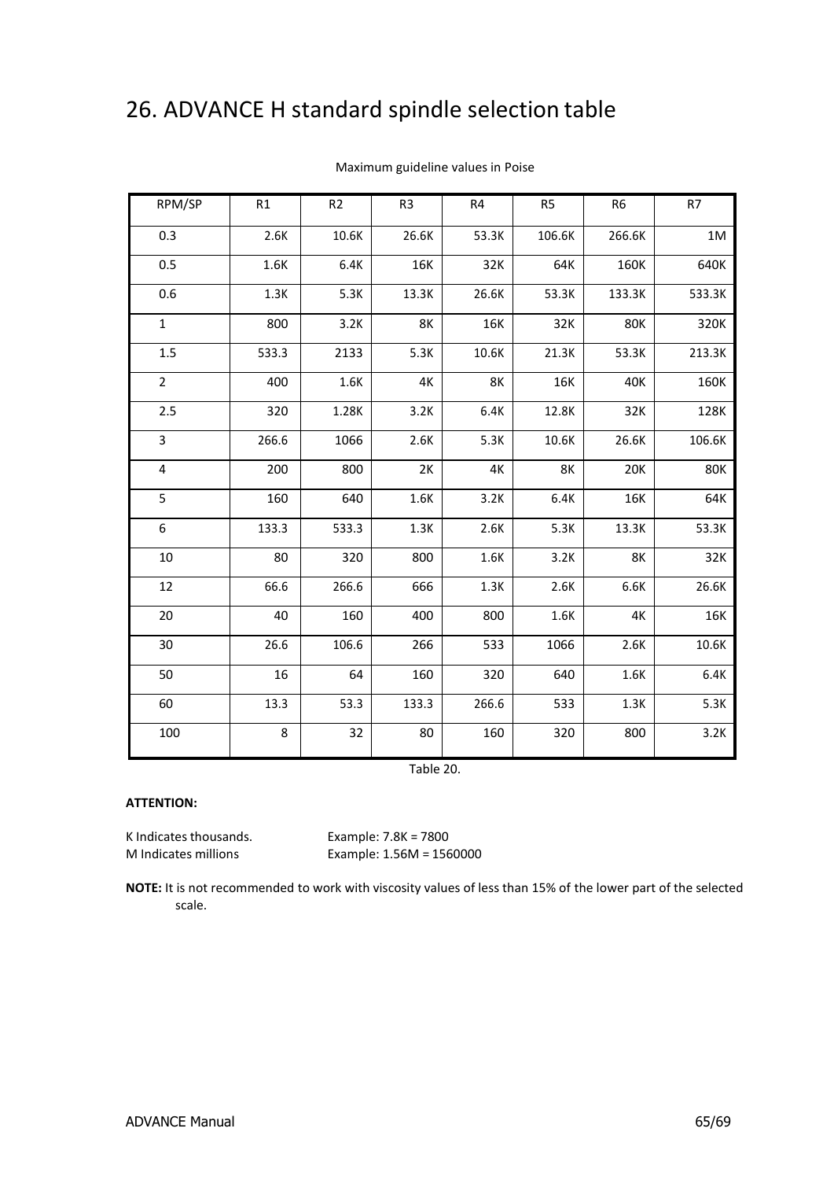# 26. ADVANCE H standard spindle selection table

Maximum guideline values in Poise

| RPM/SP | R1 | R2 | R3 | R4 | R5 | R6 | R7 |
|---|---|---|---|---|---|---|---|
| 0.3 | 2.6K | 10.6K | 26.6K | 53.3K | 106.6K | 266.6K | 1M |
| 0.5 | 1.6K | 6.4K | 16K | 32K | 64K | 160K | 640K |
| 0.6 | 1.3K | 5.3K | 13.3K | 26.6K | 53.3K | 133.3K | 533.3K |
| 1 | 800 | 3.2K | 8K | 16K | 32K | 80K | 320K |
| 1.5 | 533.3 | 2133 | 5.3K | 10.6K | 21.3K | 53.3K | 213.3K |
| 2 | 400 | 1.6K | 4K | 8K | 16K | 40K | 160K |
| 2.5 | 320 | 1.28K | 3.2K | 6.4K | 12.8K | 32K | 128K |
| 3 | 266.6 | 1066 | 2.6K | 5.3K | 10.6K | 26.6K | 106.6K |
| 4 | 200 | 800 | 2K | 4K | 8K | 20K | 80K |
| 5 | 160 | 640 | 1.6K | 3.2K | 6.4K | 16K | 64K |
| 6 | 133.3 | 533.3 | 1.3K | 2.6K | 5.3K | 13.3K | 53.3K |
| 10 | 80 | 320 | 800 | 1.6K | 3.2K | 8K | 32K |
| 12 | 66.6 | 266.6 | 666 | 1.3K | 2.6K | 6.6K | 26.6K |
| 20 | 40 | 160 | 400 | 800 | 1.6K | 4K | 16K |
| 30 | 26.6 | 106.6 | 266 | 533 | 1066 | 2.6K | 10.6K |
| 50 | 16 | 64 | 160 | 320 | 640 | 1.6K | 6.4K |
| 60 | 13.3 | 53.3 | 133.3 | 266.6 | 533 | 1.3K | 5.3K |
| 100 | 8 | 32 | 80 | 160 | 320 | 800 | 3.2K |

Table 20.

**ATTENTION:**

K Indicates thousands. Example: 7.8K = 7800

M Indicates millions Example: 1.56M = 1560000

**NOTE:** It is not recommended to work with viscosity values of less than 15% of the lower part of the selected scale.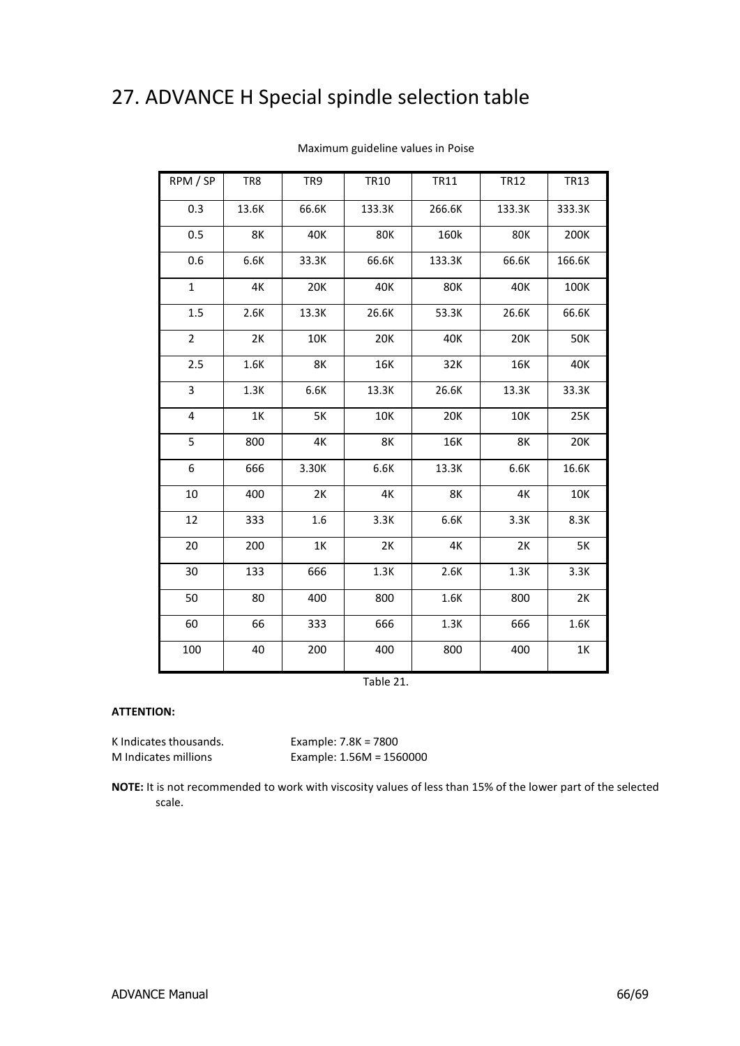# 27. ADVANCE H Special spindle selection table

Maximum guideline values in Poise

| RPM / SP | TR8 | TR9 | TR10 | TR11 | TR12 | TR13 |
|---|---|---|---|---|---|---|
| 0.3 | 13.6K | 66.6K | 133.3K | 266.6K | 133.3K | 333.3K |
| 0.5 | 8K | 40K | 80K | 160k | 80K | 200K |
| 0.6 | 6.6K | 33.3K | 66.6K | 133.3K | 66.6K | 166.6K |
| 1 | 4K | 20K | 40K | 80K | 40K | 100K |
| 1.5 | 2.6K | 13.3K | 26.6K | 53.3K | 26.6K | 66.6K |
| 2 | 2K | 10K | 20K | 40K | 20K | 50K |
| 2.5 | 1.6K | 8K | 16K | 32K | 16K | 40K |
| 3 | 1.3K | 6.6K | 13.3K | 26.6K | 13.3K | 33.3K |
| 4 | 1K | 5K | 10K | 20K | 10K | 25K |
| 5 | 800 | 4K | 8K | 16K | 8K | 20K |
| 6 | 666 | 3.30K | 6.6K | 13.3K | 6.6K | 16.6K |
| 10 | 400 | 2K | 4K | 8K | 4K | 10K |
| 12 | 333 | 1.6 | 3.3K | 6.6K | 3.3K | 8.3K |
| 20 | 200 | 1K | 2K | 4K | 2K | 5K |
| 30 | 133 | 666 | 1.3K | 2.6K | 1.3K | 3.3K |
| 50 | 80 | 400 | 800 | 1.6K | 800 | 2K |
| 60 | 66 | 333 | 666 | 1.3K | 666 | 1.6K |
| 100 | 40 | 200 | 400 | 800 | 400 | 1K |

Table 21.

**ATTENTION:**

K Indicates thousands. Example: 7.8K = 7800
M Indicates millions Example: 1.56M = 1560000

**NOTE:** It is not recommended to work with viscosity values of less than 15% of the lower part of the selected scale.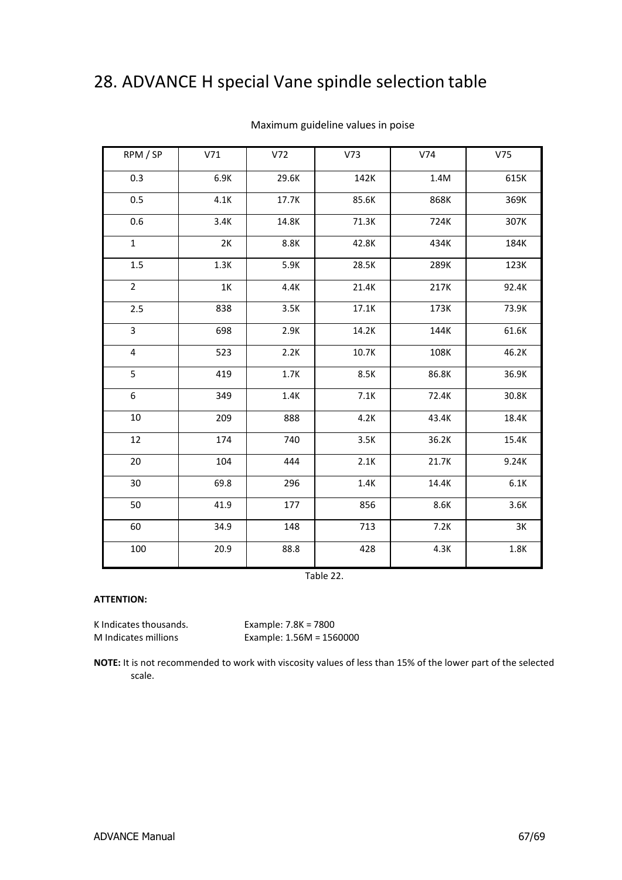# 28. ADVANCE H special Vane spindle selection table

Maximum guideline values in poise

| RPM / SP | V71 | V72 | V73 | V74 | V75 |
|---|---|---|---|---|---|
| 0.3 | 6.9K | 29.6K | 142K | 1.4M | 615K |
| 0.5 | 4.1K | 17.7K | 85.6K | 868K | 369K |
| 0.6 | 3.4K | 14.8K | 71.3K | 724K | 307K |
| 1 | 2K | 8.8K | 42.8K | 434K | 184K |
| 1.5 | 1.3K | 5.9K | 28.5K | 289K | 123K |
| 2 | 1K | 4.4K | 21.4K | 217K | 92.4K |
| 2.5 | 838 | 3.5K | 17.1K | 173K | 73.9K |
| 3 | 698 | 2.9K | 14.2K | 144K | 61.6K |
| 4 | 523 | 2.2K | 10.7K | 108K | 46.2K |
| 5 | 419 | 1.7K | 8.5K | 86.8K | 36.9K |
| 6 | 349 | 1.4K | 7.1K | 72.4K | 30.8K |
| 10 | 209 | 888 | 4.2K | 43.4K | 18.4K |
| 12 | 174 | 740 | 3.5K | 36.2K | 15.4K |
| 20 | 104 | 444 | 2.1K | 21.7K | 9.24K |
| 30 | 69.8 | 296 | 1.4K | 14.4K | 6.1K |
| 50 | 41.9 | 177 | 856 | 8.6K | 3.6K |
| 60 | 34.9 | 148 | 713 | 7.2K | 3K |
| 100 | 20.9 | 88.8 | 428 | 4.3K | 1.8K |

Table 22.

**ATTENTION:**

K Indicates thousands. Example: 7.8K = 7800
M Indicates millions Example: 1.56M = 1560000

**NOTE:** It is not recommended to work with viscosity values of less than 15% of the lower part of the selected scale.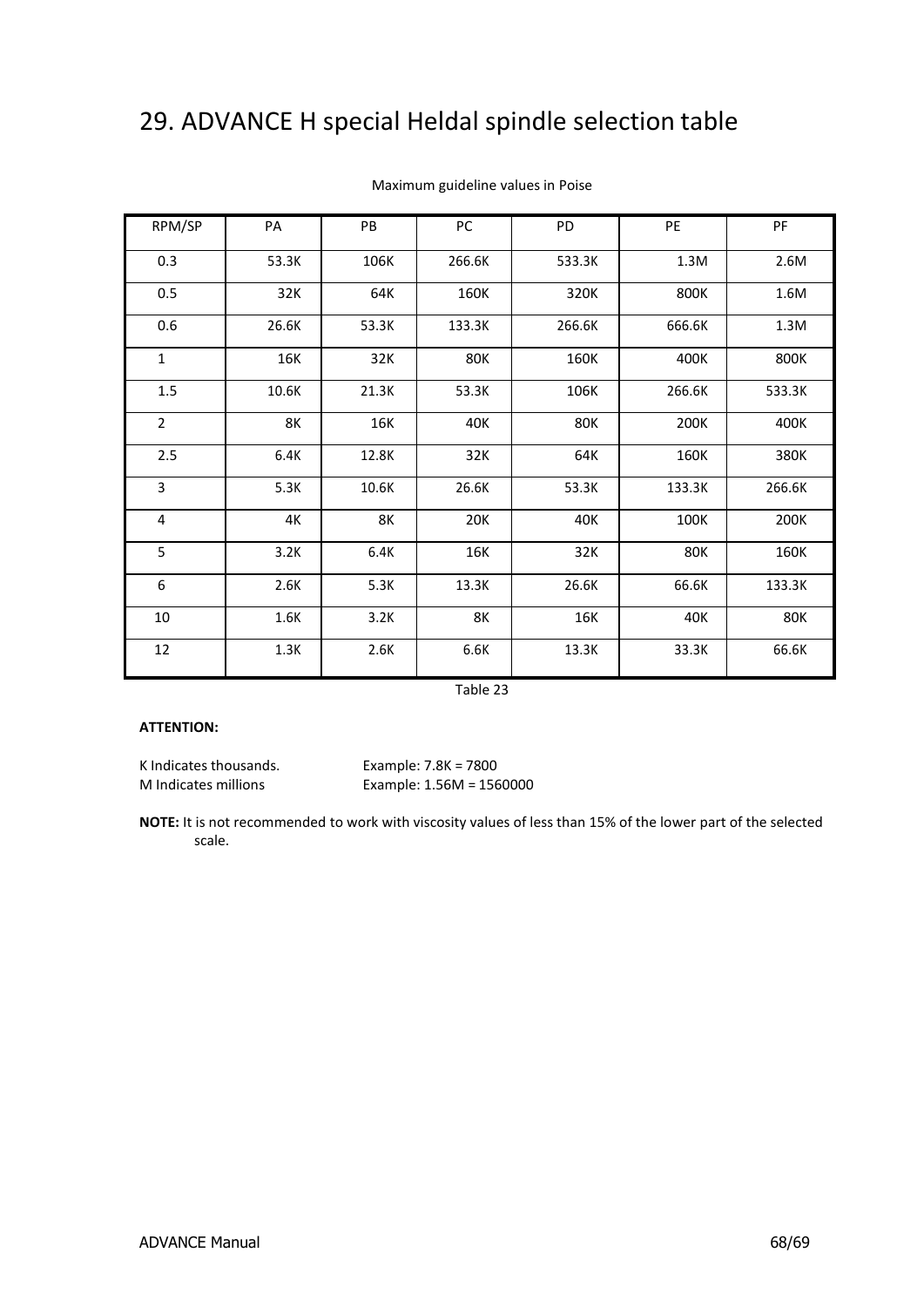# 29. ADVANCE H special Heldal spindle selection table

Maximum guideline values in Poise

| RPM/SP | PA | PB | PC | PD | PE | PF |
|---|---|---|---|---|---|---|
| 0.3 | 53.3K | 106K | 266.6K | 533.3K | 1.3M | 2.6M |
| 0.5 | 32K | 64K | 160K | 320K | 800K | 1.6M |
| 0.6 | 26.6K | 53.3K | 133.3K | 266.6K | 666.6K | 1.3M |
| 1 | 16K | 32K | 80K | 160K | 400K | 800K |
| 1.5 | 10.6K | 21.3K | 53.3K | 106K | 266.6K | 533.3K |
| 2 | 8K | 16K | 40K | 80K | 200K | 400K |
| 2.5 | 6.4K | 12.8K | 32K | 64K | 160K | 380K |
| 3 | 5.3K | 10.6K | 26.6K | 53.3K | 133.3K | 266.6K |
| 4 | 4K | 8K | 20K | 40K | 100K | 200K |
| 5 | 3.2K | 6.4K | 16K | 32K | 80K | 160K |
| 6 | 2.6K | 5.3K | 13.3K | 26.6K | 66.6K | 133.3K |
| 10 | 1.6K | 3.2K | 8K | 16K | 40K | 80K |
| 12 | 1.3K | 2.6K | 6.6K | 13.3K | 33.3K | 66.6K |

Table 23

**ATTENTION:**

K Indicates thousands. Example: 7.8K = 7800
M Indicates millions Example: 1.56M = 1560000

**NOTE:** It is not recommended to work with viscosity values of less than 15% of the lower part of the selected scale.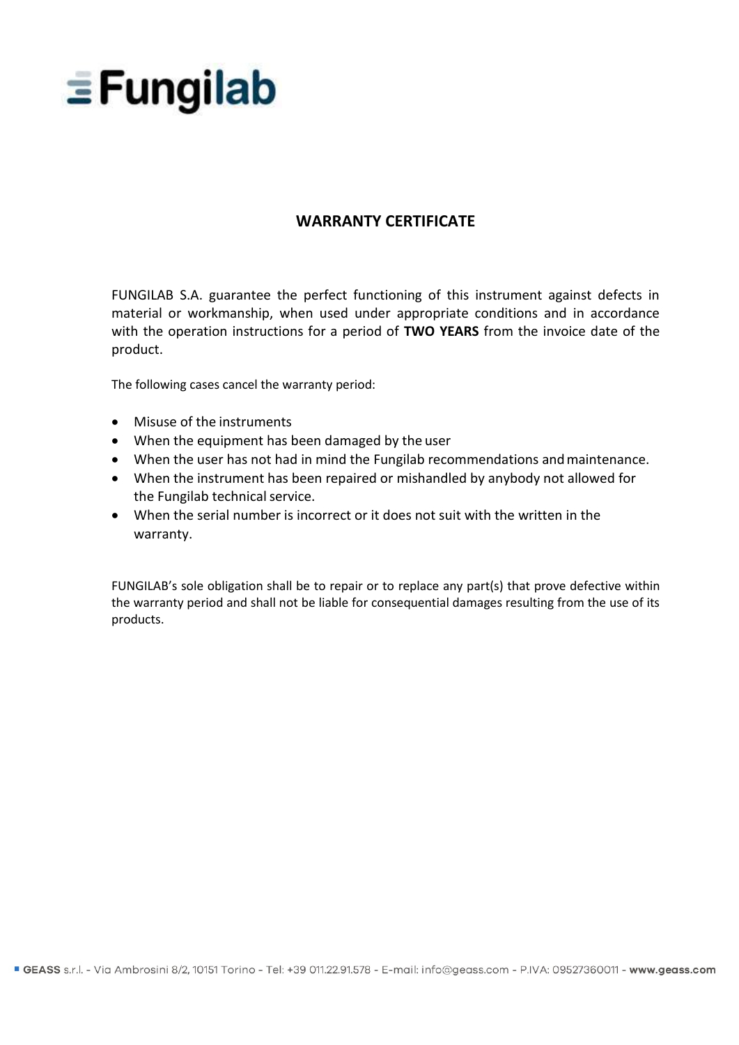# WARRANTY CERTIFICATE

FUNGILAB S.A. guarantee the perfect functioning of this instrument against defects in material or workmanship, when used under appropriate conditions and in accordance with the operation instructions for a period of **TWO YEARS** from the invoice date of the product.

The following cases cancel the warranty period:

- Misuse of the instruments
- When the equipment has been damaged by the user
- When the user has not had in mind the Fungilab recommendations and maintenance.
- When the instrument has been repaired or mishandled by anybody not allowed for the Fungilab technical service.
- When the serial number is incorrect or it does not suit with the written in the warranty.

FUNGILAB's sole obligation shall be to repair or to replace any part(s) that prove defective within the warranty period and shall not be liable for consequential damages resulting from the use of its products.